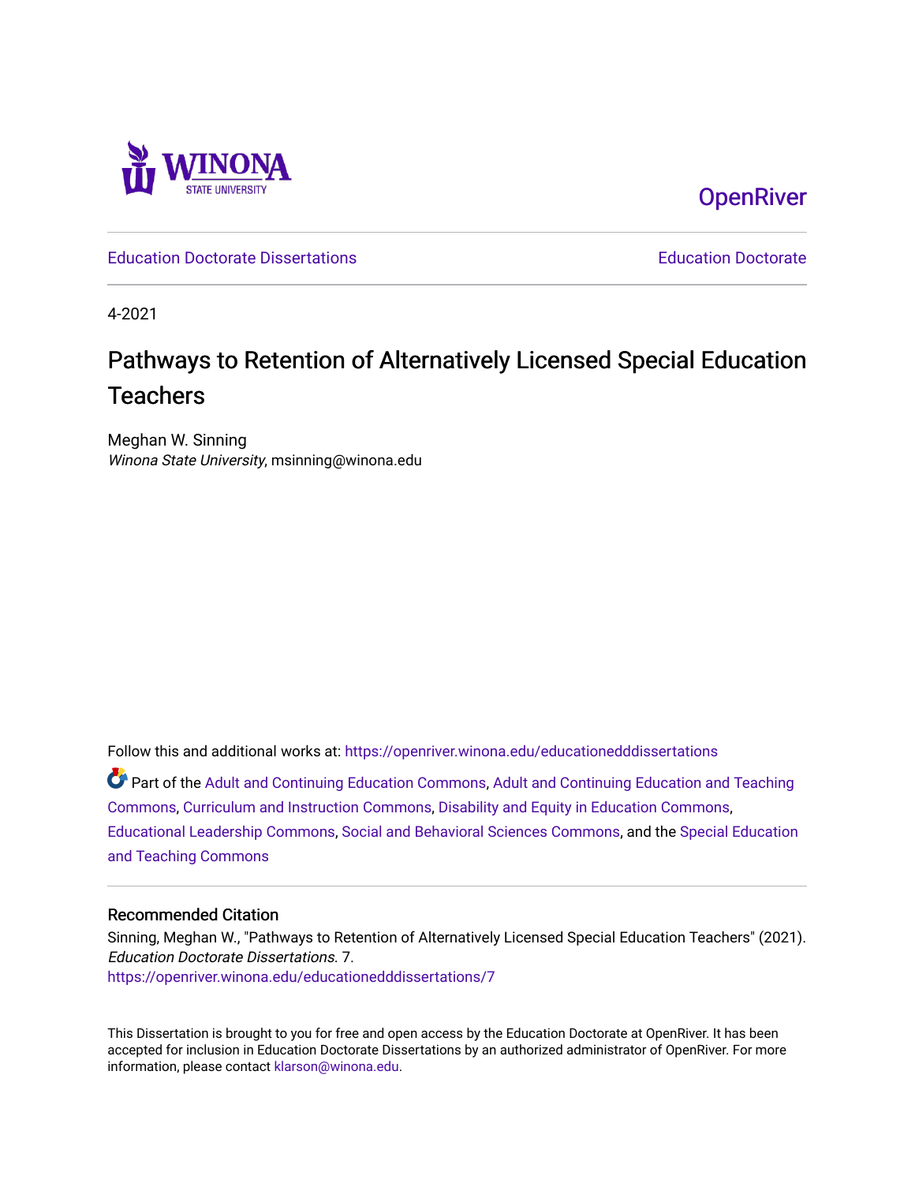Winona State University

OpenRiver

Education Doctorate Dissertations | Education Doctorate

4-2021

# Pathways to Retention of Alternatively Licensed Special Education Teachers

Meghan W. Sinning
*Winona State University*, msinning@winona.edu

Follow this and additional works at: https://openriver.winona.edu/educationeddissertations

Part of the Adult and Continuing Education Commons, Adult and Continuing Education and Teaching Commons, Curriculum and Instruction Commons, Disability and Equity in Education Commons, Educational Leadership Commons, Social and Behavioral Sciences Commons, and the Special Education and Teaching Commons

## Recommended Citation

Sinning, Meghan W., "Pathways to Retention of Alternatively Licensed Special Education Teachers" (2021). *Education Doctorate Dissertations*. 7.
https://openriver.winona.edu/educationeddissertations/7

This Dissertation is brought to you for free and open access by the Education Doctorate at OpenRiver. It has been accepted for inclusion in Education Doctorate Dissertations by an authorized administrator of OpenRiver. For more information, please contact klarson@winona.edu.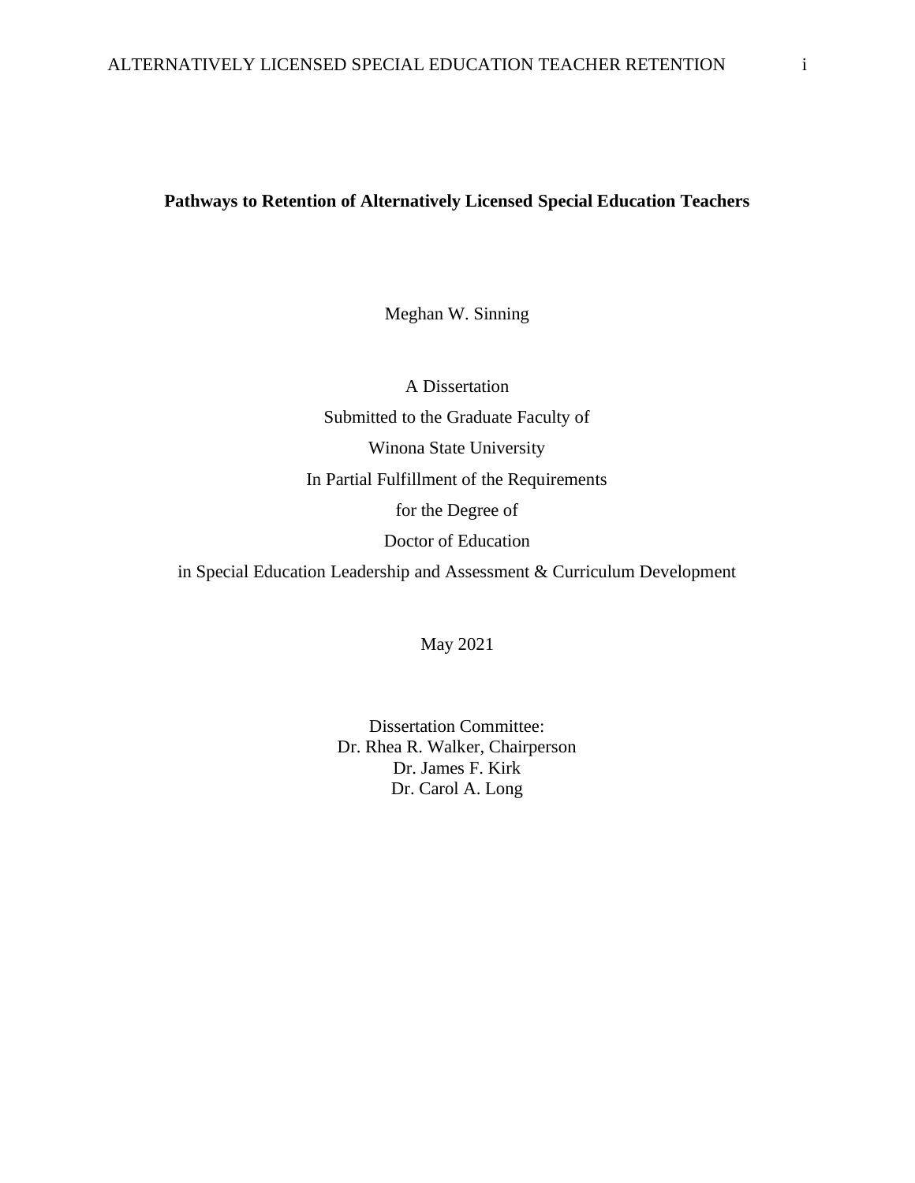**Pathways to Retention of Alternatively Licensed Special Education Teachers**

Meghan W. Sinning

A Dissertation

Submitted to the Graduate Faculty of

Winona State University

In Partial Fulfillment of the Requirements

for the Degree of

Doctor of Education

in Special Education Leadership and Assessment & Curriculum Development

May 2021

Dissertation Committee:
Dr. Rhea R. Walker, Chairperson
Dr. James F. Kirk
Dr. Carol A. Long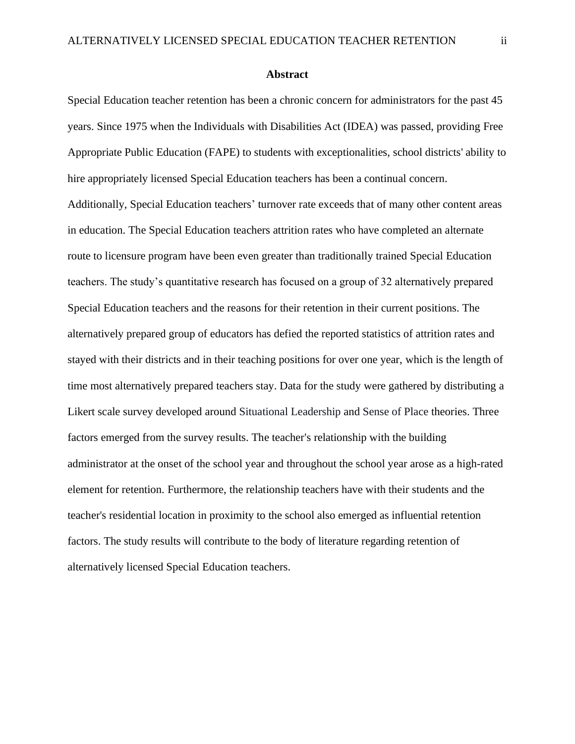## Abstract

Special Education teacher retention has been a chronic concern for administrators for the past 45 years. Since 1975 when the Individuals with Disabilities Act (IDEA) was passed, providing Free Appropriate Public Education (FAPE) to students with exceptionalities, school districts' ability to hire appropriately licensed Special Education teachers has been a continual concern. Additionally, Special Education teachers' turnover rate exceeds that of many other content areas in education. The Special Education teachers attrition rates who have completed an alternate route to licensure program have been even greater than traditionally trained Special Education teachers. The study's quantitative research has focused on a group of 32 alternatively prepared Special Education teachers and the reasons for their retention in their current positions. The alternatively prepared group of educators has defied the reported statistics of attrition rates and stayed with their districts and in their teaching positions for over one year, which is the length of time most alternatively prepared teachers stay. Data for the study were gathered by distributing a Likert scale survey developed around Situational Leadership and Sense of Place theories. Three factors emerged from the survey results. The teacher's relationship with the building administrator at the onset of the school year and throughout the school year arose as a high-rated element for retention. Furthermore, the relationship teachers have with their students and the teacher's residential location in proximity to the school also emerged as influential retention factors. The study results will contribute to the body of literature regarding retention of alternatively licensed Special Education teachers.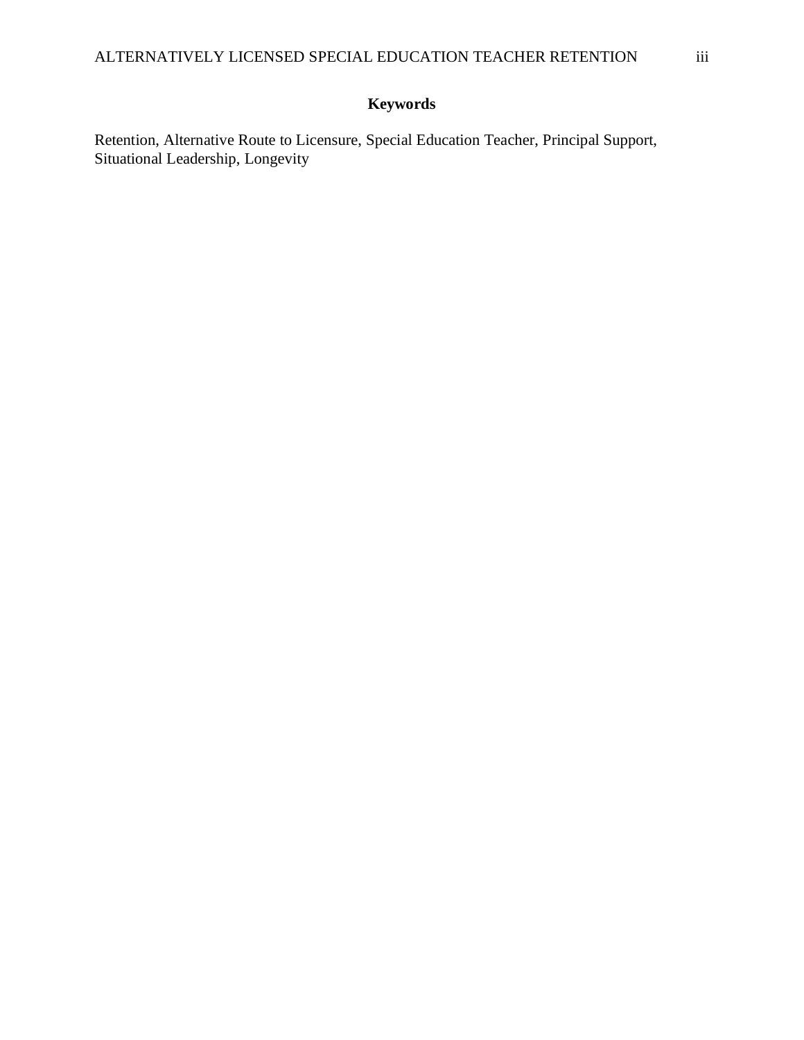## Keywords

Retention, Alternative Route to Licensure, Special Education Teacher, Principal Support, Situational Leadership, Longevity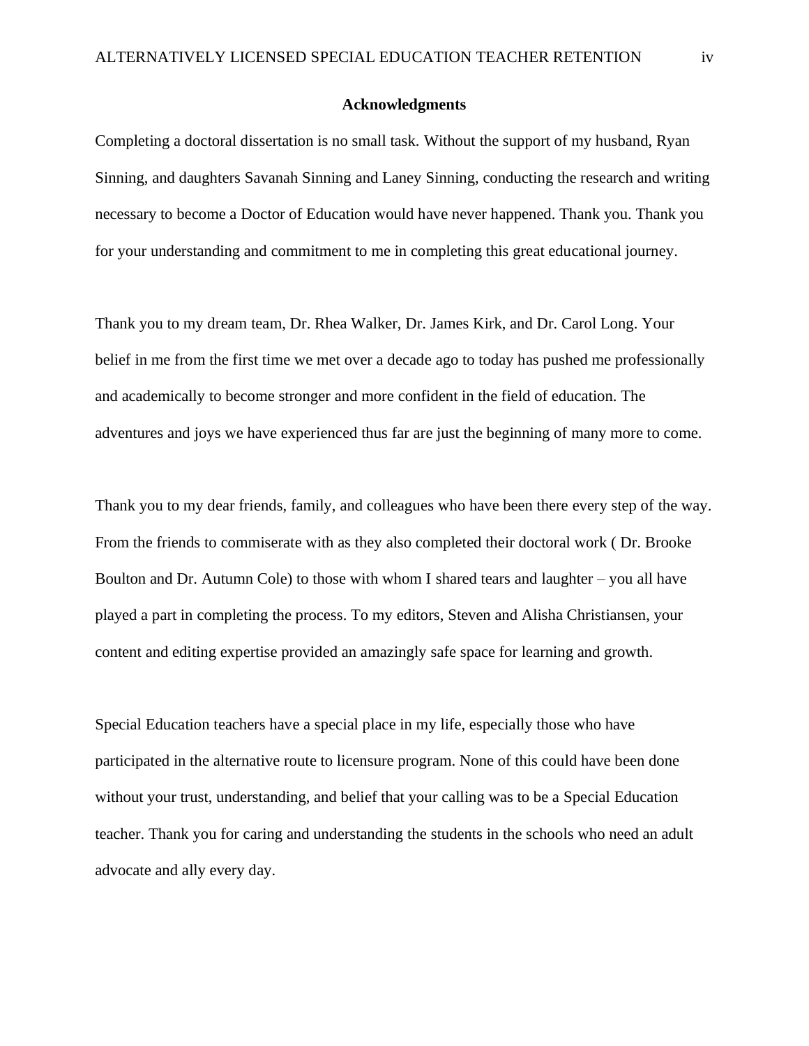## Acknowledgments

Completing a doctoral dissertation is no small task. Without the support of my husband, Ryan Sinning, and daughters Savanah Sinning and Laney Sinning, conducting the research and writing necessary to become a Doctor of Education would have never happened. Thank you. Thank you for your understanding and commitment to me in completing this great educational journey.

Thank you to my dream team, Dr. Rhea Walker, Dr. James Kirk, and Dr. Carol Long. Your belief in me from the first time we met over a decade ago to today has pushed me professionally and academically to become stronger and more confident in the field of education. The adventures and joys we have experienced thus far are just the beginning of many more to come.

Thank you to my dear friends, family, and colleagues who have been there every step of the way. From the friends to commiserate with as they also completed their doctoral work ( Dr. Brooke Boulton and Dr. Autumn Cole) to those with whom I shared tears and laughter – you all have played a part in completing the process. To my editors, Steven and Alisha Christiansen, your content and editing expertise provided an amazingly safe space for learning and growth.

Special Education teachers have a special place in my life, especially those who have participated in the alternative route to licensure program. None of this could have been done without your trust, understanding, and belief that your calling was to be a Special Education teacher. Thank you for caring and understanding the students in the schools who need an adult advocate and ally every day.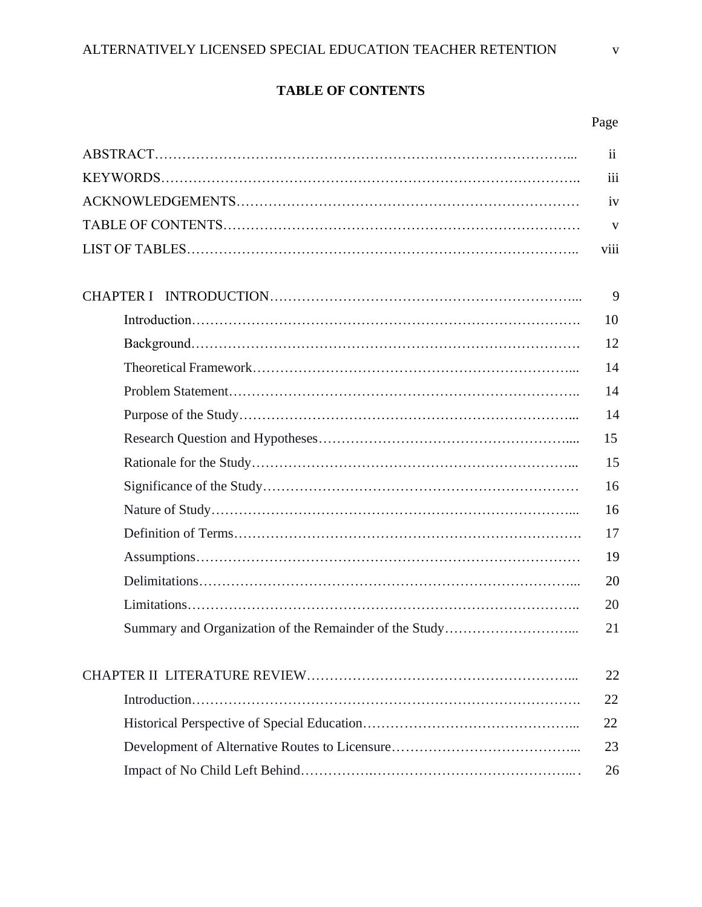# TABLE OF CONTENTS

| | Page |
|---|---|
| ABSTRACT | ii |
| KEYWORDS | iii |
| ACKNOWLEDGEMENTS | iv |
| TABLE OF CONTENTS | v |
| LIST OF TABLES | viii |
| | |
| CHAPTER I INTRODUCTION | 9 |
| Introduction | 10 |
| Background | 12 |
| Theoretical Framework | 14 |
| Problem Statement | 14 |
| Purpose of the Study | 14 |
| Research Question and Hypotheses | 15 |
| Rationale for the Study | 15 |
| Significance of the Study | 16 |
| Nature of Study | 16 |
| Definition of Terms | 17 |
| Assumptions | 19 |
| Delimitations | 20 |
| Limitations | 20 |
| Summary and Organization of the Remainder of the Study | 21 |
| | |
| CHAPTER II LITERATURE REVIEW | 22 |
| Introduction | 22 |
| Historical Perspective of Special Education | 22 |
| Development of Alternative Routes to Licensure | 23 |
| Impact of No Child Left Behind | 26 |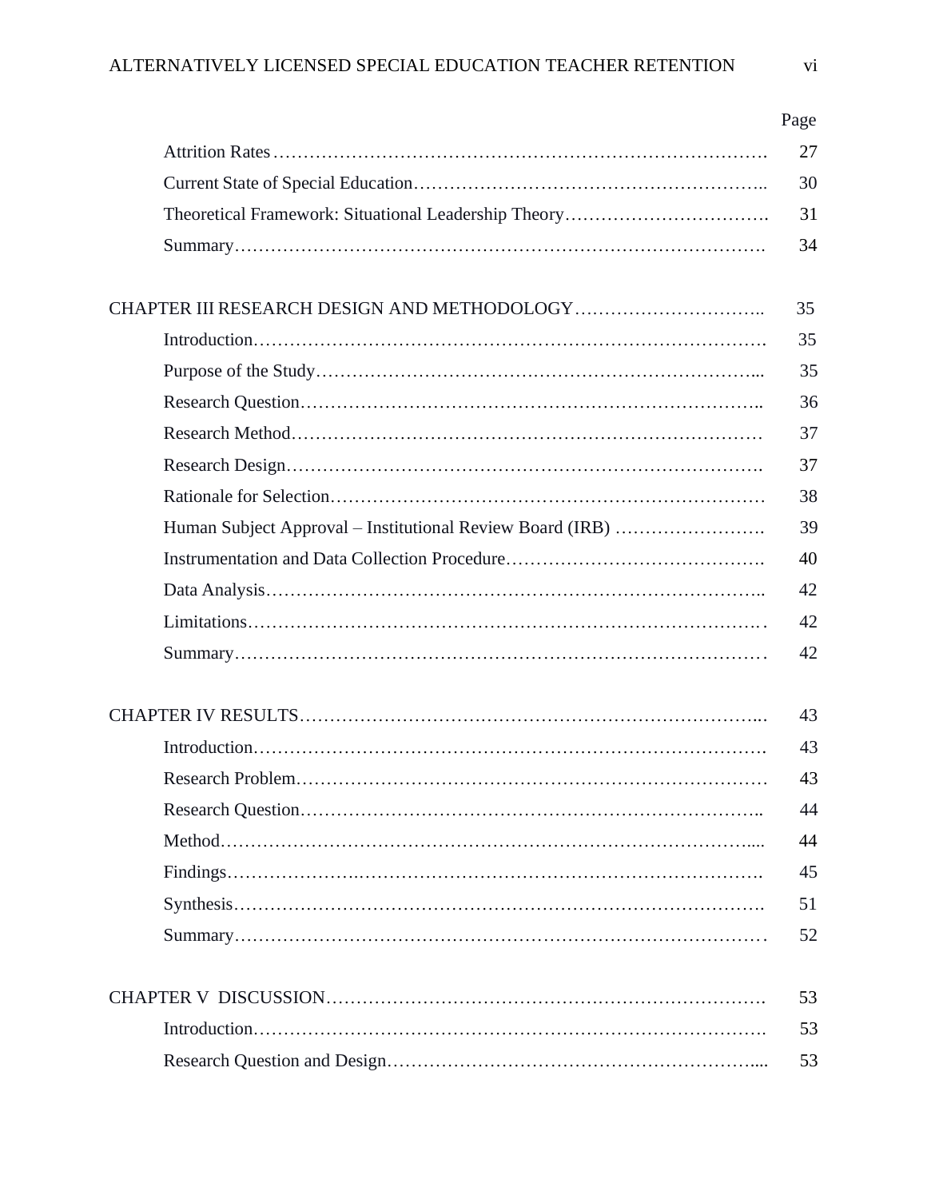| | Page |
|---|---|
| Attrition Rates | 27 |
| Current State of Special Education | 30 |
| Theoretical Framework: Situational Leadership Theory | 31 |
| Summary | 34 |
| | |
| CHAPTER III RESEARCH DESIGN AND METHODOLOGY | 35 |
| Introduction | 35 |
| Purpose of the Study | 35 |
| Research Question | 36 |
| Research Method | 37 |
| Research Design | 37 |
| Rationale for Selection | 38 |
| Human Subject Approval – Institutional Review Board (IRB) | 39 |
| Instrumentation and Data Collection Procedure | 40 |
| Data Analysis | 42 |
| Limitations | 42 |
| Summary | 42 |
| | |
| CHAPTER IV RESULTS | 43 |
| Introduction | 43 |
| Research Problem | 43 |
| Research Question | 44 |
| Method | 44 |
| Findings | 45 |
| Synthesis | 51 |
| Summary | 52 |
| | |
| CHAPTER V DISCUSSION | 53 |
| Introduction | 53 |
| Research Question and Design | 53 |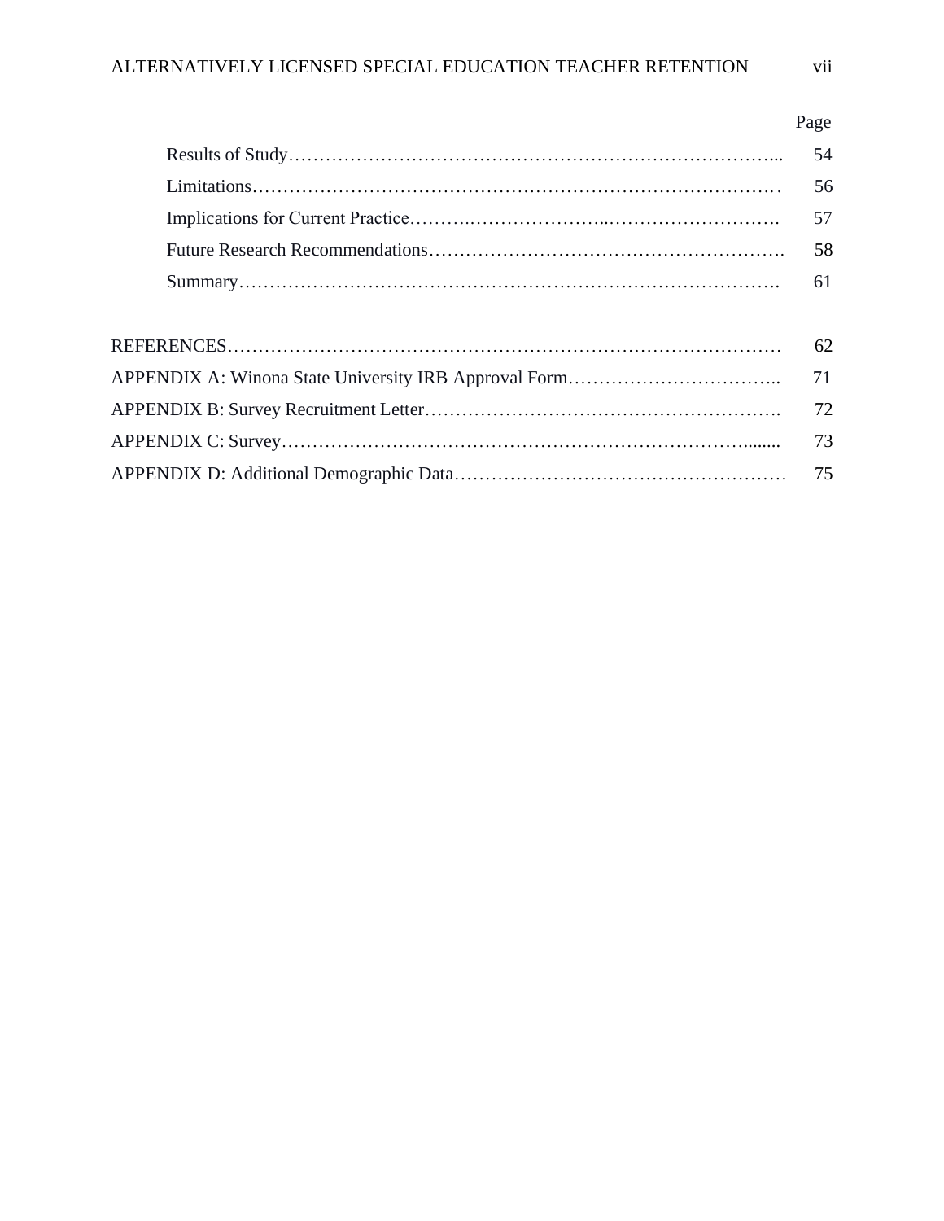| | Page |
|---|---|
| Results of Study | 54 |
| Limitations | 56 |
| Implications for Current Practice | 57 |
| Future Research Recommendations | 58 |
| Summary | 61 |
| REFERENCES | 62 |
| APPENDIX A: Winona State University IRB Approval Form | 71 |
| APPENDIX B: Survey Recruitment Letter | 72 |
| APPENDIX C: Survey | 73 |
| APPENDIX D: Additional Demographic Data | 75 |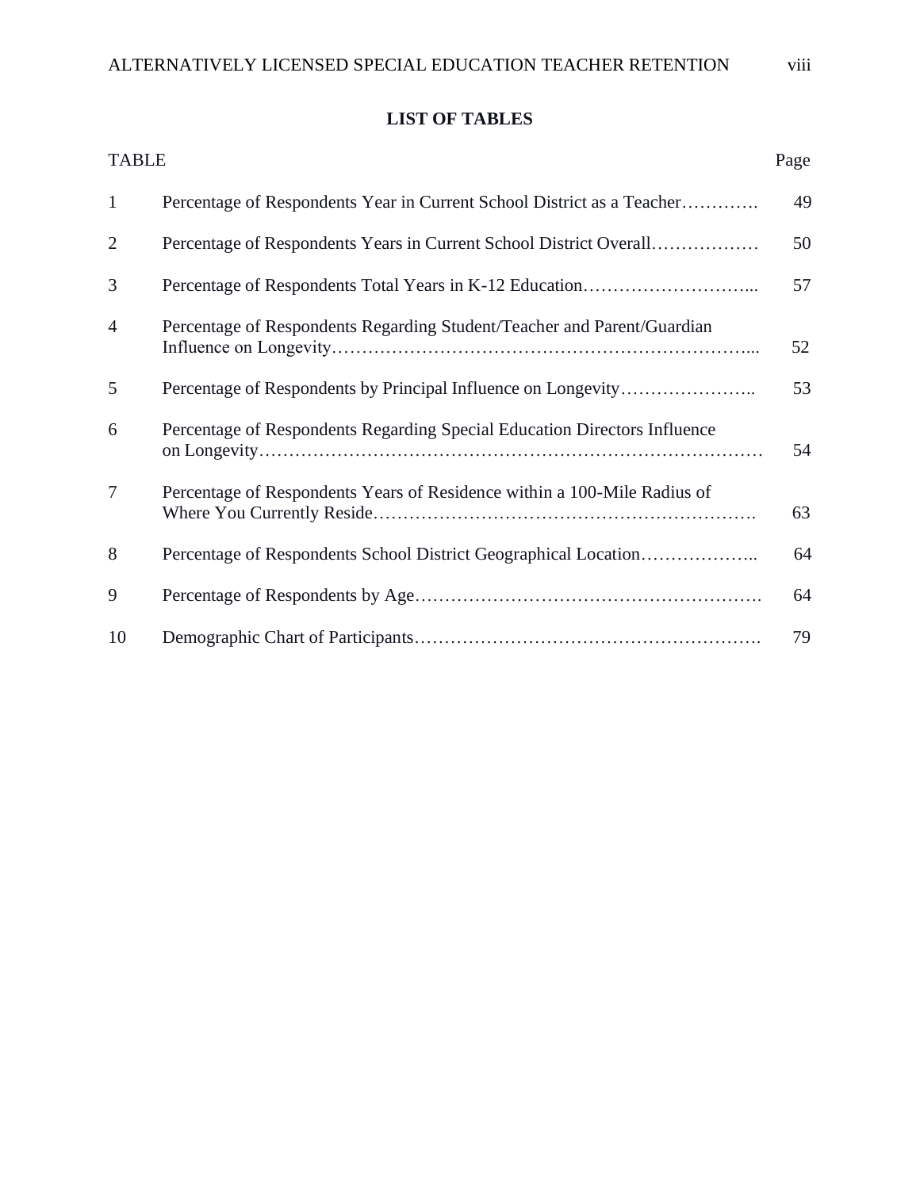# LIST OF TABLES

| TABLE | | Page |
|---|---|---|
| 1 | Percentage of Respondents Year in Current School District as a Teacher | 49 |
| 2 | Percentage of Respondents Years in Current School District Overall | 50 |
| 3 | Percentage of Respondents Total Years in K-12 Education | 57 |
| 4 | Percentage of Respondents Regarding Student/Teacher and Parent/Guardian Influence on Longevity | 52 |
| 5 | Percentage of Respondents by Principal Influence on Longevity | 53 |
| 6 | Percentage of Respondents Regarding Special Education Directors Influence on Longevity | 54 |
| 7 | Percentage of Respondents Years of Residence within a 100-Mile Radius of Where You Currently Reside | 63 |
| 8 | Percentage of Respondents School District Geographical Location | 64 |
| 9 | Percentage of Respondents by Age | 64 |
| 10 | Demographic Chart of Participants | 79 |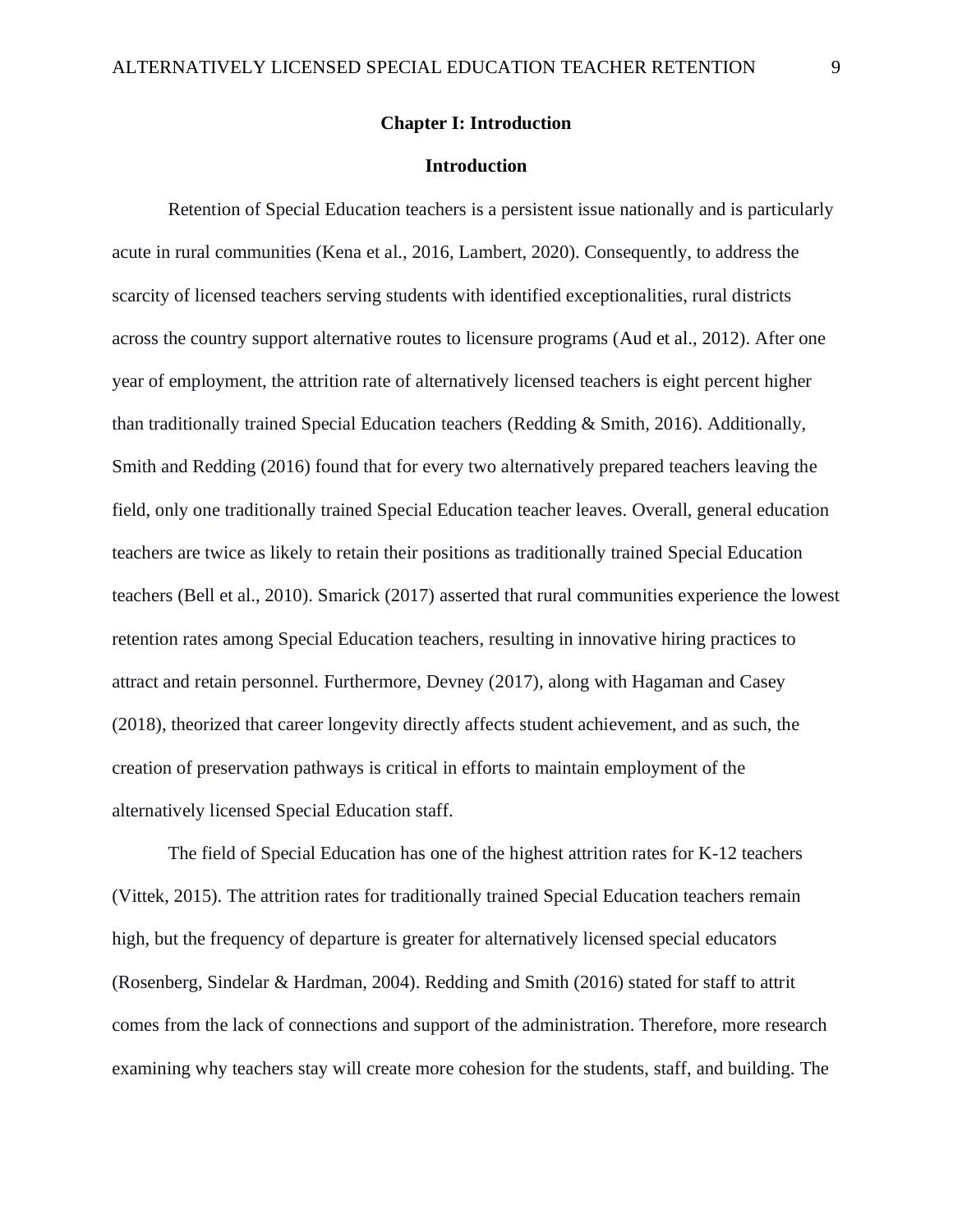# Chapter I: Introduction

## Introduction

Retention of Special Education teachers is a persistent issue nationally and is particularly acute in rural communities (Kena et al., 2016, Lambert, 2020). Consequently, to address the scarcity of licensed teachers serving students with identified exceptionalities, rural districts across the country support alternative routes to licensure programs (Aud et al., 2012). After one year of employment, the attrition rate of alternatively licensed teachers is eight percent higher than traditionally trained Special Education teachers (Redding & Smith, 2016). Additionally, Smith and Redding (2016) found that for every two alternatively prepared teachers leaving the field, only one traditionally trained Special Education teacher leaves. Overall, general education teachers are twice as likely to retain their positions as traditionally trained Special Education teachers (Bell et al., 2010). Smarick (2017) asserted that rural communities experience the lowest retention rates among Special Education teachers, resulting in innovative hiring practices to attract and retain personnel. Furthermore, Devney (2017), along with Hagaman and Casey (2018), theorized that career longevity directly affects student achievement, and as such, the creation of preservation pathways is critical in efforts to maintain employment of the alternatively licensed Special Education staff.

The field of Special Education has one of the highest attrition rates for K-12 teachers (Vittek, 2015). The attrition rates for traditionally trained Special Education teachers remain high, but the frequency of departure is greater for alternatively licensed special educators (Rosenberg, Sindelar & Hardman, 2004). Redding and Smith (2016) stated for staff to attrit comes from the lack of connections and support of the administration. Therefore, more research examining why teachers stay will create more cohesion for the students, staff, and building. The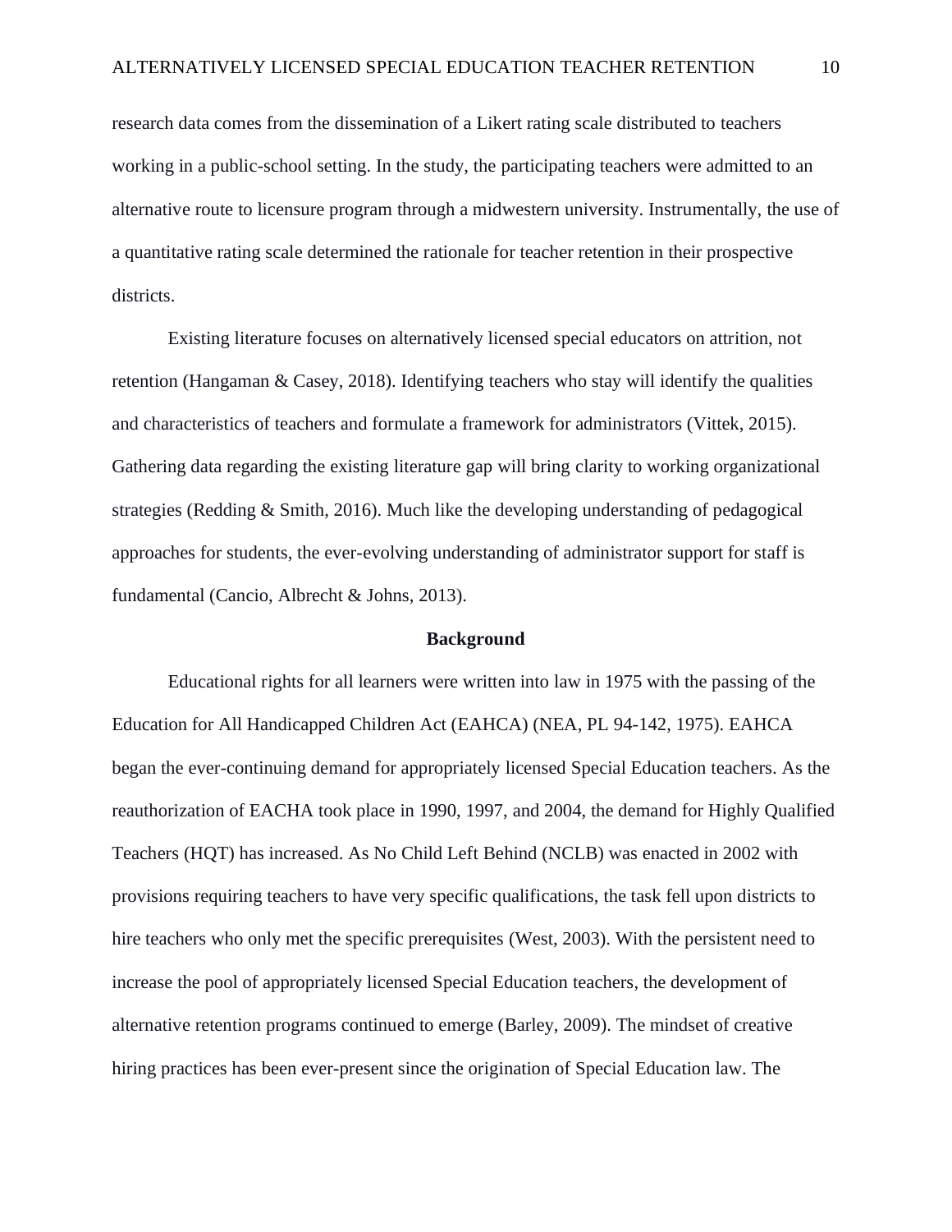research data comes from the dissemination of a Likert rating scale distributed to teachers working in a public-school setting. In the study, the participating teachers were admitted to an alternative route to licensure program through a midwestern university. Instrumentally, the use of a quantitative rating scale determined the rationale for teacher retention in their prospective districts.

Existing literature focuses on alternatively licensed special educators on attrition, not retention (Hangaman & Casey, 2018). Identifying teachers who stay will identify the qualities and characteristics of teachers and formulate a framework for administrators (Vittek, 2015). Gathering data regarding the existing literature gap will bring clarity to working organizational strategies (Redding & Smith, 2016). Much like the developing understanding of pedagogical approaches for students, the ever-evolving understanding of administrator support for staff is fundamental (Cancio, Albrecht & Johns, 2013).

## Background

Educational rights for all learners were written into law in 1975 with the passing of the Education for All Handicapped Children Act (EAHCA) (NEA, PL 94-142, 1975). EAHCA began the ever-continuing demand for appropriately licensed Special Education teachers. As the reauthorization of EACHA took place in 1990, 1997, and 2004, the demand for Highly Qualified Teachers (HQT) has increased. As No Child Left Behind (NCLB) was enacted in 2002 with provisions requiring teachers to have very specific qualifications, the task fell upon districts to hire teachers who only met the specific prerequisites (West, 2003). With the persistent need to increase the pool of appropriately licensed Special Education teachers, the development of alternative retention programs continued to emerge (Barley, 2009). The mindset of creative hiring practices has been ever-present since the origination of Special Education law. The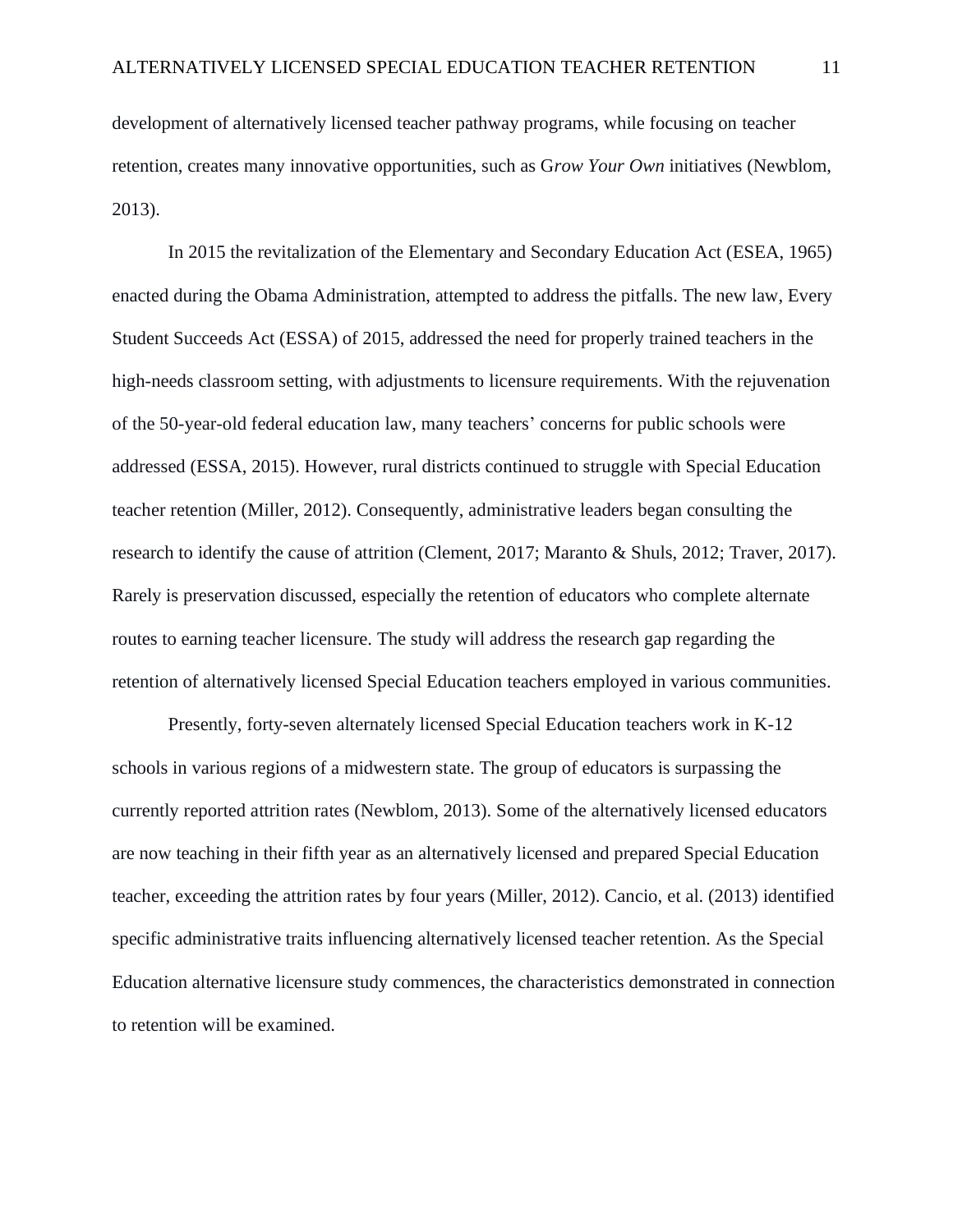development of alternatively licensed teacher pathway programs, while focusing on teacher retention, creates many innovative opportunities, such as G*row Your Own* initiatives (Newblom, 2013).

In 2015 the revitalization of the Elementary and Secondary Education Act (ESEA, 1965) enacted during the Obama Administration, attempted to address the pitfalls. The new law, Every Student Succeeds Act (ESSA) of 2015, addressed the need for properly trained teachers in the high-needs classroom setting, with adjustments to licensure requirements. With the rejuvenation of the 50-year-old federal education law, many teachers' concerns for public schools were addressed (ESSA, 2015). However, rural districts continued to struggle with Special Education teacher retention (Miller, 2012). Consequently, administrative leaders began consulting the research to identify the cause of attrition (Clement, 2017; Maranto & Shuls, 2012; Traver, 2017). Rarely is preservation discussed, especially the retention of educators who complete alternate routes to earning teacher licensure. The study will address the research gap regarding the retention of alternatively licensed Special Education teachers employed in various communities.

Presently, forty-seven alternately licensed Special Education teachers work in K-12 schools in various regions of a midwestern state. The group of educators is surpassing the currently reported attrition rates (Newblom, 2013). Some of the alternatively licensed educators are now teaching in their fifth year as an alternatively licensed and prepared Special Education teacher, exceeding the attrition rates by four years (Miller, 2012). Cancio, et al. (2013) identified specific administrative traits influencing alternatively licensed teacher retention. As the Special Education alternative licensure study commences, the characteristics demonstrated in connection to retention will be examined.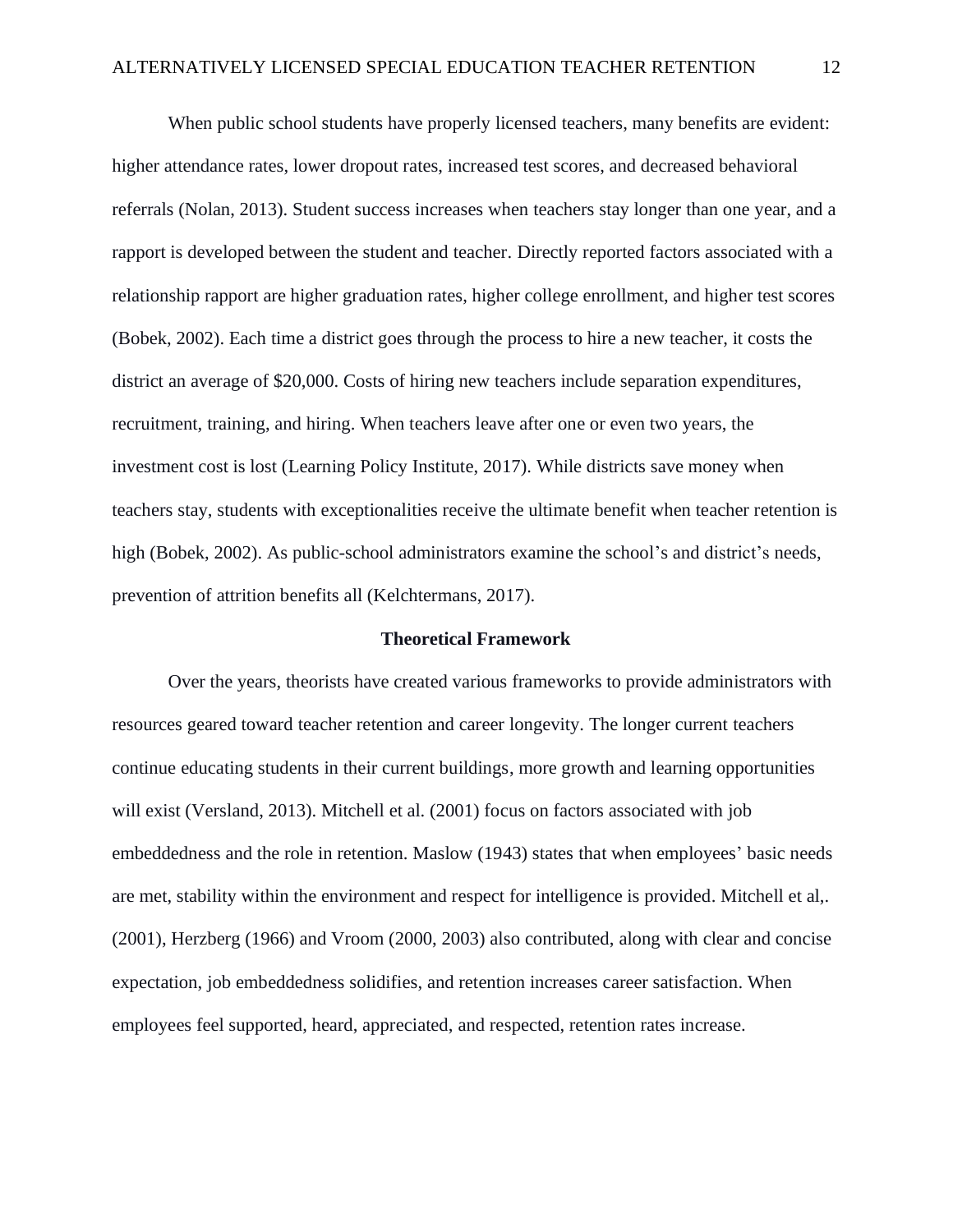When public school students have properly licensed teachers, many benefits are evident: higher attendance rates, lower dropout rates, increased test scores, and decreased behavioral referrals (Nolan, 2013). Student success increases when teachers stay longer than one year, and a rapport is developed between the student and teacher. Directly reported factors associated with a relationship rapport are higher graduation rates, higher college enrollment, and higher test scores (Bobek, 2002). Each time a district goes through the process to hire a new teacher, it costs the district an average of $20,000. Costs of hiring new teachers include separation expenditures, recruitment, training, and hiring. When teachers leave after one or even two years, the investment cost is lost (Learning Policy Institute, 2017). While districts save money when teachers stay, students with exceptionalities receive the ultimate benefit when teacher retention is high (Bobek, 2002). As public-school administrators examine the school's and district's needs, prevention of attrition benefits all (Kelchtermans, 2017).

## Theoretical Framework

Over the years, theorists have created various frameworks to provide administrators with resources geared toward teacher retention and career longevity. The longer current teachers continue educating students in their current buildings, more growth and learning opportunities will exist (Versland, 2013). Mitchell et al. (2001) focus on factors associated with job embeddedness and the role in retention. Maslow (1943) states that when employees' basic needs are met, stability within the environment and respect for intelligence is provided. Mitchell et al,. (2001), Herzberg (1966) and Vroom (2000, 2003) also contributed, along with clear and concise expectation, job embeddedness solidifies, and retention increases career satisfaction. When employees feel supported, heard, appreciated, and respected, retention rates increase.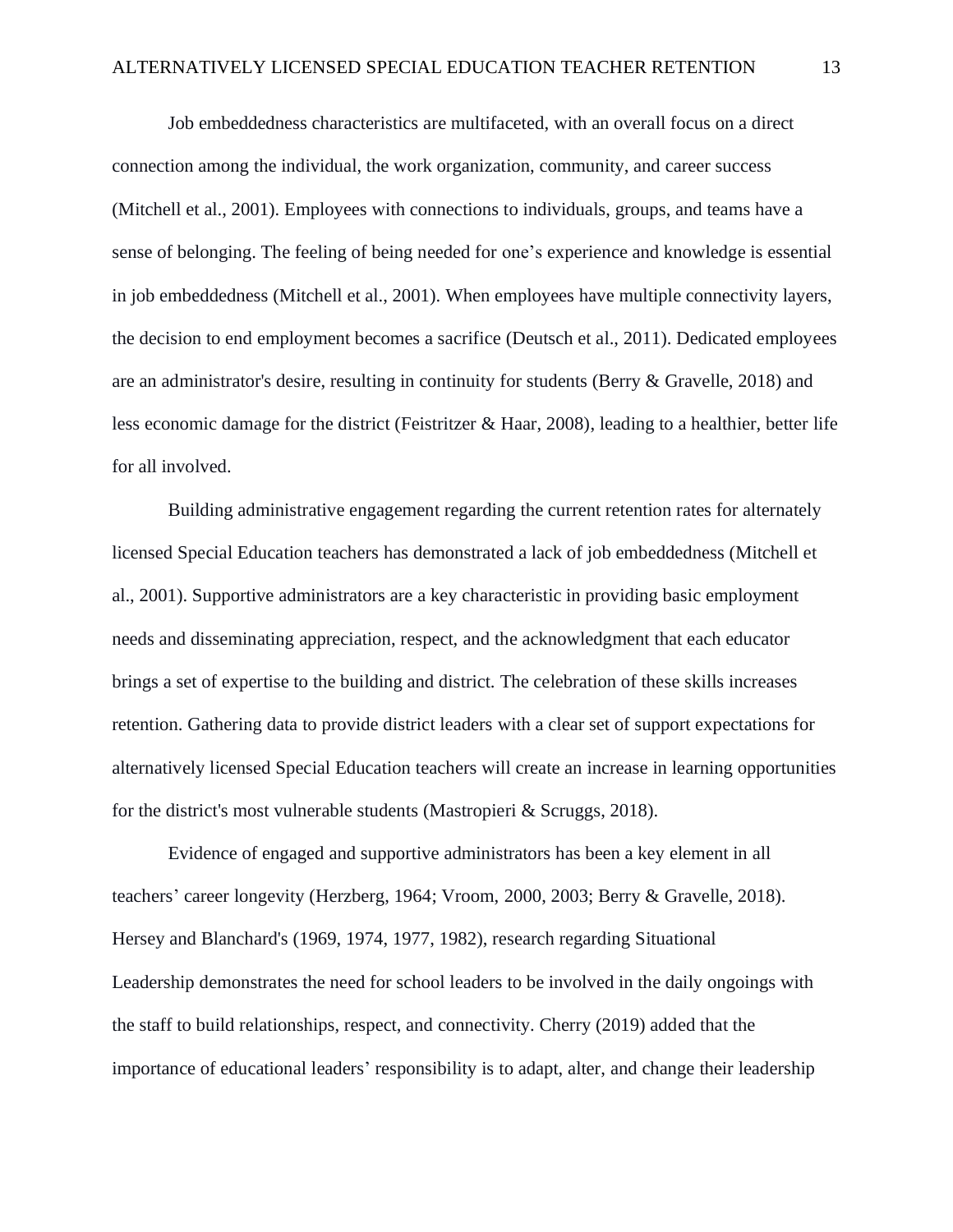Job embeddedness characteristics are multifaceted, with an overall focus on a direct connection among the individual, the work organization, community, and career success (Mitchell et al., 2001). Employees with connections to individuals, groups, and teams have a sense of belonging. The feeling of being needed for one's experience and knowledge is essential in job embeddedness (Mitchell et al., 2001). When employees have multiple connectivity layers, the decision to end employment becomes a sacrifice (Deutsch et al., 2011). Dedicated employees are an administrator's desire, resulting in continuity for students (Berry & Gravelle, 2018) and less economic damage for the district (Feistritzer & Haar, 2008), leading to a healthier, better life for all involved.

Building administrative engagement regarding the current retention rates for alternately licensed Special Education teachers has demonstrated a lack of job embeddedness (Mitchell et al., 2001). Supportive administrators are a key characteristic in providing basic employment needs and disseminating appreciation, respect, and the acknowledgment that each educator brings a set of expertise to the building and district. The celebration of these skills increases retention. Gathering data to provide district leaders with a clear set of support expectations for alternatively licensed Special Education teachers will create an increase in learning opportunities for the district's most vulnerable students (Mastropieri & Scruggs, 2018).

Evidence of engaged and supportive administrators has been a key element in all teachers' career longevity (Herzberg, 1964; Vroom, 2000, 2003; Berry & Gravelle, 2018). Hersey and Blanchard's (1969, 1974, 1977, 1982), research regarding Situational Leadership demonstrates the need for school leaders to be involved in the daily ongoings with the staff to build relationships, respect, and connectivity. Cherry (2019) added that the importance of educational leaders' responsibility is to adapt, alter, and change their leadership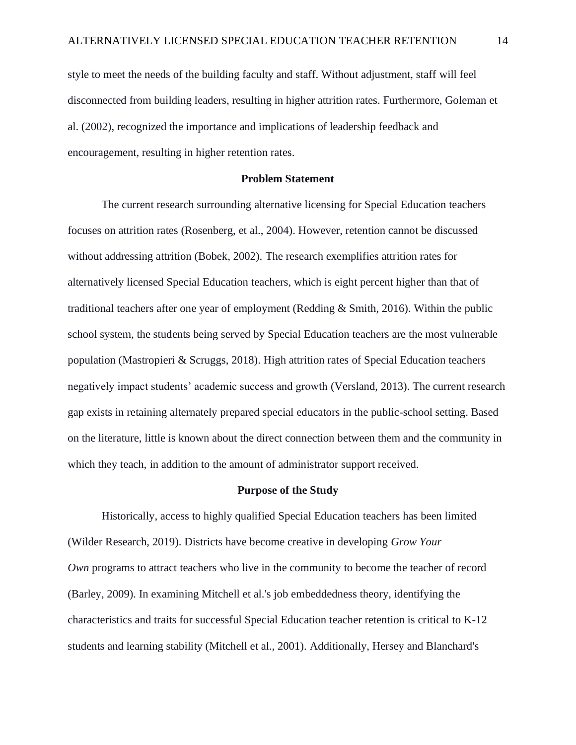style to meet the needs of the building faculty and staff. Without adjustment, staff will feel disconnected from building leaders, resulting in higher attrition rates. Furthermore, Goleman et al. (2002), recognized the importance and implications of leadership feedback and encouragement, resulting in higher retention rates.

## Problem Statement

The current research surrounding alternative licensing for Special Education teachers focuses on attrition rates (Rosenberg, et al., 2004). However, retention cannot be discussed without addressing attrition (Bobek, 2002). The research exemplifies attrition rates for alternatively licensed Special Education teachers, which is eight percent higher than that of traditional teachers after one year of employment (Redding & Smith, 2016). Within the public school system, the students being served by Special Education teachers are the most vulnerable population (Mastropieri & Scruggs, 2018). High attrition rates of Special Education teachers negatively impact students' academic success and growth (Versland, 2013). The current research gap exists in retaining alternately prepared special educators in the public-school setting. Based on the literature, little is known about the direct connection between them and the community in which they teach, in addition to the amount of administrator support received.

## Purpose of the Study

Historically, access to highly qualified Special Education teachers has been limited (Wilder Research, 2019). Districts have become creative in developing *Grow Your Own* programs to attract teachers who live in the community to become the teacher of record (Barley, 2009). In examining Mitchell et al.'s job embeddedness theory, identifying the characteristics and traits for successful Special Education teacher retention is critical to K-12 students and learning stability (Mitchell et al., 2001). Additionally, Hersey and Blanchard's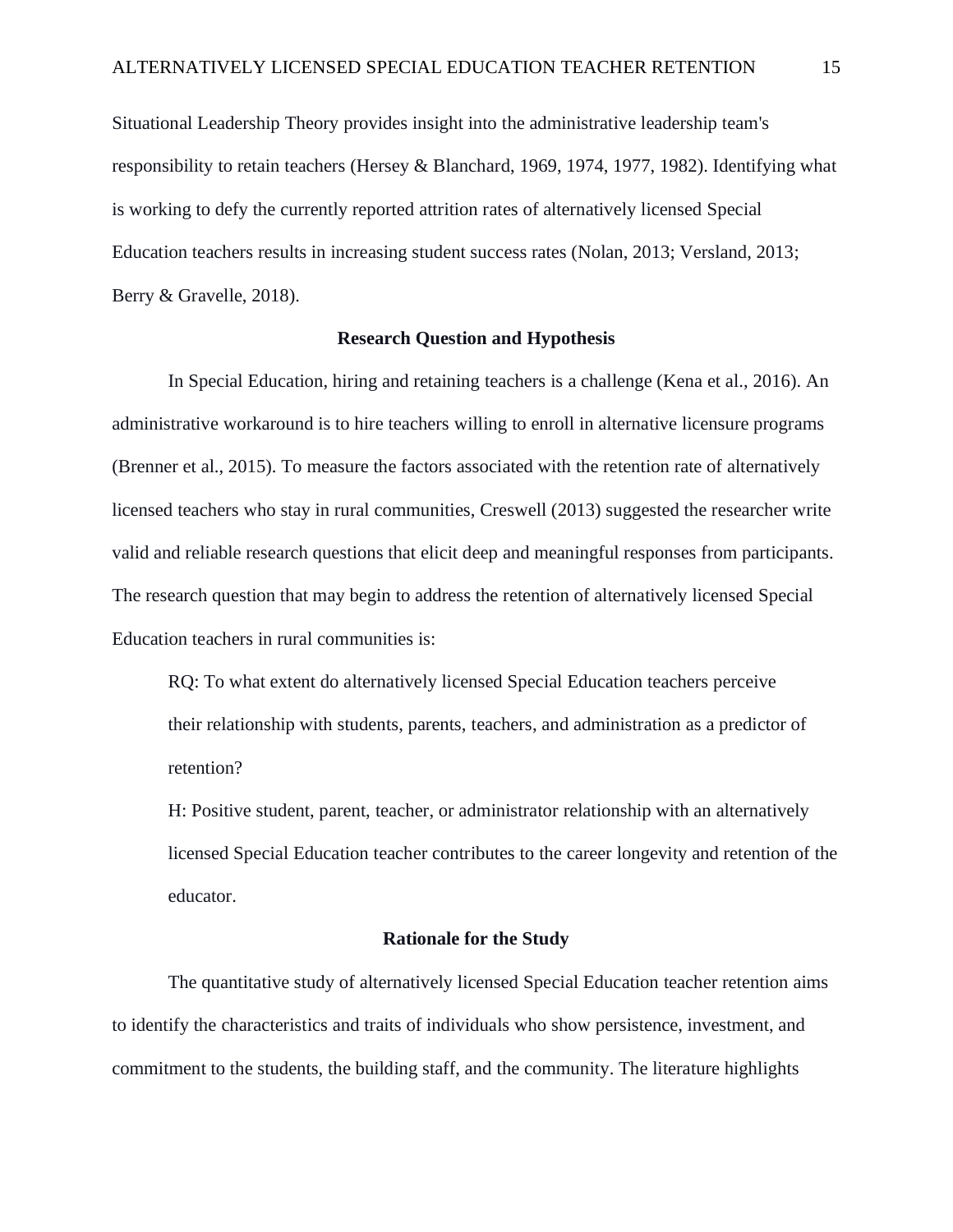Situational Leadership Theory provides insight into the administrative leadership team's responsibility to retain teachers (Hersey & Blanchard, 1969, 1974, 1977, 1982). Identifying what is working to defy the currently reported attrition rates of alternatively licensed Special Education teachers results in increasing student success rates (Nolan, 2013; Versland, 2013; Berry & Gravelle, 2018).

## Research Question and Hypothesis

In Special Education, hiring and retaining teachers is a challenge (Kena et al., 2016). An administrative workaround is to hire teachers willing to enroll in alternative licensure programs (Brenner et al., 2015). To measure the factors associated with the retention rate of alternatively licensed teachers who stay in rural communities, Creswell (2013) suggested the researcher write valid and reliable research questions that elicit deep and meaningful responses from participants. The research question that may begin to address the retention of alternatively licensed Special Education teachers in rural communities is:

> RQ: To what extent do alternatively licensed Special Education teachers perceive their relationship with students, parents, teachers, and administration as a predictor of retention?
>
> H: Positive student, parent, teacher, or administrator relationship with an alternatively licensed Special Education teacher contributes to the career longevity and retention of the educator.

## Rationale for the Study

The quantitative study of alternatively licensed Special Education teacher retention aims to identify the characteristics and traits of individuals who show persistence, investment, and commitment to the students, the building staff, and the community. The literature highlights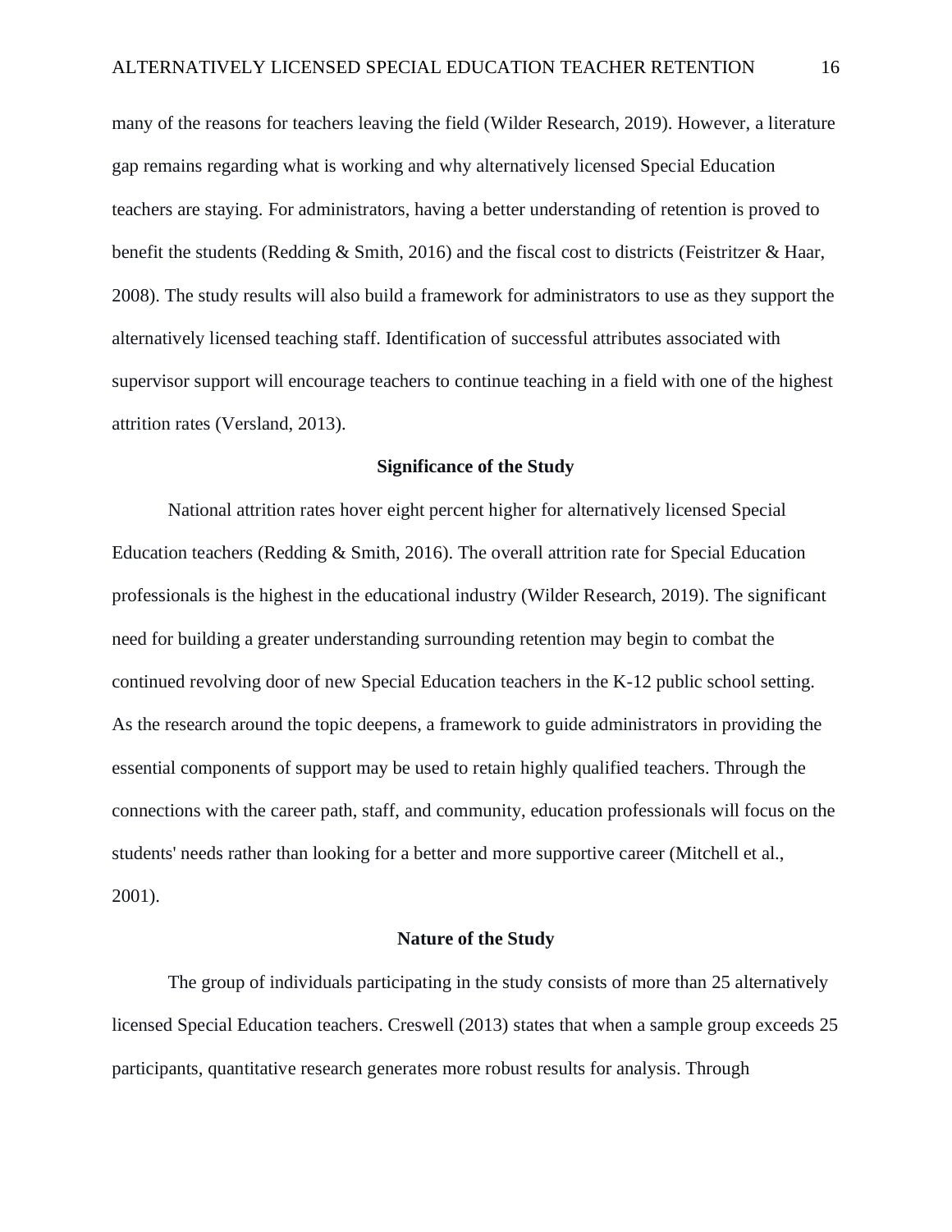many of the reasons for teachers leaving the field (Wilder Research, 2019). However, a literature gap remains regarding what is working and why alternatively licensed Special Education teachers are staying. For administrators, having a better understanding of retention is proved to benefit the students (Redding & Smith, 2016) and the fiscal cost to districts (Feistritzer & Haar, 2008). The study results will also build a framework for administrators to use as they support the alternatively licensed teaching staff. Identification of successful attributes associated with supervisor support will encourage teachers to continue teaching in a field with one of the highest attrition rates (Versland, 2013).

## Significance of the Study

National attrition rates hover eight percent higher for alternatively licensed Special Education teachers (Redding & Smith, 2016). The overall attrition rate for Special Education professionals is the highest in the educational industry (Wilder Research, 2019). The significant need for building a greater understanding surrounding retention may begin to combat the continued revolving door of new Special Education teachers in the K-12 public school setting. As the research around the topic deepens, a framework to guide administrators in providing the essential components of support may be used to retain highly qualified teachers. Through the connections with the career path, staff, and community, education professionals will focus on the students' needs rather than looking for a better and more supportive career (Mitchell et al., 2001).

## Nature of the Study

The group of individuals participating in the study consists of more than 25 alternatively licensed Special Education teachers. Creswell (2013) states that when a sample group exceeds 25 participants, quantitative research generates more robust results for analysis. Through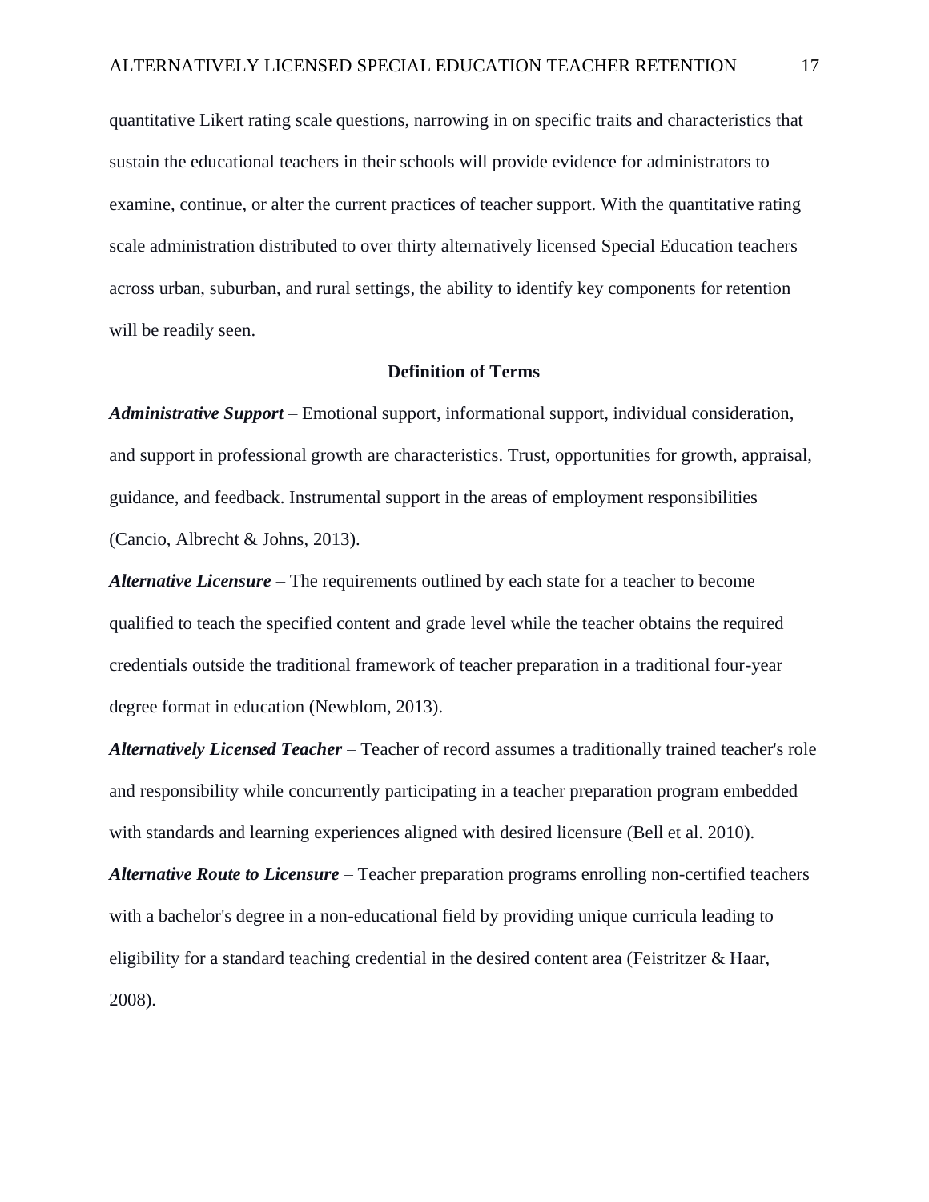quantitative Likert rating scale questions, narrowing in on specific traits and characteristics that sustain the educational teachers in their schools will provide evidence for administrators to examine, continue, or alter the current practices of teacher support. With the quantitative rating scale administration distributed to over thirty alternatively licensed Special Education teachers across urban, suburban, and rural settings, the ability to identify key components for retention will be readily seen.

## Definition of Terms

***Administrative Support*** – Emotional support, informational support, individual consideration, and support in professional growth are characteristics. Trust, opportunities for growth, appraisal, guidance, and feedback. Instrumental support in the areas of employment responsibilities (Cancio, Albrecht & Johns, 2013).

***Alternative Licensure*** – The requirements outlined by each state for a teacher to become qualified to teach the specified content and grade level while the teacher obtains the required credentials outside the traditional framework of teacher preparation in a traditional four-year degree format in education (Newblom, 2013).

***Alternatively Licensed Teacher*** – Teacher of record assumes a traditionally trained teacher's role and responsibility while concurrently participating in a teacher preparation program embedded with standards and learning experiences aligned with desired licensure (Bell et al. 2010).

***Alternative Route to Licensure*** – Teacher preparation programs enrolling non-certified teachers with a bachelor's degree in a non-educational field by providing unique curricula leading to eligibility for a standard teaching credential in the desired content area (Feistritzer & Haar, 2008).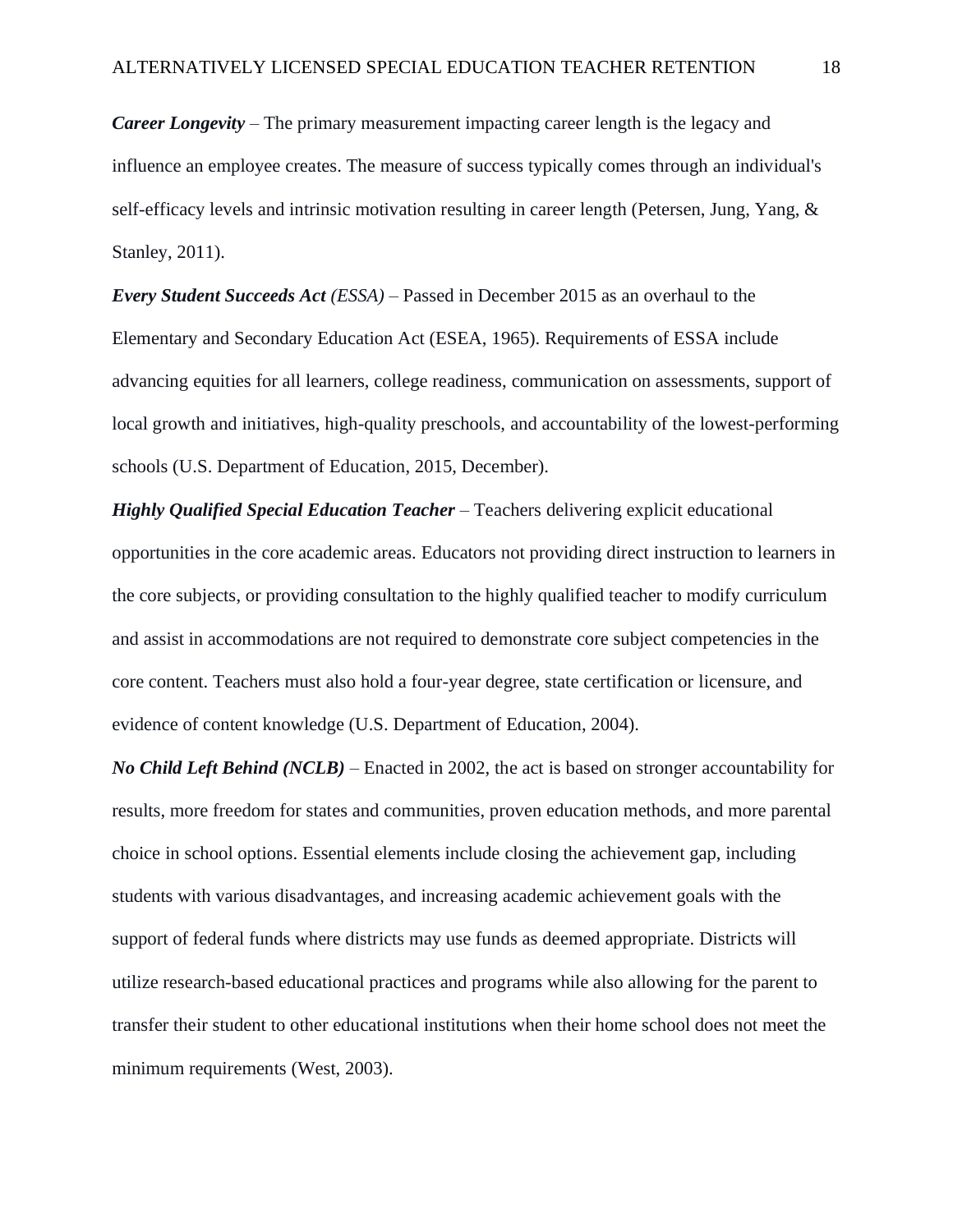***Career Longevity*** – The primary measurement impacting career length is the legacy and influence an employee creates. The measure of success typically comes through an individual's self-efficacy levels and intrinsic motivation resulting in career length (Petersen, Jung, Yang, & Stanley, 2011).

***Every Student Succeeds Act** (ESSA)* – Passed in December 2015 as an overhaul to the Elementary and Secondary Education Act (ESEA, 1965). Requirements of ESSA include advancing equities for all learners, college readiness, communication on assessments, support of local growth and initiatives, high-quality preschools, and accountability of the lowest-performing schools (U.S. Department of Education, 2015, December).

***Highly Qualified Special Education Teacher*** – Teachers delivering explicit educational opportunities in the core academic areas. Educators not providing direct instruction to learners in the core subjects, or providing consultation to the highly qualified teacher to modify curriculum and assist in accommodations are not required to demonstrate core subject competencies in the core content. Teachers must also hold a four-year degree, state certification or licensure, and evidence of content knowledge (U.S. Department of Education, 2004).

***No Child Left Behind (NCLB)*** – Enacted in 2002, the act is based on stronger accountability for results, more freedom for states and communities, proven education methods, and more parental choice in school options. Essential elements include closing the achievement gap, including students with various disadvantages, and increasing academic achievement goals with the support of federal funds where districts may use funds as deemed appropriate. Districts will utilize research-based educational practices and programs while also allowing for the parent to transfer their student to other educational institutions when their home school does not meet the minimum requirements (West, 2003).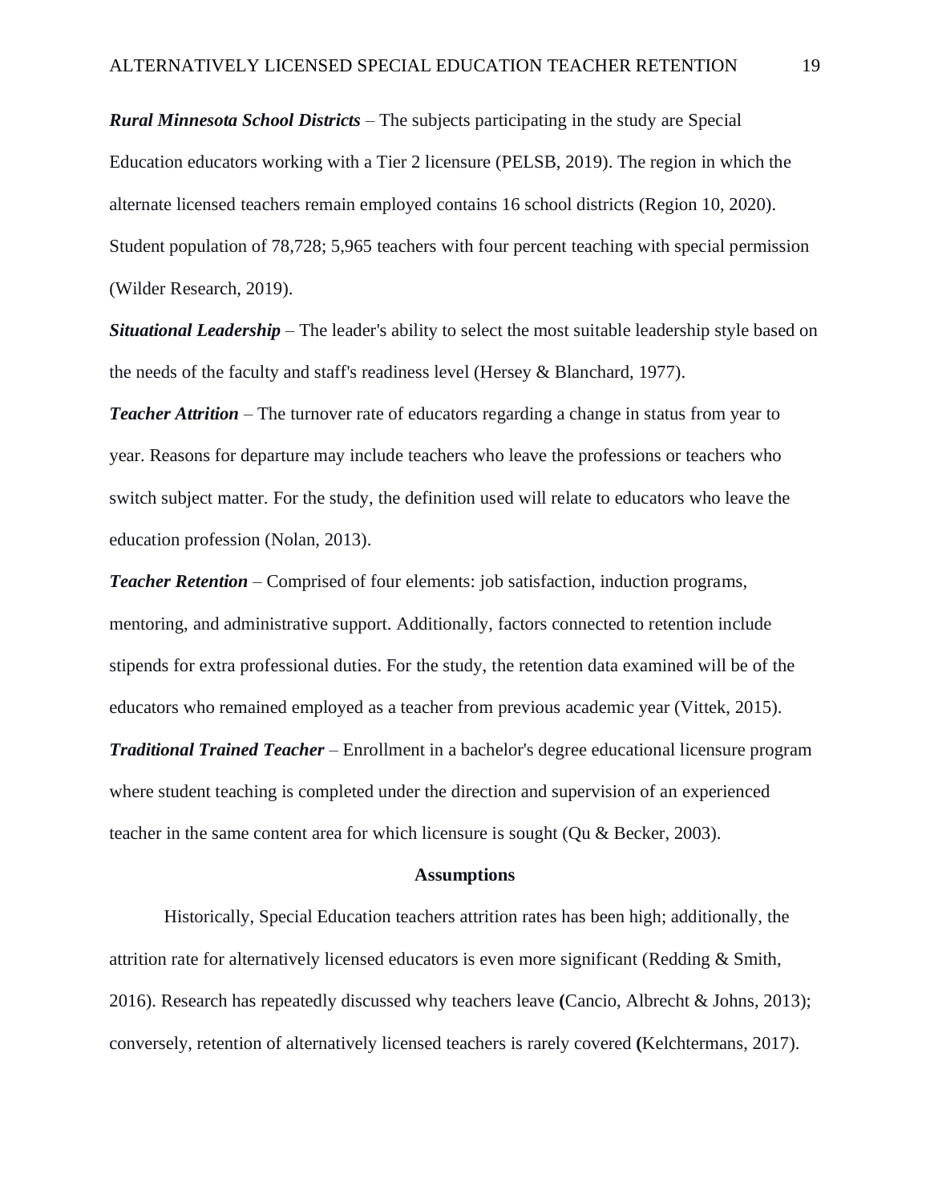***Rural Minnesota School Districts*** – The subjects participating in the study are Special Education educators working with a Tier 2 licensure (PELSB, 2019). The region in which the alternate licensed teachers remain employed contains 16 school districts (Region 10, 2020). Student population of 78,728; 5,965 teachers with four percent teaching with special permission (Wilder Research, 2019).

***Situational Leadership*** – The leader's ability to select the most suitable leadership style based on the needs of the faculty and staff's readiness level (Hersey & Blanchard, 1977).

***Teacher Attrition*** – The turnover rate of educators regarding a change in status from year to year. Reasons for departure may include teachers who leave the professions or teachers who switch subject matter. For the study, the definition used will relate to educators who leave the education profession (Nolan, 2013).

***Teacher Retention*** – Comprised of four elements: job satisfaction, induction programs, mentoring, and administrative support. Additionally, factors connected to retention include stipends for extra professional duties. For the study, the retention data examined will be of the educators who remained employed as a teacher from previous academic year (Vittek, 2015).

***Traditional Trained Teacher*** – Enrollment in a bachelor's degree educational licensure program where student teaching is completed under the direction and supervision of an experienced teacher in the same content area for which licensure is sought (Qu & Becker, 2003).

## Assumptions

Historically, Special Education teachers attrition rates has been high; additionally, the attrition rate for alternatively licensed educators is even more significant (Redding & Smith, 2016). Research has repeatedly discussed why teachers leave **(**Cancio, Albrecht & Johns, 2013); conversely, retention of alternatively licensed teachers is rarely covered **(**Kelchtermans, 2017).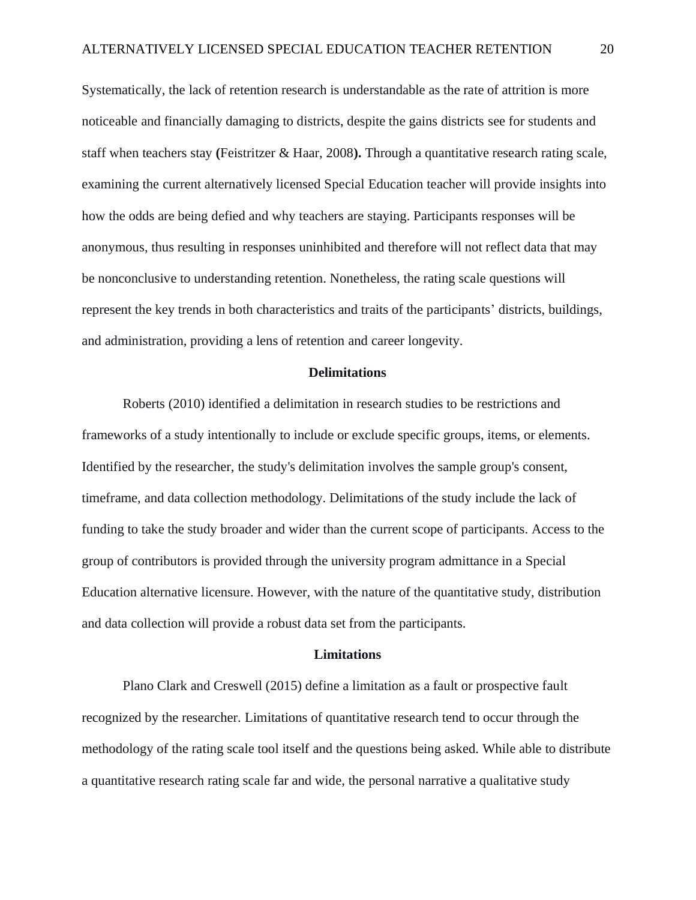Systematically, the lack of retention research is understandable as the rate of attrition is more noticeable and financially damaging to districts, despite the gains districts see for students and staff when teachers stay **(**Feistritzer & Haar, 2008**).** Through a quantitative research rating scale, examining the current alternatively licensed Special Education teacher will provide insights into how the odds are being defied and why teachers are staying. Participants responses will be anonymous, thus resulting in responses uninhibited and therefore will not reflect data that may be nonconclusive to understanding retention. Nonetheless, the rating scale questions will represent the key trends in both characteristics and traits of the participants' districts, buildings, and administration, providing a lens of retention and career longevity.

## Delimitations

Roberts (2010) identified a delimitation in research studies to be restrictions and frameworks of a study intentionally to include or exclude specific groups, items, or elements. Identified by the researcher, the study's delimitation involves the sample group's consent, timeframe, and data collection methodology. Delimitations of the study include the lack of funding to take the study broader and wider than the current scope of participants. Access to the group of contributors is provided through the university program admittance in a Special Education alternative licensure. However, with the nature of the quantitative study, distribution and data collection will provide a robust data set from the participants.

## Limitations

Plano Clark and Creswell (2015) define a limitation as a fault or prospective fault recognized by the researcher. Limitations of quantitative research tend to occur through the methodology of the rating scale tool itself and the questions being asked. While able to distribute a quantitative research rating scale far and wide, the personal narrative a qualitative study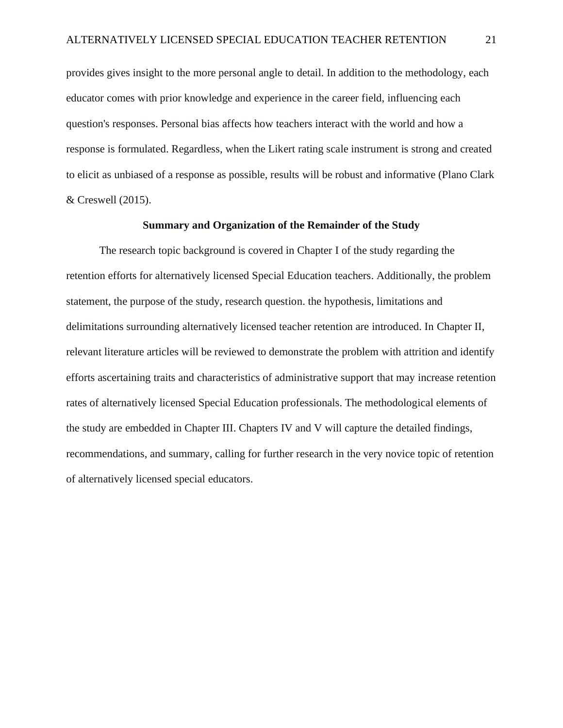provides gives insight to the more personal angle to detail. In addition to the methodology, each educator comes with prior knowledge and experience in the career field, influencing each question's responses. Personal bias affects how teachers interact with the world and how a response is formulated. Regardless, when the Likert rating scale instrument is strong and created to elicit as unbiased of a response as possible, results will be robust and informative (Plano Clark & Creswell (2015).

## Summary and Organization of the Remainder of the Study

The research topic background is covered in Chapter I of the study regarding the retention efforts for alternatively licensed Special Education teachers. Additionally, the problem statement, the purpose of the study, research question. the hypothesis, limitations and delimitations surrounding alternatively licensed teacher retention are introduced. In Chapter II, relevant literature articles will be reviewed to demonstrate the problem with attrition and identify efforts ascertaining traits and characteristics of administrative support that may increase retention rates of alternatively licensed Special Education professionals. The methodological elements of the study are embedded in Chapter III. Chapters IV and V will capture the detailed findings, recommendations, and summary, calling for further research in the very novice topic of retention of alternatively licensed special educators.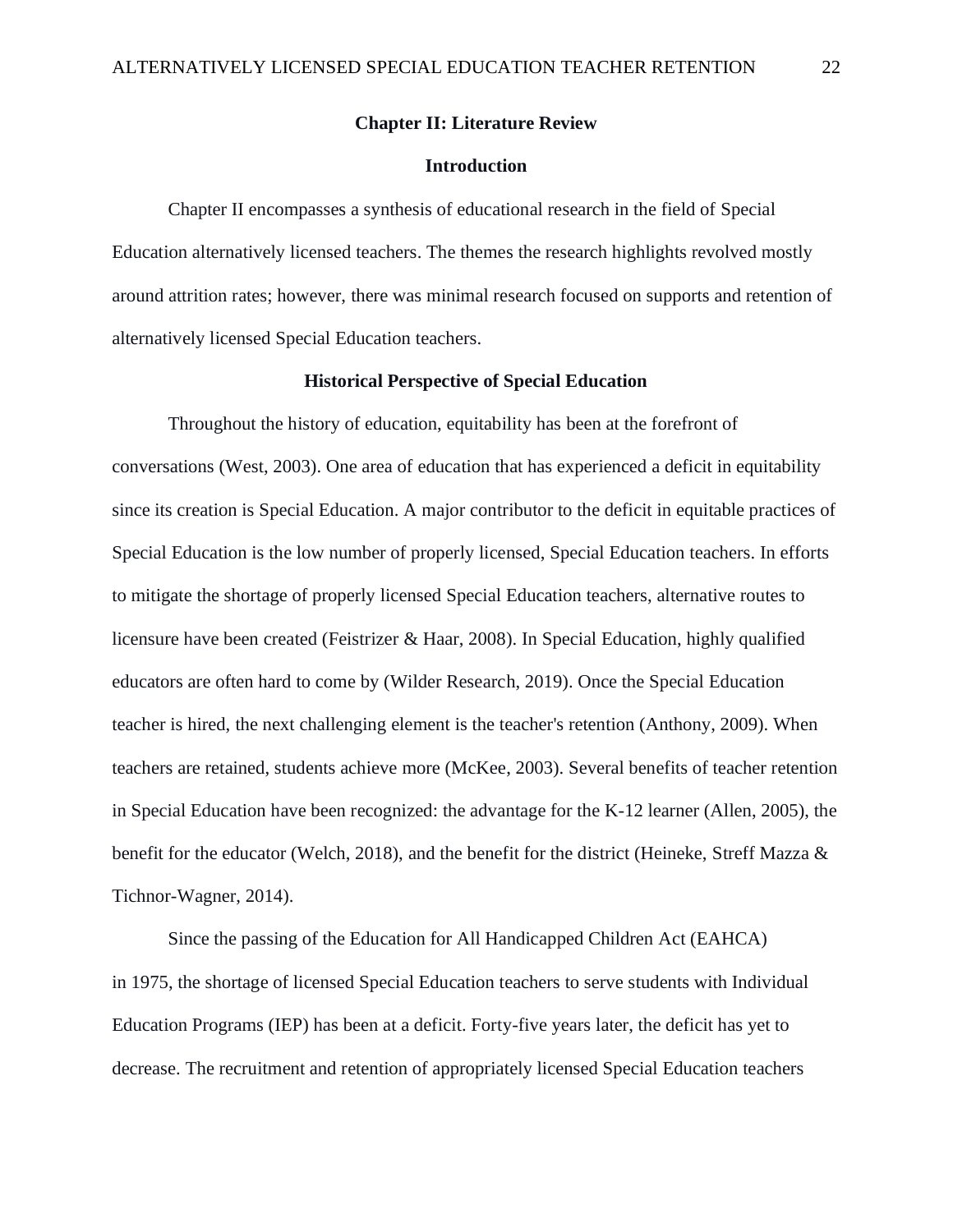# Chapter II: Literature Review

## Introduction

Chapter II encompasses a synthesis of educational research in the field of Special Education alternatively licensed teachers. The themes the research highlights revolved mostly around attrition rates; however, there was minimal research focused on supports and retention of alternatively licensed Special Education teachers.

## Historical Perspective of Special Education

Throughout the history of education, equitability has been at the forefront of conversations (West, 2003). One area of education that has experienced a deficit in equitability since its creation is Special Education. A major contributor to the deficit in equitable practices of Special Education is the low number of properly licensed, Special Education teachers. In efforts to mitigate the shortage of properly licensed Special Education teachers, alternative routes to licensure have been created (Feistrizer & Haar, 2008). In Special Education, highly qualified educators are often hard to come by (Wilder Research, 2019). Once the Special Education teacher is hired, the next challenging element is the teacher's retention (Anthony, 2009). When teachers are retained, students achieve more (McKee, 2003). Several benefits of teacher retention in Special Education have been recognized: the advantage for the K-12 learner (Allen, 2005), the benefit for the educator (Welch, 2018), and the benefit for the district (Heineke, Streff Mazza & Tichnor-Wagner, 2014).

Since the passing of the Education for All Handicapped Children Act (EAHCA) in 1975, the shortage of licensed Special Education teachers to serve students with Individual Education Programs (IEP) has been at a deficit. Forty-five years later, the deficit has yet to decrease. The recruitment and retention of appropriately licensed Special Education teachers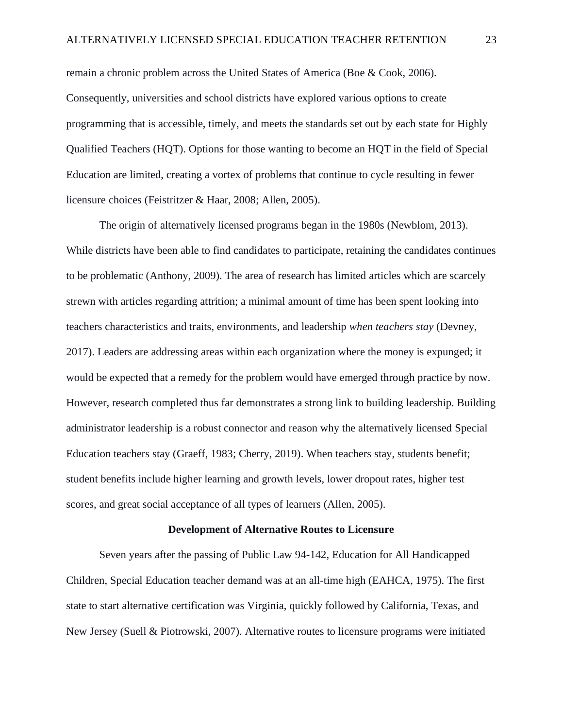remain a chronic problem across the United States of America (Boe & Cook, 2006). Consequently, universities and school districts have explored various options to create programming that is accessible, timely, and meets the standards set out by each state for Highly Qualified Teachers (HQT). Options for those wanting to become an HQT in the field of Special Education are limited, creating a vortex of problems that continue to cycle resulting in fewer licensure choices (Feistritzer & Haar, 2008; Allen, 2005).

The origin of alternatively licensed programs began in the 1980s (Newblom, 2013). While districts have been able to find candidates to participate, retaining the candidates continues to be problematic (Anthony, 2009). The area of research has limited articles which are scarcely strewn with articles regarding attrition; a minimal amount of time has been spent looking into teachers characteristics and traits, environments, and leadership *when teachers stay* (Devney, 2017). Leaders are addressing areas within each organization where the money is expunged; it would be expected that a remedy for the problem would have emerged through practice by now. However, research completed thus far demonstrates a strong link to building leadership. Building administrator leadership is a robust connector and reason why the alternatively licensed Special Education teachers stay (Graeff, 1983; Cherry, 2019). When teachers stay, students benefit; student benefits include higher learning and growth levels, lower dropout rates, higher test scores, and great social acceptance of all types of learners (Allen, 2005).

## Development of Alternative Routes to Licensure

Seven years after the passing of Public Law 94-142, Education for All Handicapped Children, Special Education teacher demand was at an all-time high (EAHCA, 1975). The first state to start alternative certification was Virginia, quickly followed by California, Texas, and New Jersey (Suell & Piotrowski, 2007). Alternative routes to licensure programs were initiated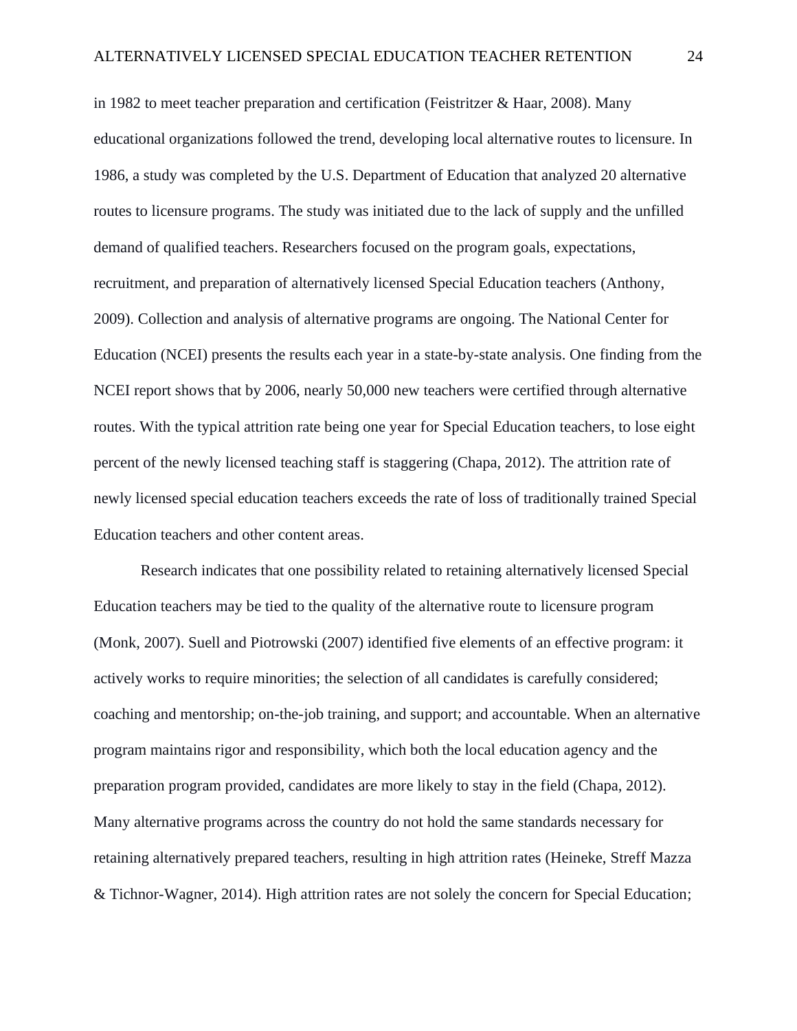in 1982 to meet teacher preparation and certification (Feistritzer & Haar, 2008). Many educational organizations followed the trend, developing local alternative routes to licensure. In 1986, a study was completed by the U.S. Department of Education that analyzed 20 alternative routes to licensure programs. The study was initiated due to the lack of supply and the unfilled demand of qualified teachers. Researchers focused on the program goals, expectations, recruitment, and preparation of alternatively licensed Special Education teachers (Anthony, 2009). Collection and analysis of alternative programs are ongoing. The National Center for Education (NCEI) presents the results each year in a state-by-state analysis. One finding from the NCEI report shows that by 2006, nearly 50,000 new teachers were certified through alternative routes. With the typical attrition rate being one year for Special Education teachers, to lose eight percent of the newly licensed teaching staff is staggering (Chapa, 2012). The attrition rate of newly licensed special education teachers exceeds the rate of loss of traditionally trained Special Education teachers and other content areas.

Research indicates that one possibility related to retaining alternatively licensed Special Education teachers may be tied to the quality of the alternative route to licensure program (Monk, 2007). Suell and Piotrowski (2007) identified five elements of an effective program: it actively works to require minorities; the selection of all candidates is carefully considered; coaching and mentorship; on-the-job training, and support; and accountable. When an alternative program maintains rigor and responsibility, which both the local education agency and the preparation program provided, candidates are more likely to stay in the field (Chapa, 2012). Many alternative programs across the country do not hold the same standards necessary for retaining alternatively prepared teachers, resulting in high attrition rates (Heineke, Streff Mazza & Tichnor-Wagner, 2014). High attrition rates are not solely the concern for Special Education;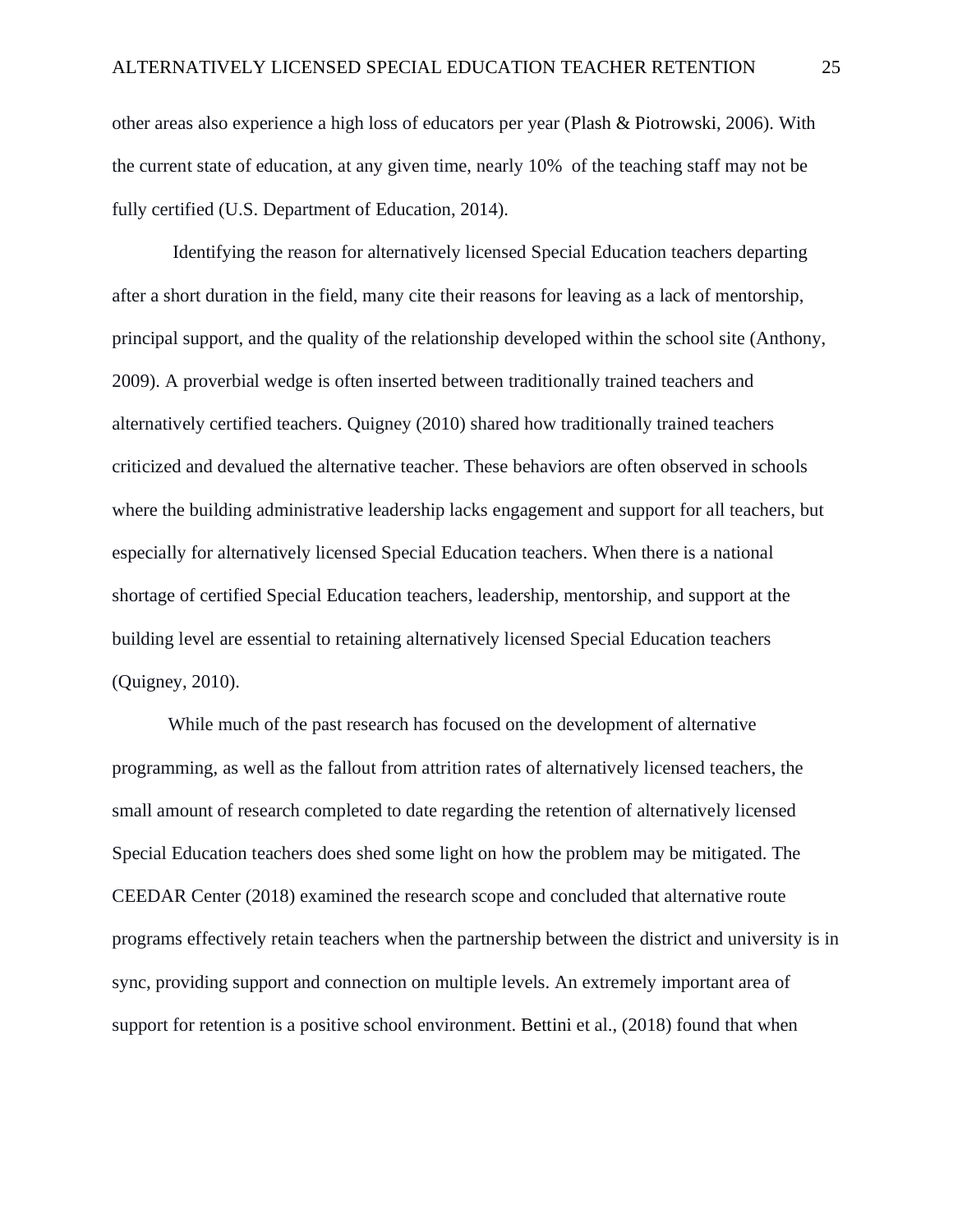other areas also experience a high loss of educators per year (Plash & Piotrowski, 2006). With the current state of education, at any given time, nearly 10%  of the teaching staff may not be fully certified (U.S. Department of Education, 2014).

Identifying the reason for alternatively licensed Special Education teachers departing after a short duration in the field, many cite their reasons for leaving as a lack of mentorship, principal support, and the quality of the relationship developed within the school site (Anthony, 2009). A proverbial wedge is often inserted between traditionally trained teachers and alternatively certified teachers. Quigney (2010) shared how traditionally trained teachers criticized and devalued the alternative teacher. These behaviors are often observed in schools where the building administrative leadership lacks engagement and support for all teachers, but especially for alternatively licensed Special Education teachers. When there is a national shortage of certified Special Education teachers, leadership, mentorship, and support at the building level are essential to retaining alternatively licensed Special Education teachers (Quigney, 2010).

While much of the past research has focused on the development of alternative programming, as well as the fallout from attrition rates of alternatively licensed teachers, the small amount of research completed to date regarding the retention of alternatively licensed Special Education teachers does shed some light on how the problem may be mitigated. The CEEDAR Center (2018) examined the research scope and concluded that alternative route programs effectively retain teachers when the partnership between the district and university is in sync, providing support and connection on multiple levels. An extremely important area of support for retention is a positive school environment. Bettini et al., (2018) found that when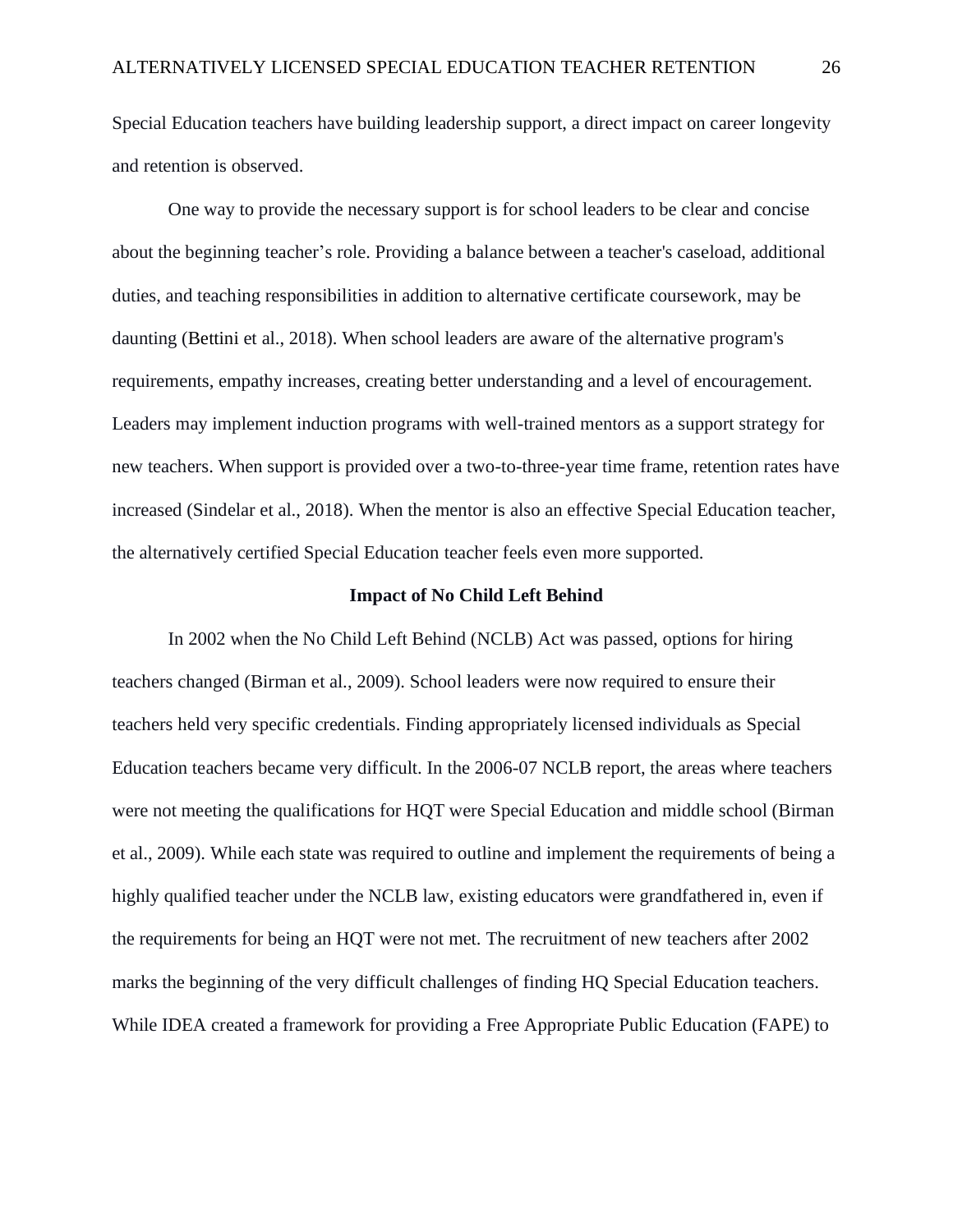Special Education teachers have building leadership support, a direct impact on career longevity and retention is observed.

One way to provide the necessary support is for school leaders to be clear and concise about the beginning teacher's role. Providing a balance between a teacher's caseload, additional duties, and teaching responsibilities in addition to alternative certificate coursework, may be daunting (Bettini et al., 2018). When school leaders are aware of the alternative program's requirements, empathy increases, creating better understanding and a level of encouragement. Leaders may implement induction programs with well-trained mentors as a support strategy for new teachers. When support is provided over a two-to-three-year time frame, retention rates have increased (Sindelar et al., 2018). When the mentor is also an effective Special Education teacher, the alternatively certified Special Education teacher feels even more supported.

## Impact of No Child Left Behind

In 2002 when the No Child Left Behind (NCLB) Act was passed, options for hiring teachers changed (Birman et al., 2009). School leaders were now required to ensure their teachers held very specific credentials. Finding appropriately licensed individuals as Special Education teachers became very difficult. In the 2006-07 NCLB report, the areas where teachers were not meeting the qualifications for HQT were Special Education and middle school (Birman et al., 2009). While each state was required to outline and implement the requirements of being a highly qualified teacher under the NCLB law, existing educators were grandfathered in, even if the requirements for being an HQT were not met. The recruitment of new teachers after 2002 marks the beginning of the very difficult challenges of finding HQ Special Education teachers. While IDEA created a framework for providing a Free Appropriate Public Education (FAPE) to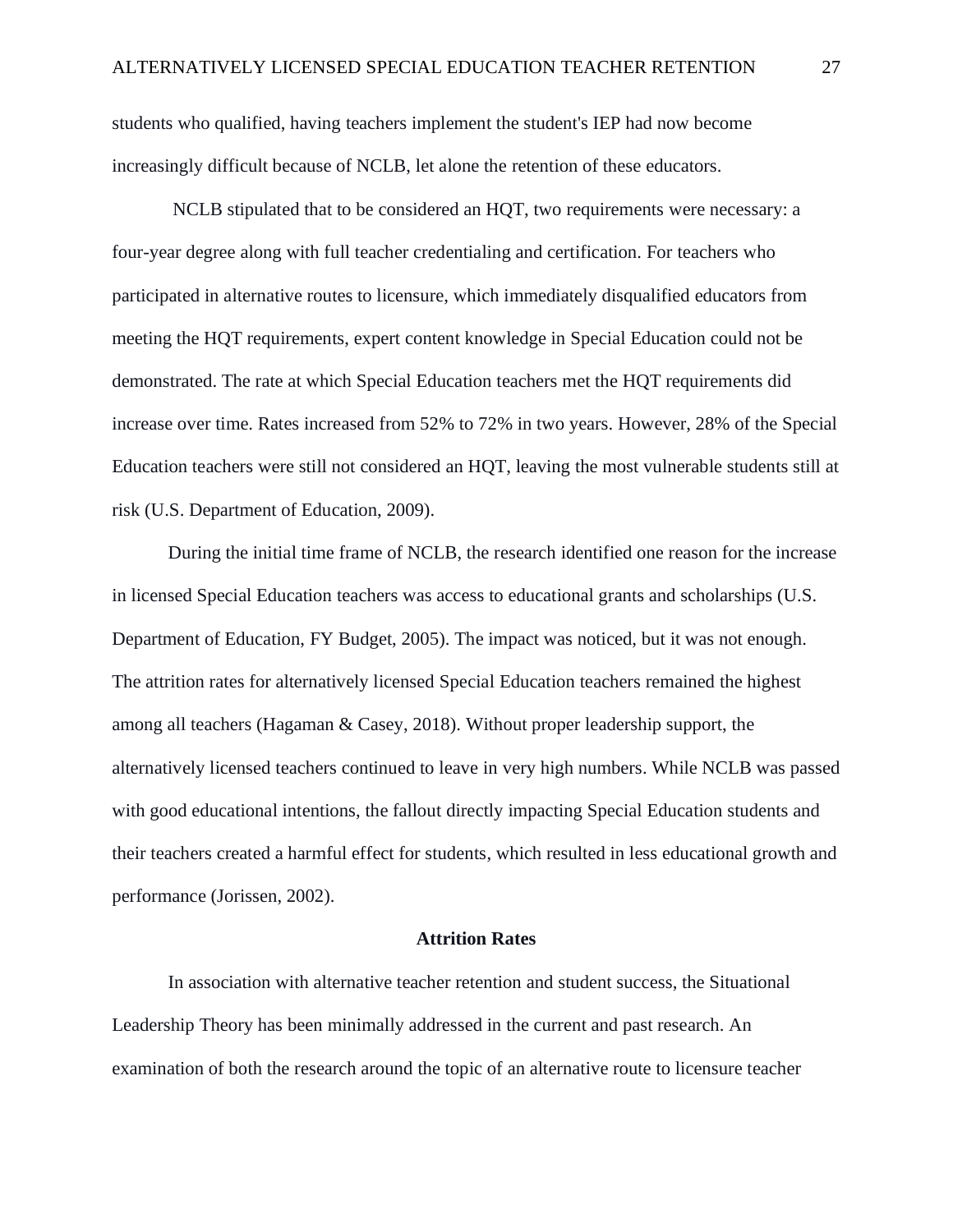students who qualified, having teachers implement the student's IEP had now become increasingly difficult because of NCLB, let alone the retention of these educators.

NCLB stipulated that to be considered an HQT, two requirements were necessary: a four-year degree along with full teacher credentialing and certification. For teachers who participated in alternative routes to licensure, which immediately disqualified educators from meeting the HQT requirements, expert content knowledge in Special Education could not be demonstrated. The rate at which Special Education teachers met the HQT requirements did increase over time. Rates increased from 52% to 72% in two years. However, 28% of the Special Education teachers were still not considered an HQT, leaving the most vulnerable students still at risk (U.S. Department of Education, 2009).

During the initial time frame of NCLB, the research identified one reason for the increase in licensed Special Education teachers was access to educational grants and scholarships (U.S. Department of Education, FY Budget, 2005). The impact was noticed, but it was not enough. The attrition rates for alternatively licensed Special Education teachers remained the highest among all teachers (Hagaman & Casey, 2018). Without proper leadership support, the alternatively licensed teachers continued to leave in very high numbers. While NCLB was passed with good educational intentions, the fallout directly impacting Special Education students and their teachers created a harmful effect for students, which resulted in less educational growth and performance (Jorissen, 2002).

## Attrition Rates

In association with alternative teacher retention and student success, the Situational Leadership Theory has been minimally addressed in the current and past research. An examination of both the research around the topic of an alternative route to licensure teacher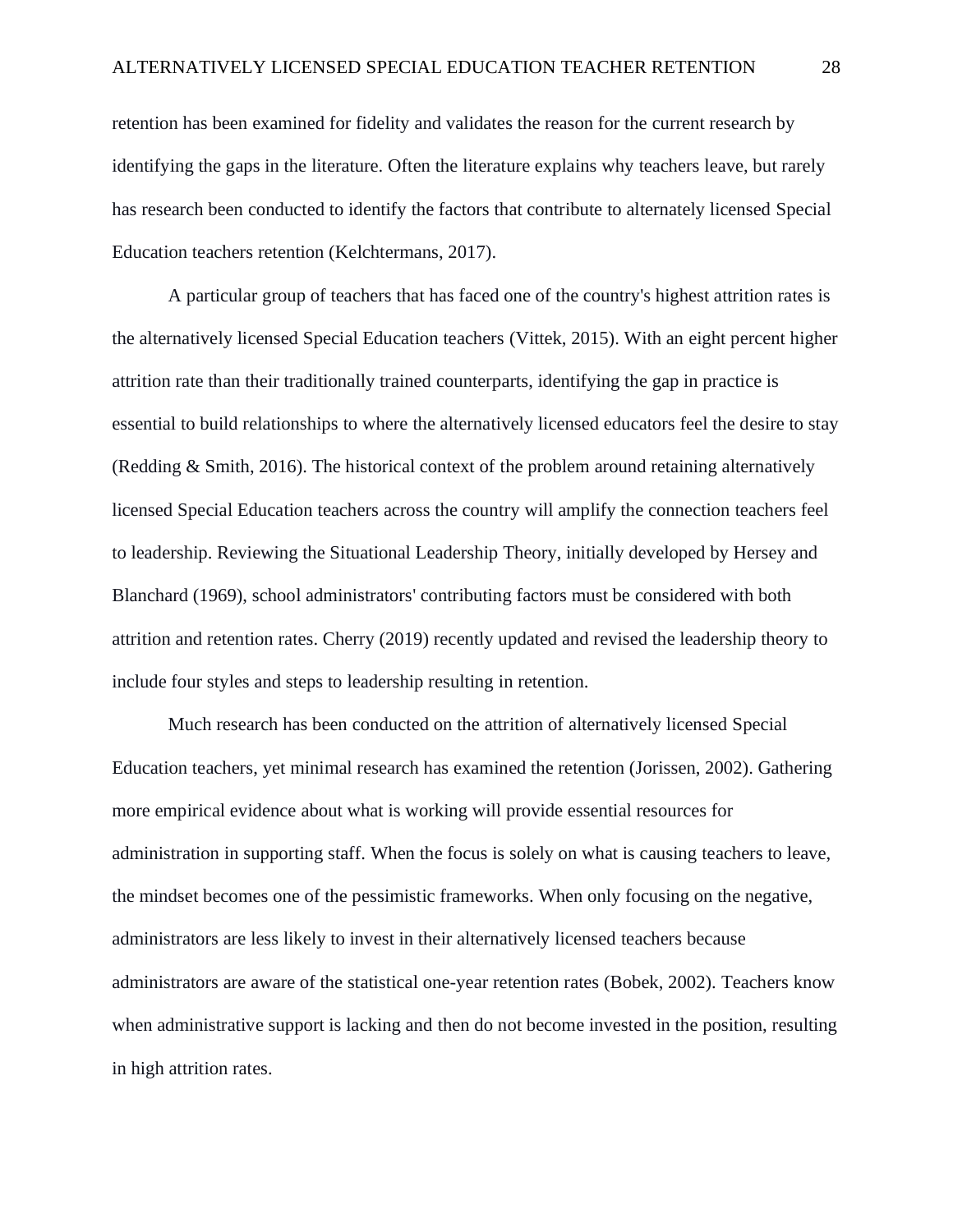retention has been examined for fidelity and validates the reason for the current research by identifying the gaps in the literature. Often the literature explains why teachers leave, but rarely has research been conducted to identify the factors that contribute to alternately licensed Special Education teachers retention (Kelchtermans, 2017).

A particular group of teachers that has faced one of the country's highest attrition rates is the alternatively licensed Special Education teachers (Vittek, 2015). With an eight percent higher attrition rate than their traditionally trained counterparts, identifying the gap in practice is essential to build relationships to where the alternatively licensed educators feel the desire to stay (Redding & Smith, 2016). The historical context of the problem around retaining alternatively licensed Special Education teachers across the country will amplify the connection teachers feel to leadership. Reviewing the Situational Leadership Theory, initially developed by Hersey and Blanchard (1969), school administrators' contributing factors must be considered with both attrition and retention rates. Cherry (2019) recently updated and revised the leadership theory to include four styles and steps to leadership resulting in retention.

Much research has been conducted on the attrition of alternatively licensed Special Education teachers, yet minimal research has examined the retention (Jorissen, 2002). Gathering more empirical evidence about what is working will provide essential resources for administration in supporting staff. When the focus is solely on what is causing teachers to leave, the mindset becomes one of the pessimistic frameworks. When only focusing on the negative, administrators are less likely to invest in their alternatively licensed teachers because administrators are aware of the statistical one-year retention rates (Bobek, 2002). Teachers know when administrative support is lacking and then do not become invested in the position, resulting in high attrition rates.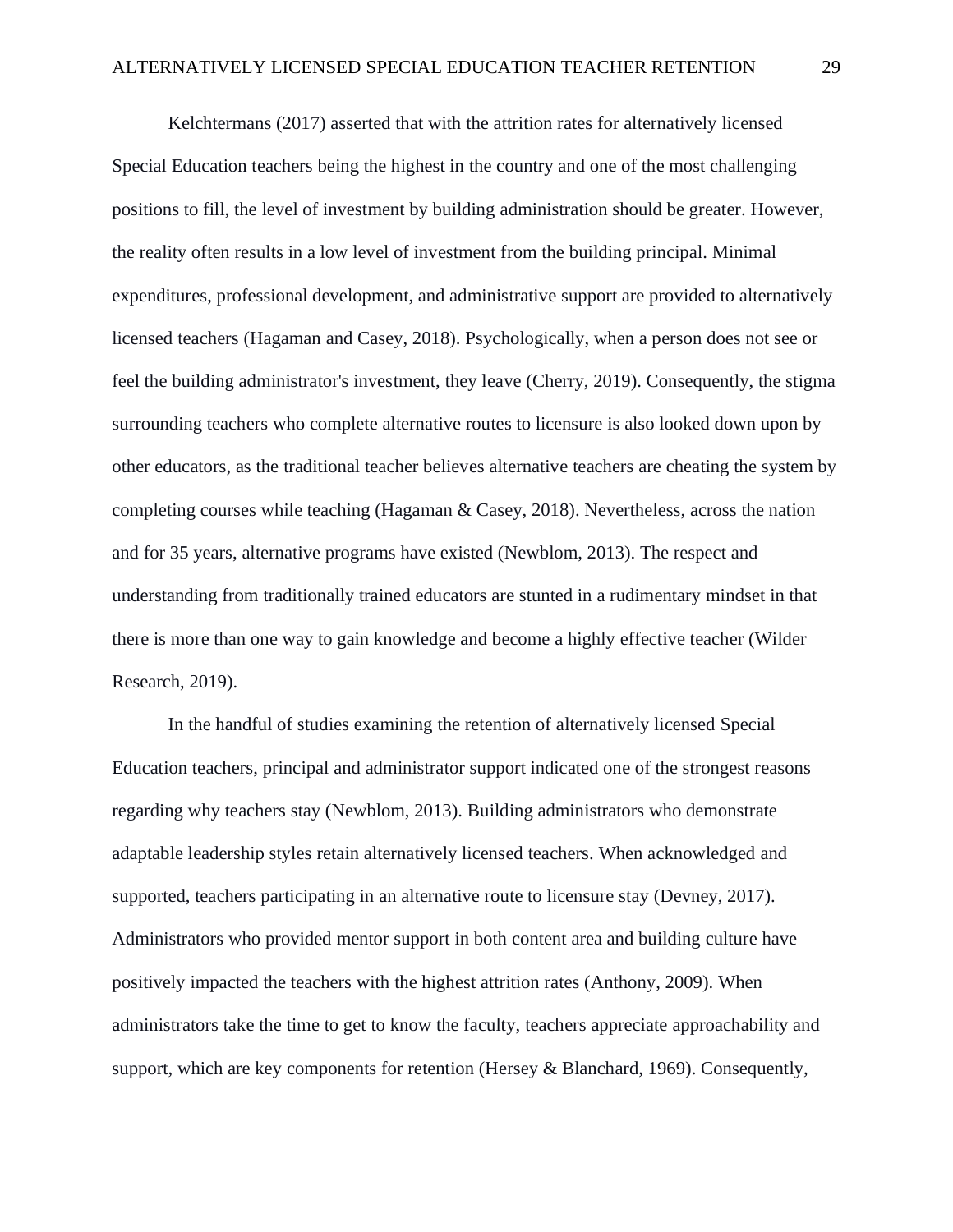Kelchtermans (2017) asserted that with the attrition rates for alternatively licensed Special Education teachers being the highest in the country and one of the most challenging positions to fill, the level of investment by building administration should be greater. However, the reality often results in a low level of investment from the building principal. Minimal expenditures, professional development, and administrative support are provided to alternatively licensed teachers (Hagaman and Casey, 2018). Psychologically, when a person does not see or feel the building administrator's investment, they leave (Cherry, 2019). Consequently, the stigma surrounding teachers who complete alternative routes to licensure is also looked down upon by other educators, as the traditional teacher believes alternative teachers are cheating the system by completing courses while teaching (Hagaman & Casey, 2018). Nevertheless, across the nation and for 35 years, alternative programs have existed (Newblom, 2013). The respect and understanding from traditionally trained educators are stunted in a rudimentary mindset in that there is more than one way to gain knowledge and become a highly effective teacher (Wilder Research, 2019).

In the handful of studies examining the retention of alternatively licensed Special Education teachers, principal and administrator support indicated one of the strongest reasons regarding why teachers stay (Newblom, 2013). Building administrators who demonstrate adaptable leadership styles retain alternatively licensed teachers. When acknowledged and supported, teachers participating in an alternative route to licensure stay (Devney, 2017). Administrators who provided mentor support in both content area and building culture have positively impacted the teachers with the highest attrition rates (Anthony, 2009). When administrators take the time to get to know the faculty, teachers appreciate approachability and support, which are key components for retention (Hersey & Blanchard, 1969). Consequently,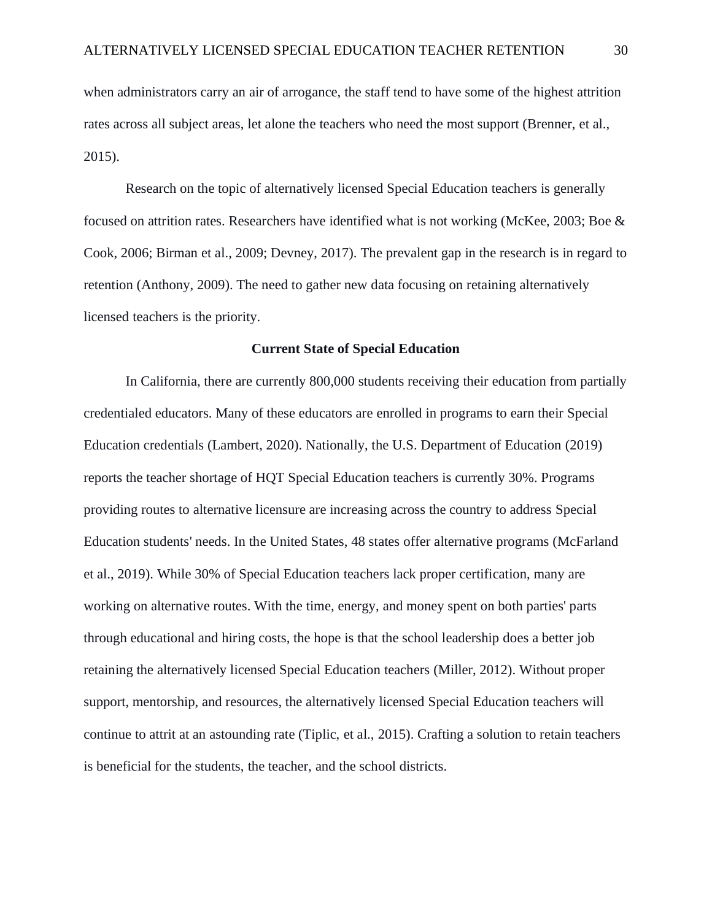when administrators carry an air of arrogance, the staff tend to have some of the highest attrition rates across all subject areas, let alone the teachers who need the most support (Brenner, et al., 2015).

Research on the topic of alternatively licensed Special Education teachers is generally focused on attrition rates. Researchers have identified what is not working (McKee, 2003; Boe & Cook, 2006; Birman et al., 2009; Devney, 2017). The prevalent gap in the research is in regard to retention (Anthony, 2009). The need to gather new data focusing on retaining alternatively licensed teachers is the priority.

## Current State of Special Education

In California, there are currently 800,000 students receiving their education from partially credentialed educators. Many of these educators are enrolled in programs to earn their Special Education credentials (Lambert, 2020). Nationally, the U.S. Department of Education (2019) reports the teacher shortage of HQT Special Education teachers is currently 30%. Programs providing routes to alternative licensure are increasing across the country to address Special Education students' needs. In the United States, 48 states offer alternative programs (McFarland et al., 2019). While 30% of Special Education teachers lack proper certification, many are working on alternative routes. With the time, energy, and money spent on both parties' parts through educational and hiring costs, the hope is that the school leadership does a better job retaining the alternatively licensed Special Education teachers (Miller, 2012). Without proper support, mentorship, and resources, the alternatively licensed Special Education teachers will continue to attrit at an astounding rate (Tiplic, et al., 2015). Crafting a solution to retain teachers is beneficial for the students, the teacher, and the school districts.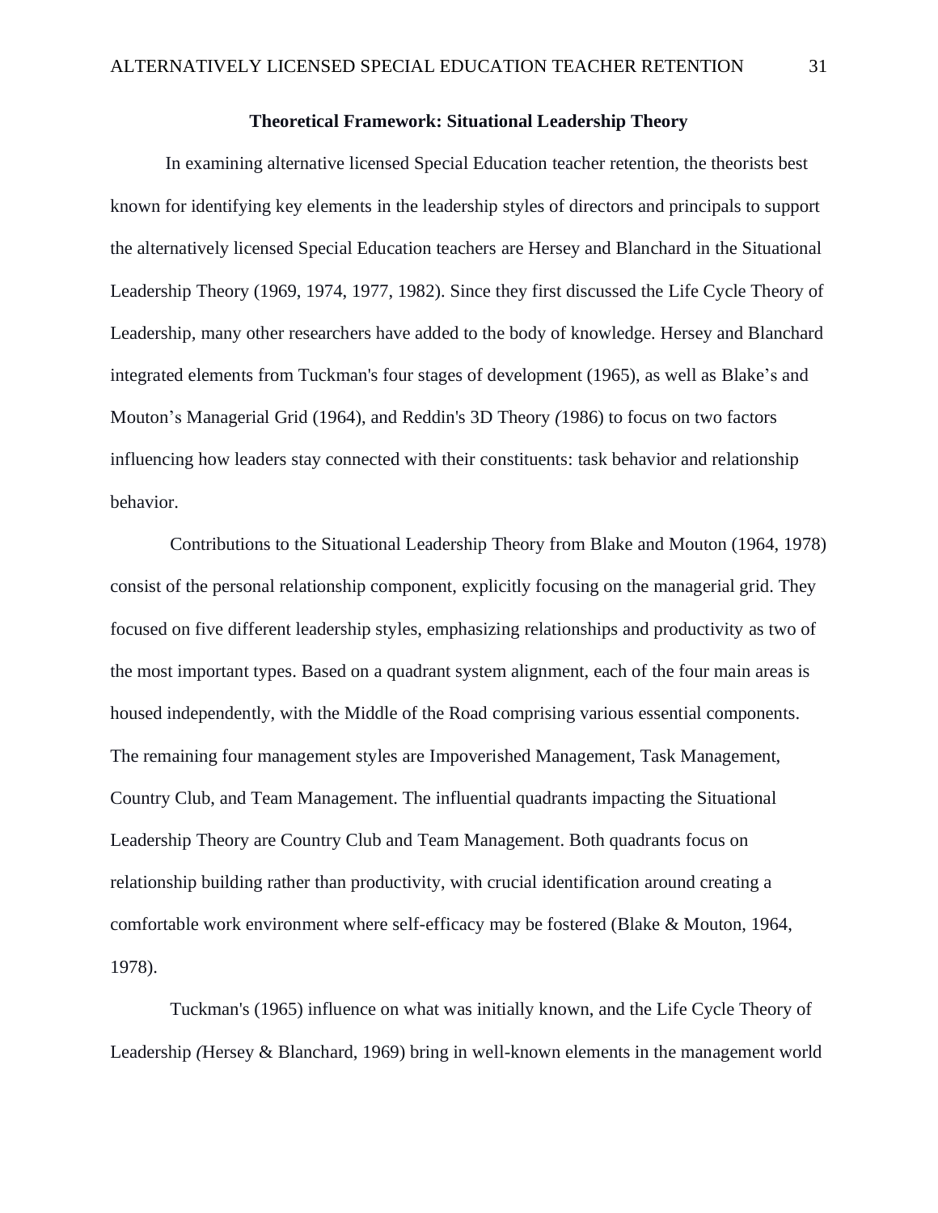## Theoretical Framework: Situational Leadership Theory

In examining alternative licensed Special Education teacher retention, the theorists best known for identifying key elements in the leadership styles of directors and principals to support the alternatively licensed Special Education teachers are Hersey and Blanchard in the Situational Leadership Theory (1969, 1974, 1977, 1982). Since they first discussed the Life Cycle Theory of Leadership, many other researchers have added to the body of knowledge. Hersey and Blanchard integrated elements from Tuckman's four stages of development (1965), as well as Blake's and Mouton's Managerial Grid (1964), and Reddin's 3D Theory *(*1986) to focus on two factors influencing how leaders stay connected with their constituents: task behavior and relationship behavior.

Contributions to the Situational Leadership Theory from Blake and Mouton (1964, 1978) consist of the personal relationship component, explicitly focusing on the managerial grid. They focused on five different leadership styles, emphasizing relationships and productivity as two of the most important types. Based on a quadrant system alignment, each of the four main areas is housed independently, with the Middle of the Road comprising various essential components. The remaining four management styles are Impoverished Management, Task Management, Country Club, and Team Management. The influential quadrants impacting the Situational Leadership Theory are Country Club and Team Management. Both quadrants focus on relationship building rather than productivity, with crucial identification around creating a comfortable work environment where self-efficacy may be fostered (Blake & Mouton, 1964, 1978).

Tuckman's (1965) influence on what was initially known, and the Life Cycle Theory of Leadership *(*Hersey & Blanchard, 1969) bring in well-known elements in the management world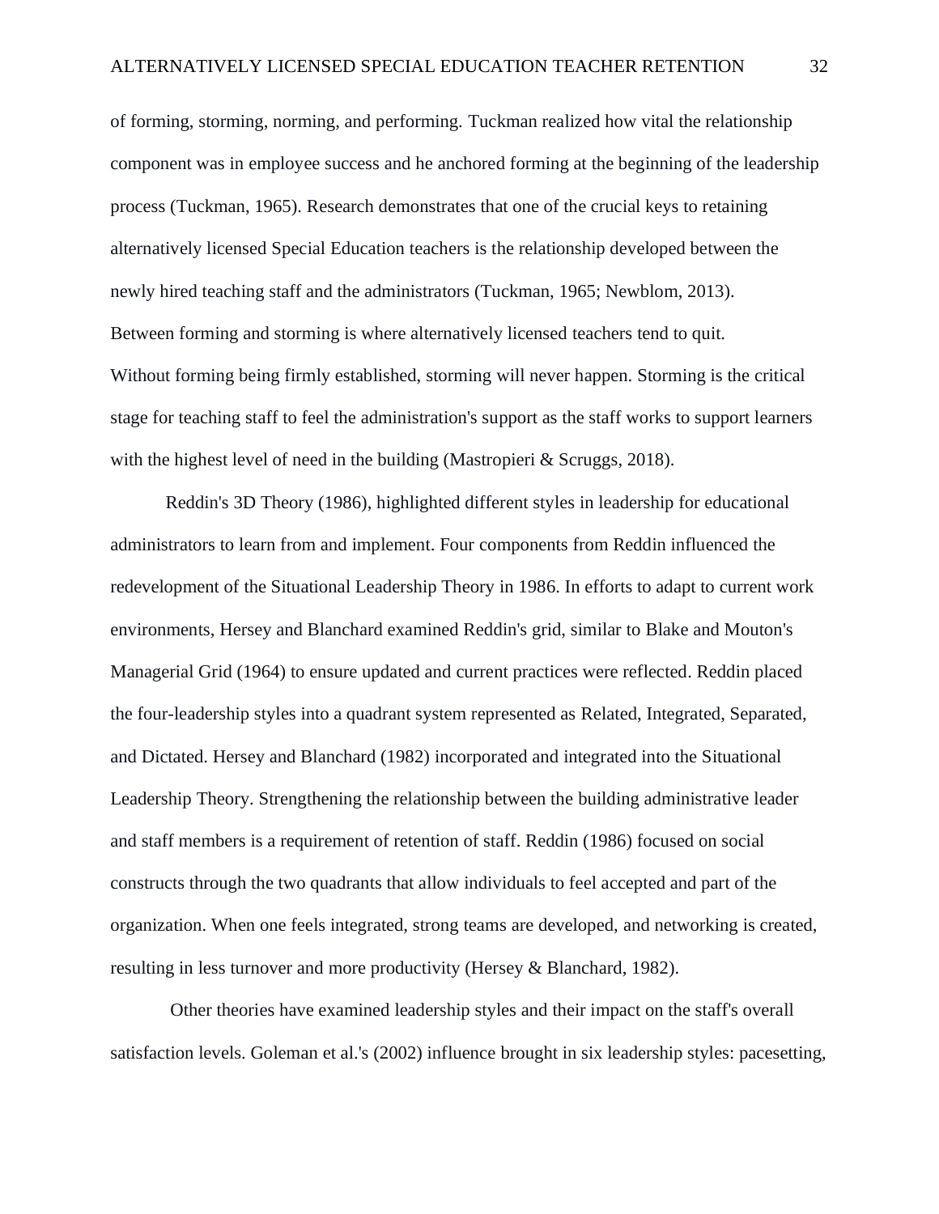of forming, storming, norming, and performing. Tuckman realized how vital the relationship component was in employee success and he anchored forming at the beginning of the leadership process (Tuckman, 1965). Research demonstrates that one of the crucial keys to retaining alternatively licensed Special Education teachers is the relationship developed between the newly hired teaching staff and the administrators (Tuckman, 1965; Newblom, 2013). Between forming and storming is where alternatively licensed teachers tend to quit. Without forming being firmly established, storming will never happen. Storming is the critical stage for teaching staff to feel the administration's support as the staff works to support learners with the highest level of need in the building (Mastropieri & Scruggs, 2018).

Reddin's 3D Theory (1986), highlighted different styles in leadership for educational administrators to learn from and implement. Four components from Reddin influenced the redevelopment of the Situational Leadership Theory in 1986. In efforts to adapt to current work environments, Hersey and Blanchard examined Reddin's grid, similar to Blake and Mouton's Managerial Grid (1964) to ensure updated and current practices were reflected. Reddin placed the four-leadership styles into a quadrant system represented as Related, Integrated, Separated, and Dictated. Hersey and Blanchard (1982) incorporated and integrated into the Situational Leadership Theory. Strengthening the relationship between the building administrative leader and staff members is a requirement of retention of staff. Reddin (1986) focused on social constructs through the two quadrants that allow individuals to feel accepted and part of the organization. When one feels integrated, strong teams are developed, and networking is created, resulting in less turnover and more productivity (Hersey & Blanchard, 1982).

Other theories have examined leadership styles and their impact on the staff's overall satisfaction levels. Goleman et al.'s (2002) influence brought in six leadership styles: pacesetting,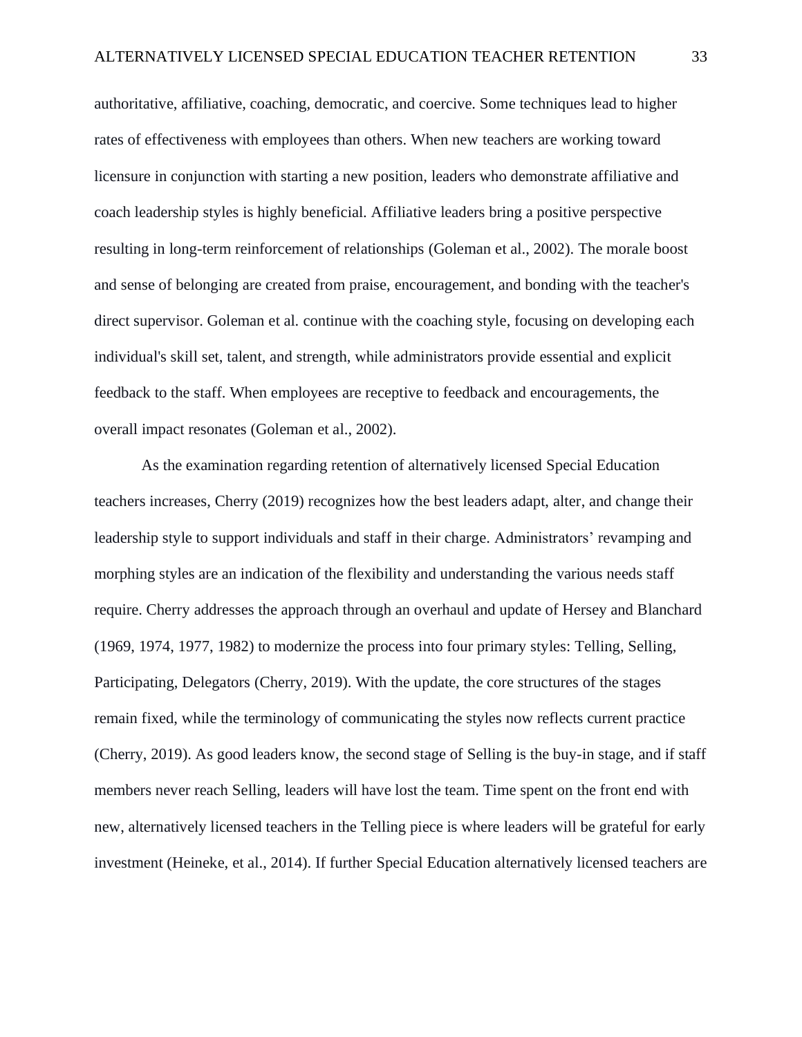authoritative, affiliative, coaching, democratic, and coercive. Some techniques lead to higher rates of effectiveness with employees than others. When new teachers are working toward licensure in conjunction with starting a new position, leaders who demonstrate affiliative and coach leadership styles is highly beneficial. Affiliative leaders bring a positive perspective resulting in long-term reinforcement of relationships (Goleman et al., 2002). The morale boost and sense of belonging are created from praise, encouragement, and bonding with the teacher's direct supervisor. Goleman et al. continue with the coaching style, focusing on developing each individual's skill set, talent, and strength, while administrators provide essential and explicit feedback to the staff. When employees are receptive to feedback and encouragements, the overall impact resonates (Goleman et al., 2002).

As the examination regarding retention of alternatively licensed Special Education teachers increases, Cherry (2019) recognizes how the best leaders adapt, alter, and change their leadership style to support individuals and staff in their charge. Administrators' revamping and morphing styles are an indication of the flexibility and understanding the various needs staff require. Cherry addresses the approach through an overhaul and update of Hersey and Blanchard (1969, 1974, 1977, 1982) to modernize the process into four primary styles: Telling, Selling, Participating, Delegators (Cherry, 2019). With the update, the core structures of the stages remain fixed, while the terminology of communicating the styles now reflects current practice (Cherry, 2019). As good leaders know, the second stage of Selling is the buy-in stage, and if staff members never reach Selling, leaders will have lost the team. Time spent on the front end with new, alternatively licensed teachers in the Telling piece is where leaders will be grateful for early investment (Heineke, et al., 2014). If further Special Education alternatively licensed teachers are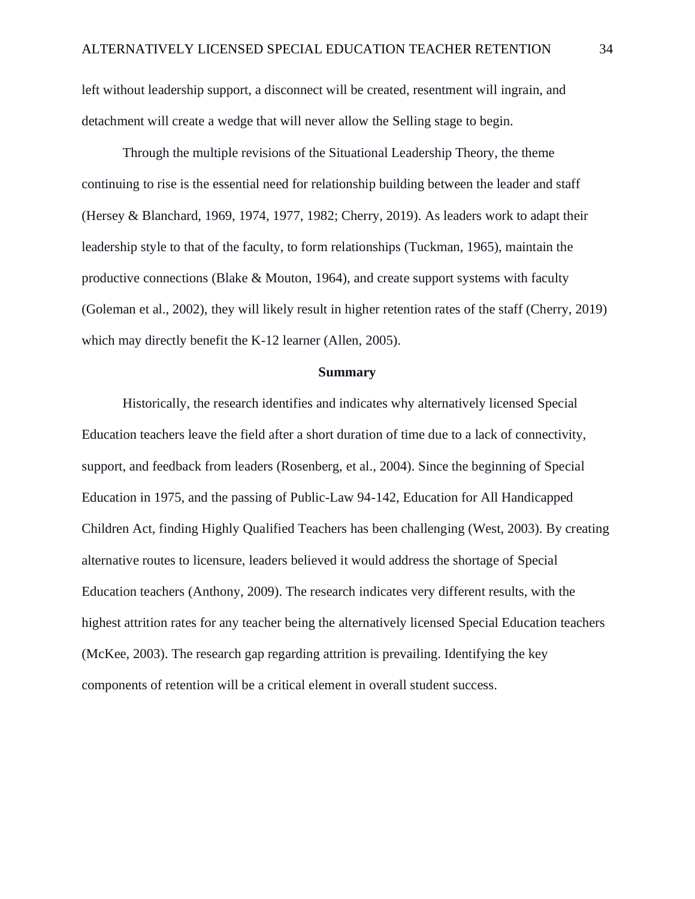left without leadership support, a disconnect will be created, resentment will ingrain, and detachment will create a wedge that will never allow the Selling stage to begin.

Through the multiple revisions of the Situational Leadership Theory, the theme continuing to rise is the essential need for relationship building between the leader and staff (Hersey & Blanchard, 1969, 1974, 1977, 1982; Cherry, 2019). As leaders work to adapt their leadership style to that of the faculty, to form relationships (Tuckman, 1965), maintain the productive connections (Blake & Mouton, 1964), and create support systems with faculty (Goleman et al., 2002), they will likely result in higher retention rates of the staff (Cherry, 2019) which may directly benefit the K-12 learner (Allen, 2005).

## Summary

Historically, the research identifies and indicates why alternatively licensed Special Education teachers leave the field after a short duration of time due to a lack of connectivity, support, and feedback from leaders (Rosenberg, et al., 2004). Since the beginning of Special Education in 1975, and the passing of Public-Law 94-142, Education for All Handicapped Children Act, finding Highly Qualified Teachers has been challenging (West, 2003). By creating alternative routes to licensure, leaders believed it would address the shortage of Special Education teachers (Anthony, 2009). The research indicates very different results, with the highest attrition rates for any teacher being the alternatively licensed Special Education teachers (McKee, 2003). The research gap regarding attrition is prevailing. Identifying the key components of retention will be a critical element in overall student success.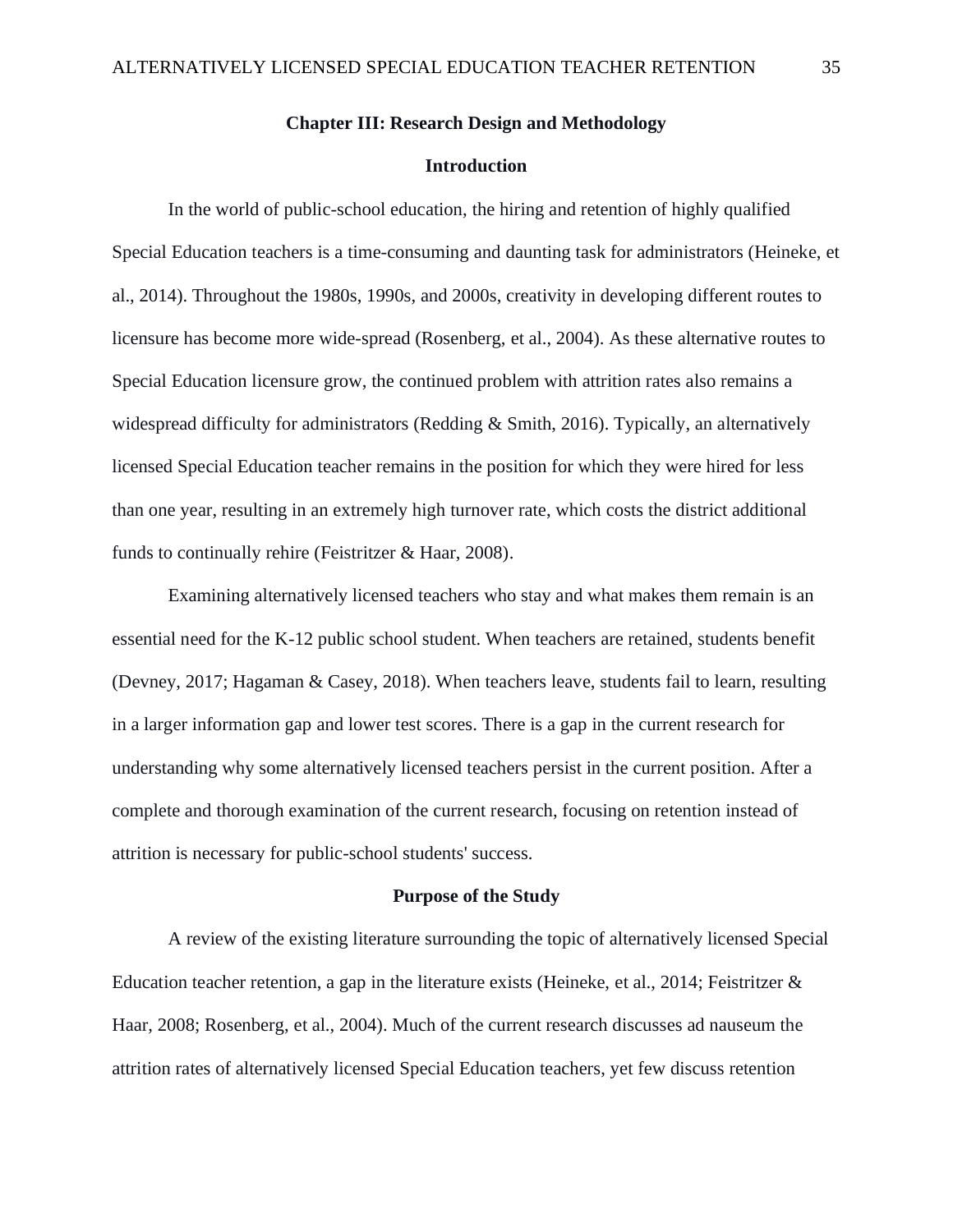# Chapter III: Research Design and Methodology

## Introduction

In the world of public-school education, the hiring and retention of highly qualified Special Education teachers is a time-consuming and daunting task for administrators (Heineke, et al., 2014). Throughout the 1980s, 1990s, and 2000s, creativity in developing different routes to licensure has become more wide-spread (Rosenberg, et al., 2004). As these alternative routes to Special Education licensure grow, the continued problem with attrition rates also remains a widespread difficulty for administrators (Redding & Smith, 2016). Typically, an alternatively licensed Special Education teacher remains in the position for which they were hired for less than one year, resulting in an extremely high turnover rate, which costs the district additional funds to continually rehire (Feistritzer & Haar, 2008).

Examining alternatively licensed teachers who stay and what makes them remain is an essential need for the K-12 public school student. When teachers are retained, students benefit (Devney, 2017; Hagaman & Casey, 2018). When teachers leave, students fail to learn, resulting in a larger information gap and lower test scores. There is a gap in the current research for understanding why some alternatively licensed teachers persist in the current position. After a complete and thorough examination of the current research, focusing on retention instead of attrition is necessary for public-school students' success.

## Purpose of the Study

A review of the existing literature surrounding the topic of alternatively licensed Special Education teacher retention, a gap in the literature exists (Heineke, et al., 2014; Feistritzer & Haar, 2008; Rosenberg, et al., 2004). Much of the current research discusses ad nauseum the attrition rates of alternatively licensed Special Education teachers, yet few discuss retention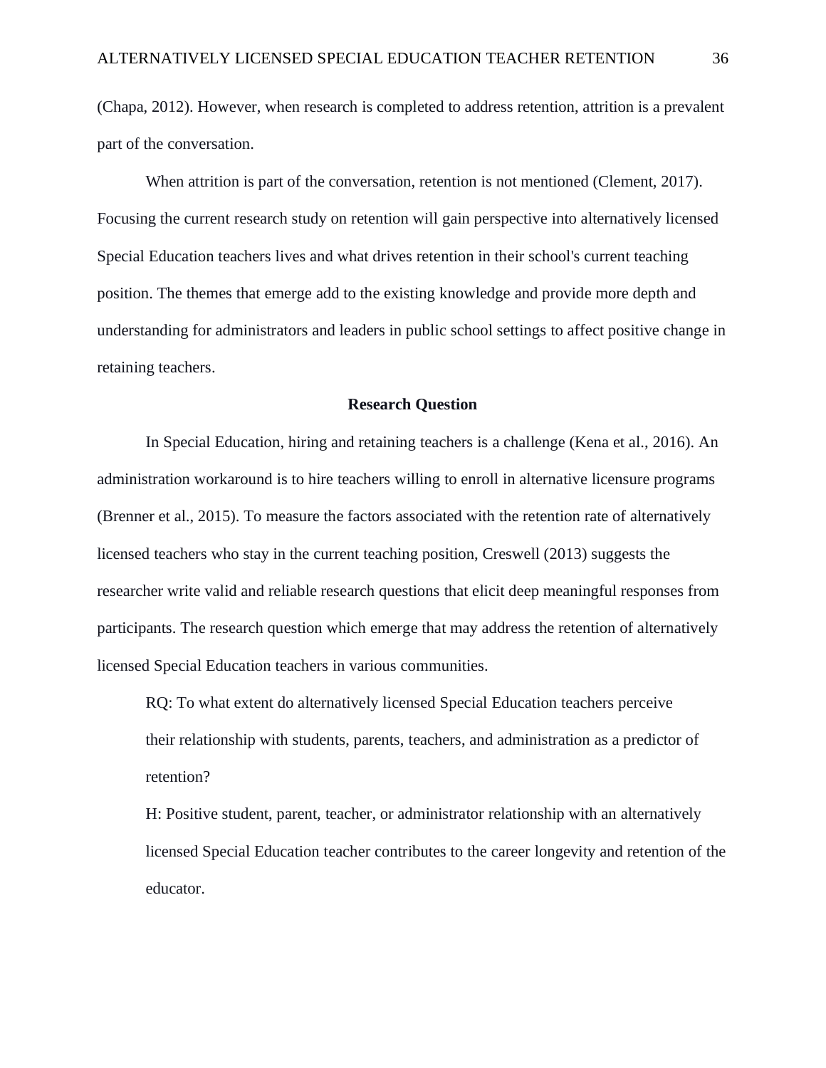(Chapa, 2012). However, when research is completed to address retention, attrition is a prevalent part of the conversation.

When attrition is part of the conversation, retention is not mentioned (Clement, 2017). Focusing the current research study on retention will gain perspective into alternatively licensed Special Education teachers lives and what drives retention in their school's current teaching position. The themes that emerge add to the existing knowledge and provide more depth and understanding for administrators and leaders in public school settings to affect positive change in retaining teachers.

## Research Question

In Special Education, hiring and retaining teachers is a challenge (Kena et al., 2016). An administration workaround is to hire teachers willing to enroll in alternative licensure programs (Brenner et al., 2015). To measure the factors associated with the retention rate of alternatively licensed teachers who stay in the current teaching position, Creswell (2013) suggests the researcher write valid and reliable research questions that elicit deep meaningful responses from participants. The research question which emerge that may address the retention of alternatively licensed Special Education teachers in various communities.

RQ: To what extent do alternatively licensed Special Education teachers perceive their relationship with students, parents, teachers, and administration as a predictor of retention?

H: Positive student, parent, teacher, or administrator relationship with an alternatively licensed Special Education teacher contributes to the career longevity and retention of the educator.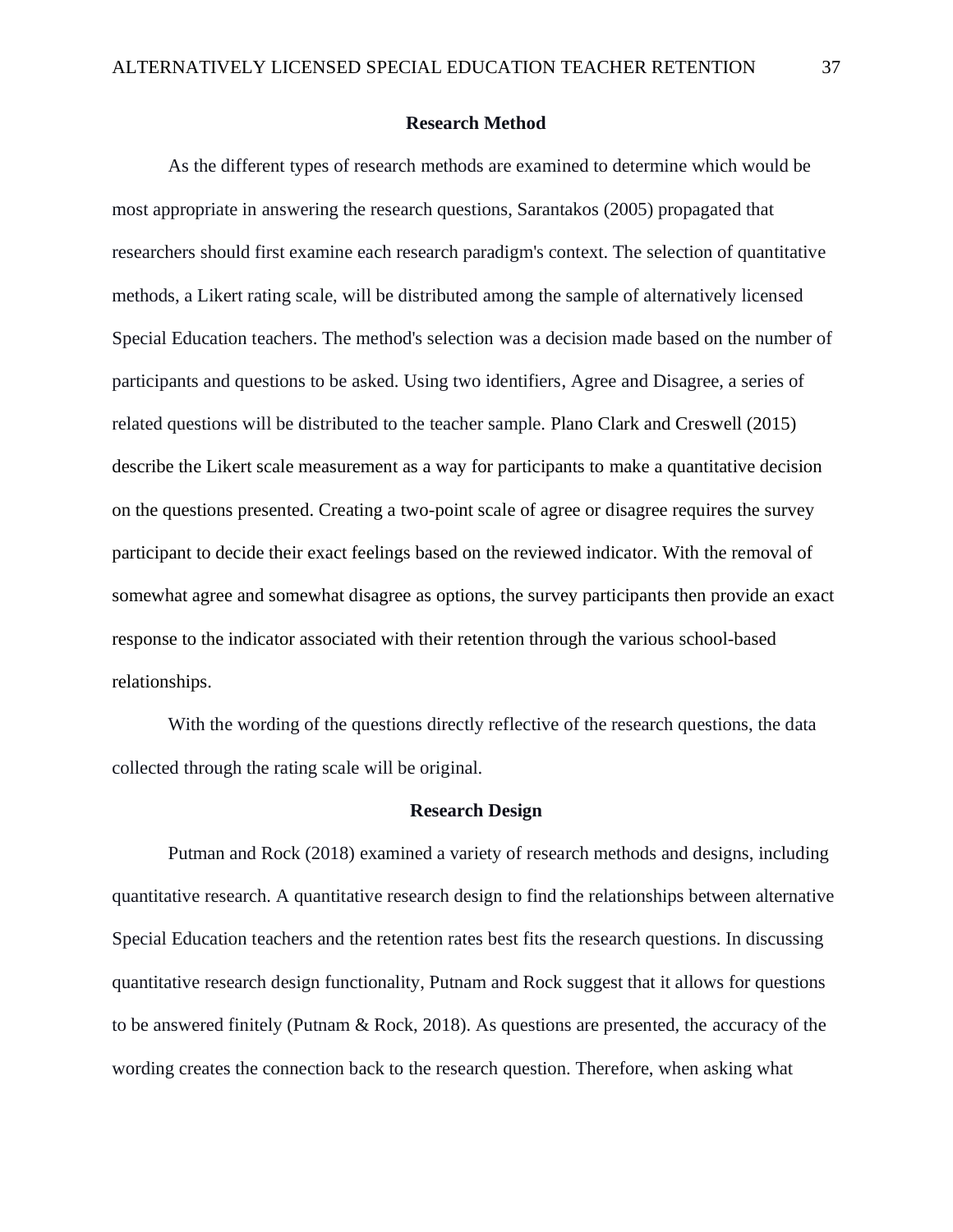## Research Method

As the different types of research methods are examined to determine which would be most appropriate in answering the research questions, Sarantakos (2005) propagated that researchers should first examine each research paradigm's context. The selection of quantitative methods, a Likert rating scale, will be distributed among the sample of alternatively licensed Special Education teachers. The method's selection was a decision made based on the number of participants and questions to be asked. Using two identifiers, Agree and Disagree, a series of related questions will be distributed to the teacher sample. Plano Clark and Creswell (2015) describe the Likert scale measurement as a way for participants to make a quantitative decision on the questions presented. Creating a two-point scale of agree or disagree requires the survey participant to decide their exact feelings based on the reviewed indicator. With the removal of somewhat agree and somewhat disagree as options, the survey participants then provide an exact response to the indicator associated with their retention through the various school-based relationships.

With the wording of the questions directly reflective of the research questions, the data collected through the rating scale will be original.

## Research Design

Putman and Rock (2018) examined a variety of research methods and designs, including quantitative research. A quantitative research design to find the relationships between alternative Special Education teachers and the retention rates best fits the research questions. In discussing quantitative research design functionality, Putnam and Rock suggest that it allows for questions to be answered finitely (Putnam & Rock, 2018). As questions are presented, the accuracy of the wording creates the connection back to the research question. Therefore, when asking what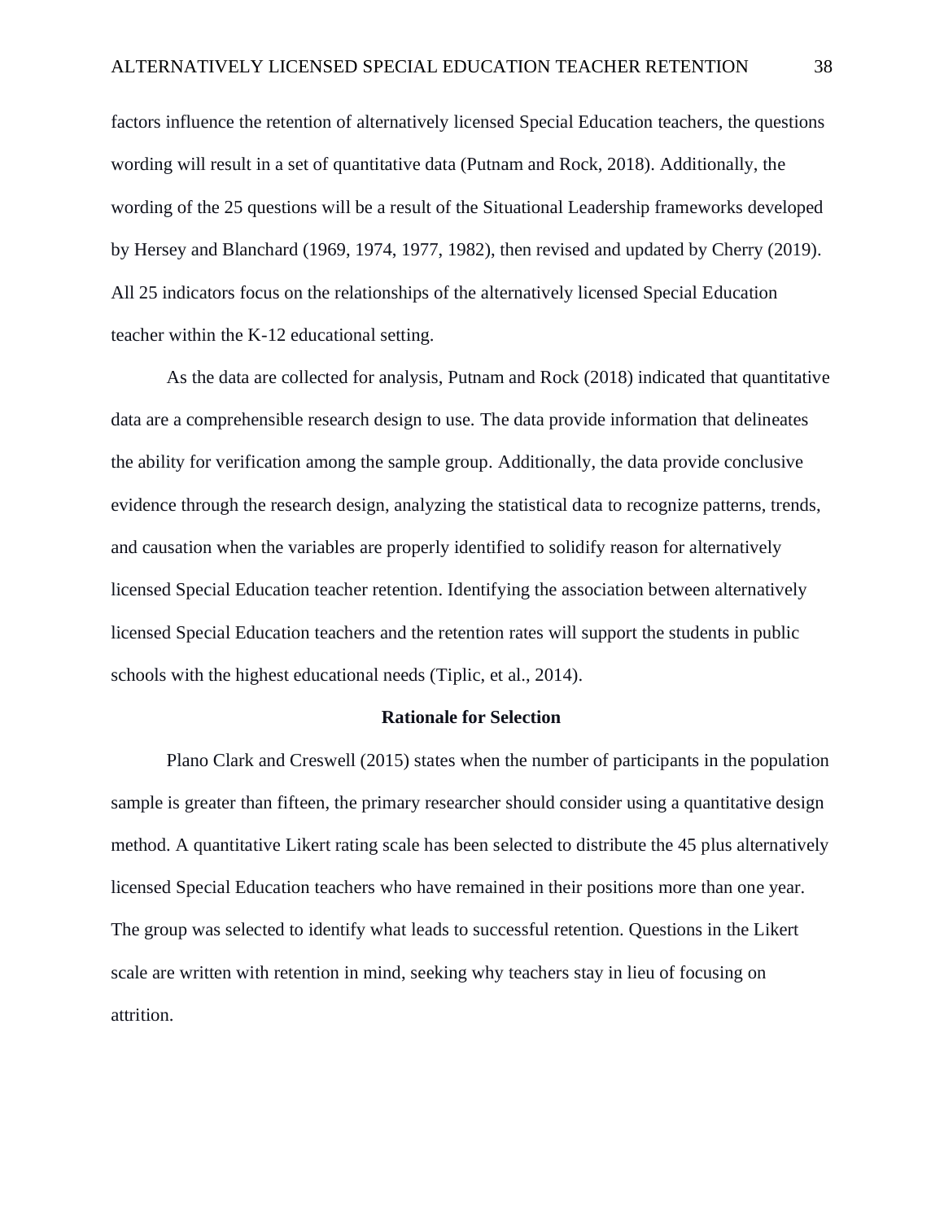factors influence the retention of alternatively licensed Special Education teachers, the questions wording will result in a set of quantitative data (Putnam and Rock, 2018). Additionally, the wording of the 25 questions will be a result of the Situational Leadership frameworks developed by Hersey and Blanchard (1969, 1974, 1977, 1982), then revised and updated by Cherry (2019). All 25 indicators focus on the relationships of the alternatively licensed Special Education teacher within the K-12 educational setting.

As the data are collected for analysis, Putnam and Rock (2018) indicated that quantitative data are a comprehensible research design to use. The data provide information that delineates the ability for verification among the sample group. Additionally, the data provide conclusive evidence through the research design, analyzing the statistical data to recognize patterns, trends, and causation when the variables are properly identified to solidify reason for alternatively licensed Special Education teacher retention. Identifying the association between alternatively licensed Special Education teachers and the retention rates will support the students in public schools with the highest educational needs (Tiplic, et al., 2014).

## Rationale for Selection

Plano Clark and Creswell (2015) states when the number of participants in the population sample is greater than fifteen, the primary researcher should consider using a quantitative design method. A quantitative Likert rating scale has been selected to distribute the 45 plus alternatively licensed Special Education teachers who have remained in their positions more than one year. The group was selected to identify what leads to successful retention. Questions in the Likert scale are written with retention in mind, seeking why teachers stay in lieu of focusing on attrition.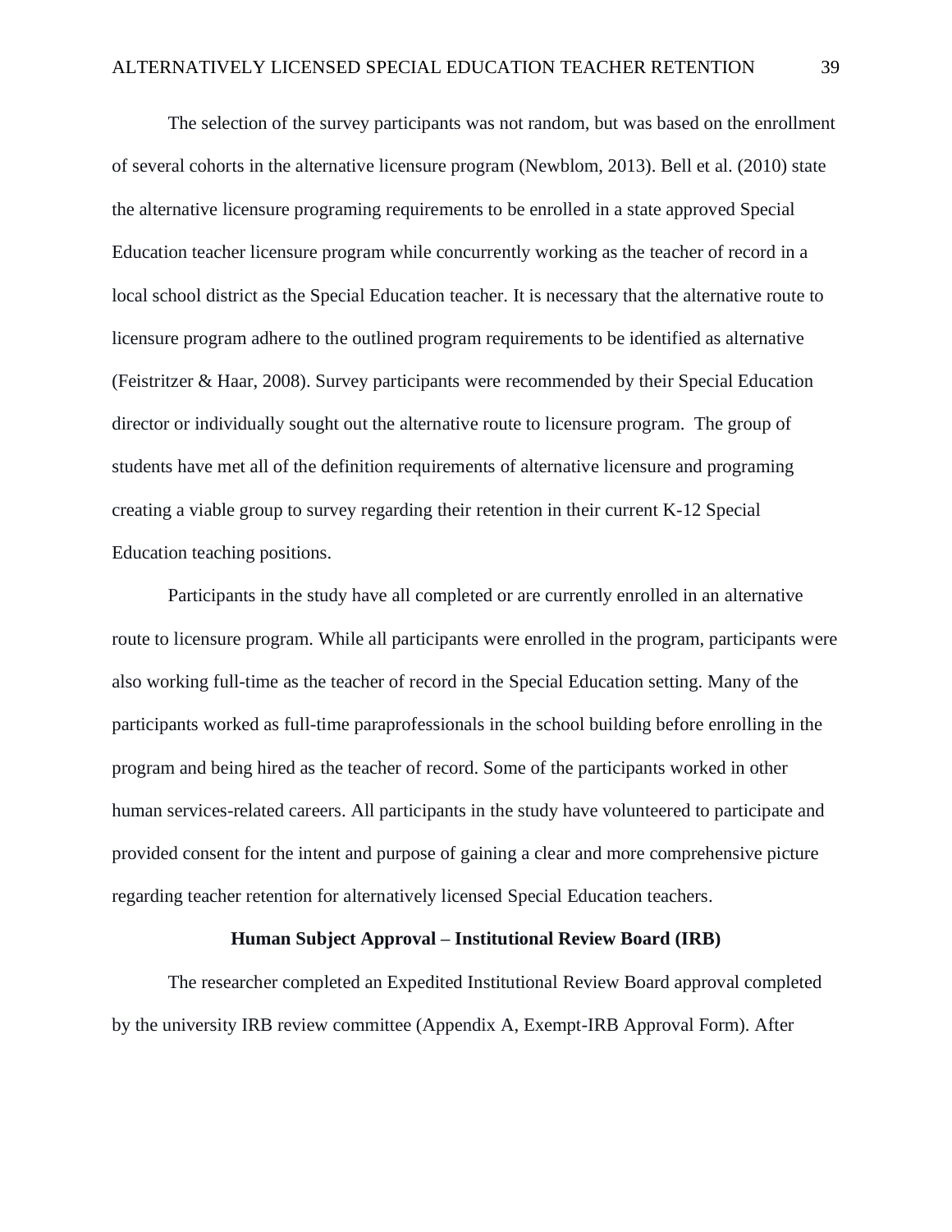The selection of the survey participants was not random, but was based on the enrollment of several cohorts in the alternative licensure program (Newblom, 2013). Bell et al. (2010) state the alternative licensure programing requirements to be enrolled in a state approved Special Education teacher licensure program while concurrently working as the teacher of record in a local school district as the Special Education teacher. It is necessary that the alternative route to licensure program adhere to the outlined program requirements to be identified as alternative (Feistritzer & Haar, 2008). Survey participants were recommended by their Special Education director or individually sought out the alternative route to licensure program. The group of students have met all of the definition requirements of alternative licensure and programing creating a viable group to survey regarding their retention in their current K-12 Special Education teaching positions.

Participants in the study have all completed or are currently enrolled in an alternative route to licensure program. While all participants were enrolled in the program, participants were also working full-time as the teacher of record in the Special Education setting. Many of the participants worked as full-time paraprofessionals in the school building before enrolling in the program and being hired as the teacher of record. Some of the participants worked in other human services-related careers. All participants in the study have volunteered to participate and provided consent for the intent and purpose of gaining a clear and more comprehensive picture regarding teacher retention for alternatively licensed Special Education teachers.

## Human Subject Approval – Institutional Review Board (IRB)

The researcher completed an Expedited Institutional Review Board approval completed by the university IRB review committee (Appendix A, Exempt-IRB Approval Form). After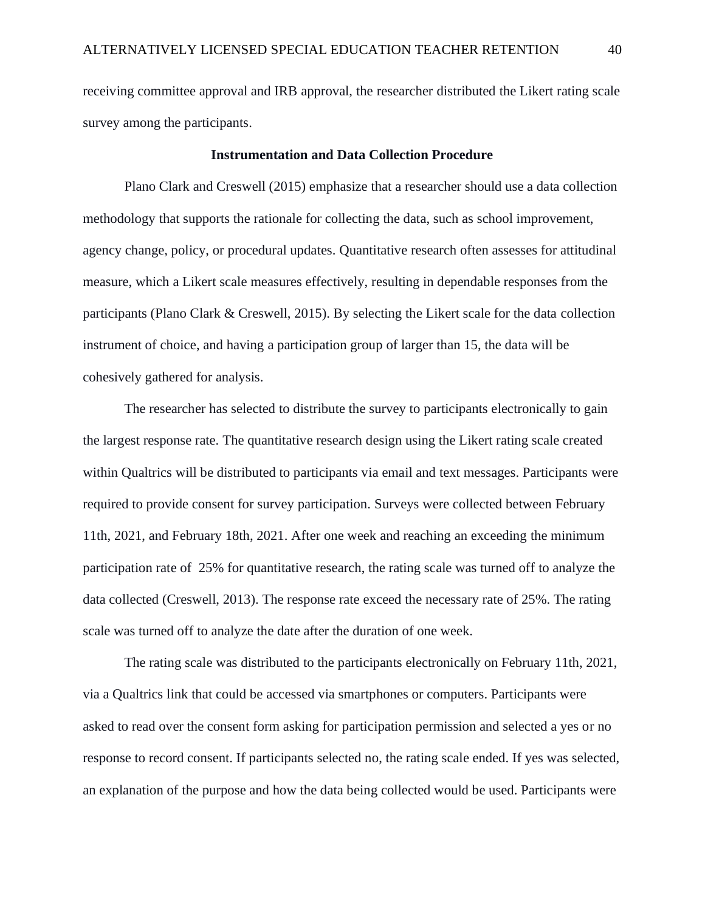receiving committee approval and IRB approval, the researcher distributed the Likert rating scale survey among the participants.

### Instrumentation and Data Collection Procedure

Plano Clark and Creswell (2015) emphasize that a researcher should use a data collection methodology that supports the rationale for collecting the data, such as school improvement, agency change, policy, or procedural updates. Quantitative research often assesses for attitudinal measure, which a Likert scale measures effectively, resulting in dependable responses from the participants (Plano Clark & Creswell, 2015). By selecting the Likert scale for the data collection instrument of choice, and having a participation group of larger than 15, the data will be cohesively gathered for analysis.

The researcher has selected to distribute the survey to participants electronically to gain the largest response rate. The quantitative research design using the Likert rating scale created within Qualtrics will be distributed to participants via email and text messages. Participants were required to provide consent for survey participation. Surveys were collected between February 11th, 2021, and February 18th, 2021. After one week and reaching an exceeding the minimum participation rate of  25% for quantitative research, the rating scale was turned off to analyze the data collected (Creswell, 2013). The response rate exceed the necessary rate of 25%. The rating scale was turned off to analyze the date after the duration of one week.

The rating scale was distributed to the participants electronically on February 11th, 2021, via a Qualtrics link that could be accessed via smartphones or computers. Participants were asked to read over the consent form asking for participation permission and selected a yes or no response to record consent. If participants selected no, the rating scale ended. If yes was selected, an explanation of the purpose and how the data being collected would be used. Participants were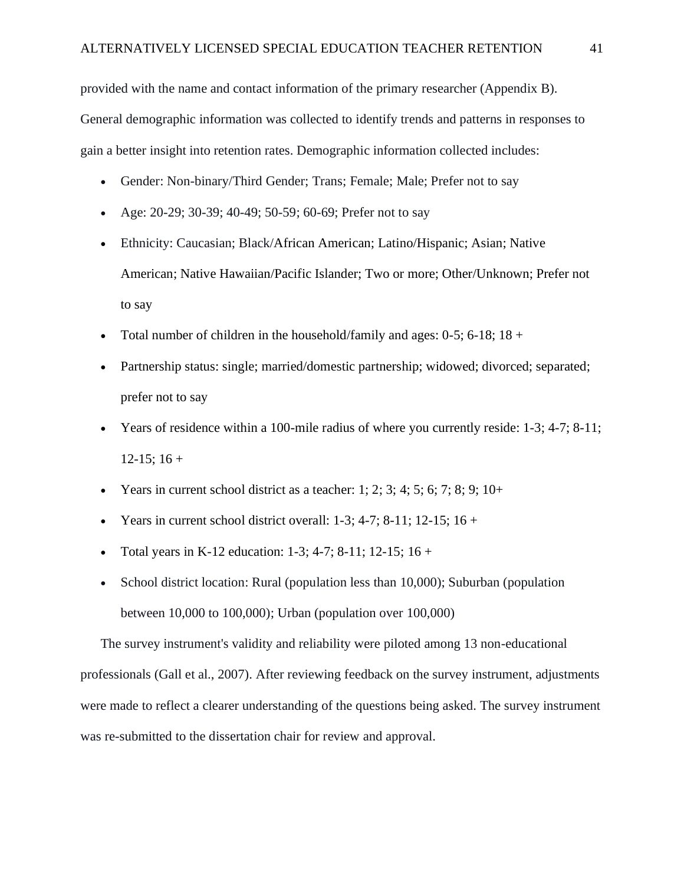provided with the name and contact information of the primary researcher (Appendix B). General demographic information was collected to identify trends and patterns in responses to gain a better insight into retention rates. Demographic information collected includes:

- Gender: Non-binary/Third Gender; Trans; Female; Male; Prefer not to say
- Age: 20-29; 30-39; 40-49; 50-59; 60-69; Prefer not to say
- Ethnicity: Caucasian; Black/African American; Latino/Hispanic; Asian; Native American; Native Hawaiian/Pacific Islander; Two or more; Other/Unknown; Prefer not to say
- Total number of children in the household/family and ages: 0-5; 6-18; 18 +
- Partnership status: single; married/domestic partnership; widowed; divorced; separated; prefer not to say
- Years of residence within a 100-mile radius of where you currently reside: 1-3; 4-7; 8-11; 12-15; 16 +
- Years in current school district as a teacher: 1; 2; 3; 4; 5; 6; 7; 8; 9; 10+
- Years in current school district overall: 1-3; 4-7; 8-11; 12-15; 16 +
- Total years in K-12 education: 1-3; 4-7; 8-11; 12-15; 16 +
- School district location: Rural (population less than 10,000); Suburban (population between 10,000 to 100,000); Urban (population over 100,000)

The survey instrument's validity and reliability were piloted among 13 non-educational professionals (Gall et al., 2007). After reviewing feedback on the survey instrument, adjustments were made to reflect a clearer understanding of the questions being asked. The survey instrument was re-submitted to the dissertation chair for review and approval.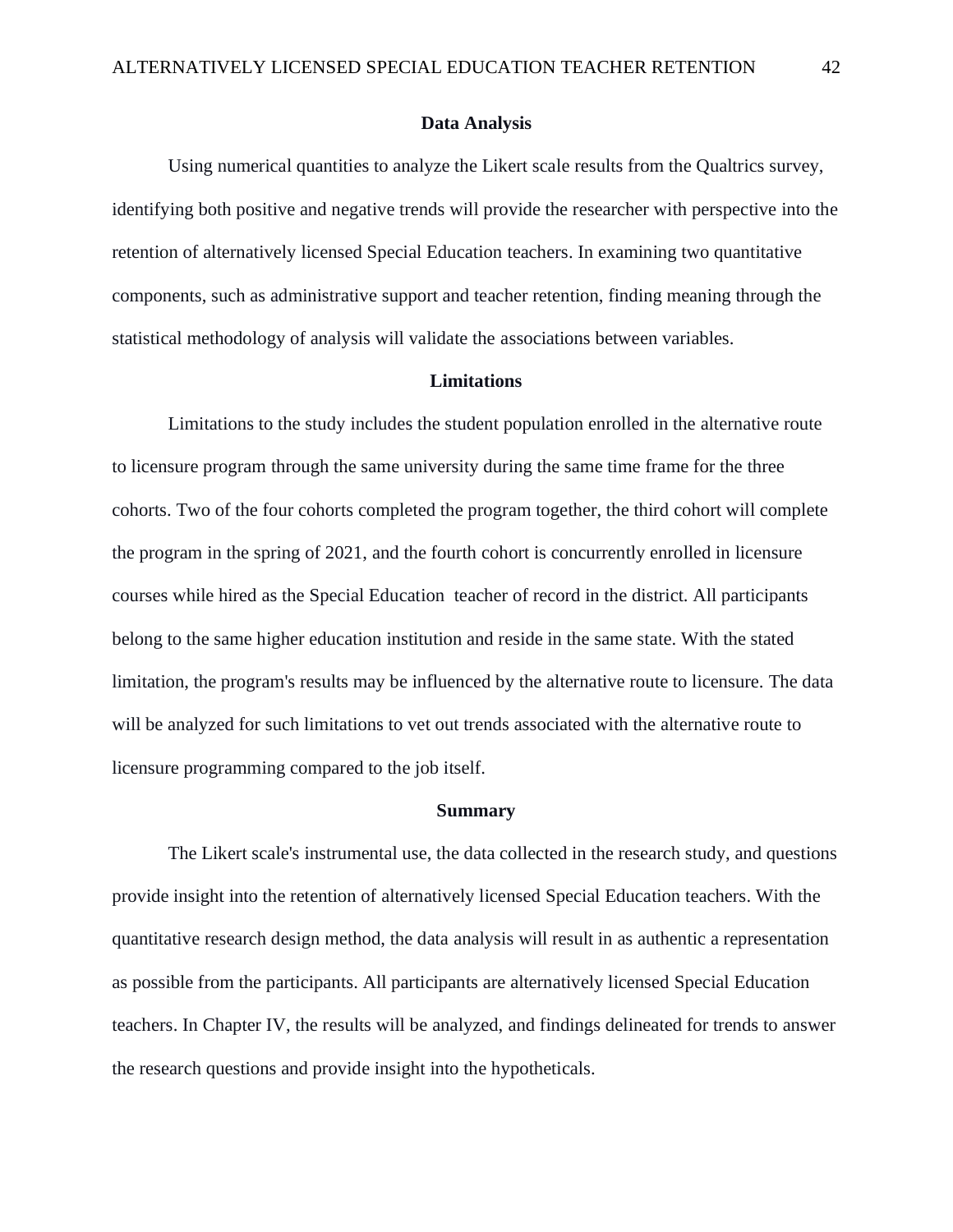## Data Analysis

Using numerical quantities to analyze the Likert scale results from the Qualtrics survey, identifying both positive and negative trends will provide the researcher with perspective into the retention of alternatively licensed Special Education teachers. In examining two quantitative components, such as administrative support and teacher retention, finding meaning through the statistical methodology of analysis will validate the associations between variables.

## Limitations

Limitations to the study includes the student population enrolled in the alternative route to licensure program through the same university during the same time frame for the three cohorts. Two of the four cohorts completed the program together, the third cohort will complete the program in the spring of 2021, and the fourth cohort is concurrently enrolled in licensure courses while hired as the Special Education teacher of record in the district. All participants belong to the same higher education institution and reside in the same state. With the stated limitation, the program's results may be influenced by the alternative route to licensure. The data will be analyzed for such limitations to vet out trends associated with the alternative route to licensure programming compared to the job itself.

## Summary

The Likert scale's instrumental use, the data collected in the research study, and questions provide insight into the retention of alternatively licensed Special Education teachers. With the quantitative research design method, the data analysis will result in as authentic a representation as possible from the participants. All participants are alternatively licensed Special Education teachers. In Chapter IV, the results will be analyzed, and findings delineated for trends to answer the research questions and provide insight into the hypotheticals.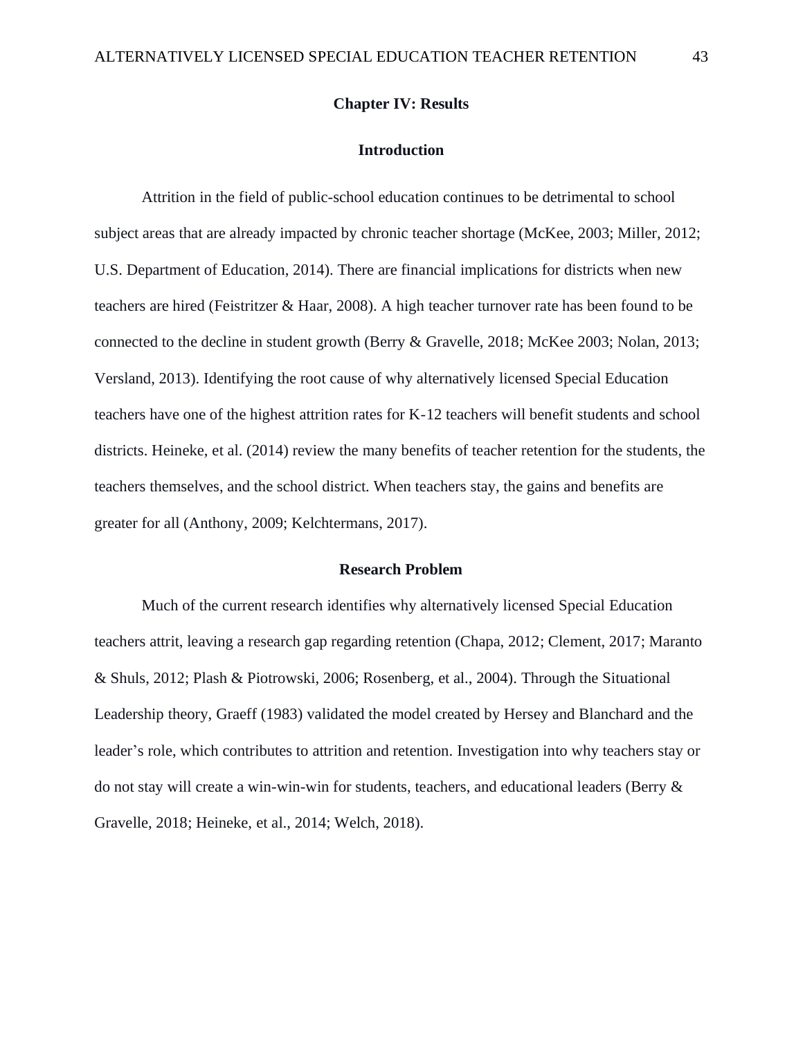# Chapter IV: Results

## Introduction

Attrition in the field of public-school education continues to be detrimental to school subject areas that are already impacted by chronic teacher shortage (McKee, 2003; Miller, 2012; U.S. Department of Education, 2014). There are financial implications for districts when new teachers are hired (Feistritzer & Haar, 2008). A high teacher turnover rate has been found to be connected to the decline in student growth (Berry & Gravelle, 2018; McKee 2003; Nolan, 2013; Versland, 2013). Identifying the root cause of why alternatively licensed Special Education teachers have one of the highest attrition rates for K-12 teachers will benefit students and school districts. Heineke, et al. (2014) review the many benefits of teacher retention for the students, the teachers themselves, and the school district. When teachers stay, the gains and benefits are greater for all (Anthony, 2009; Kelchtermans, 2017).

## Research Problem

Much of the current research identifies why alternatively licensed Special Education teachers attrit, leaving a research gap regarding retention (Chapa, 2012; Clement, 2017; Maranto & Shuls, 2012; Plash & Piotrowski, 2006; Rosenberg, et al., 2004). Through the Situational Leadership theory, Graeff (1983) validated the model created by Hersey and Blanchard and the leader's role, which contributes to attrition and retention. Investigation into why teachers stay or do not stay will create a win-win-win for students, teachers, and educational leaders (Berry & Gravelle, 2018; Heineke, et al., 2014; Welch, 2018).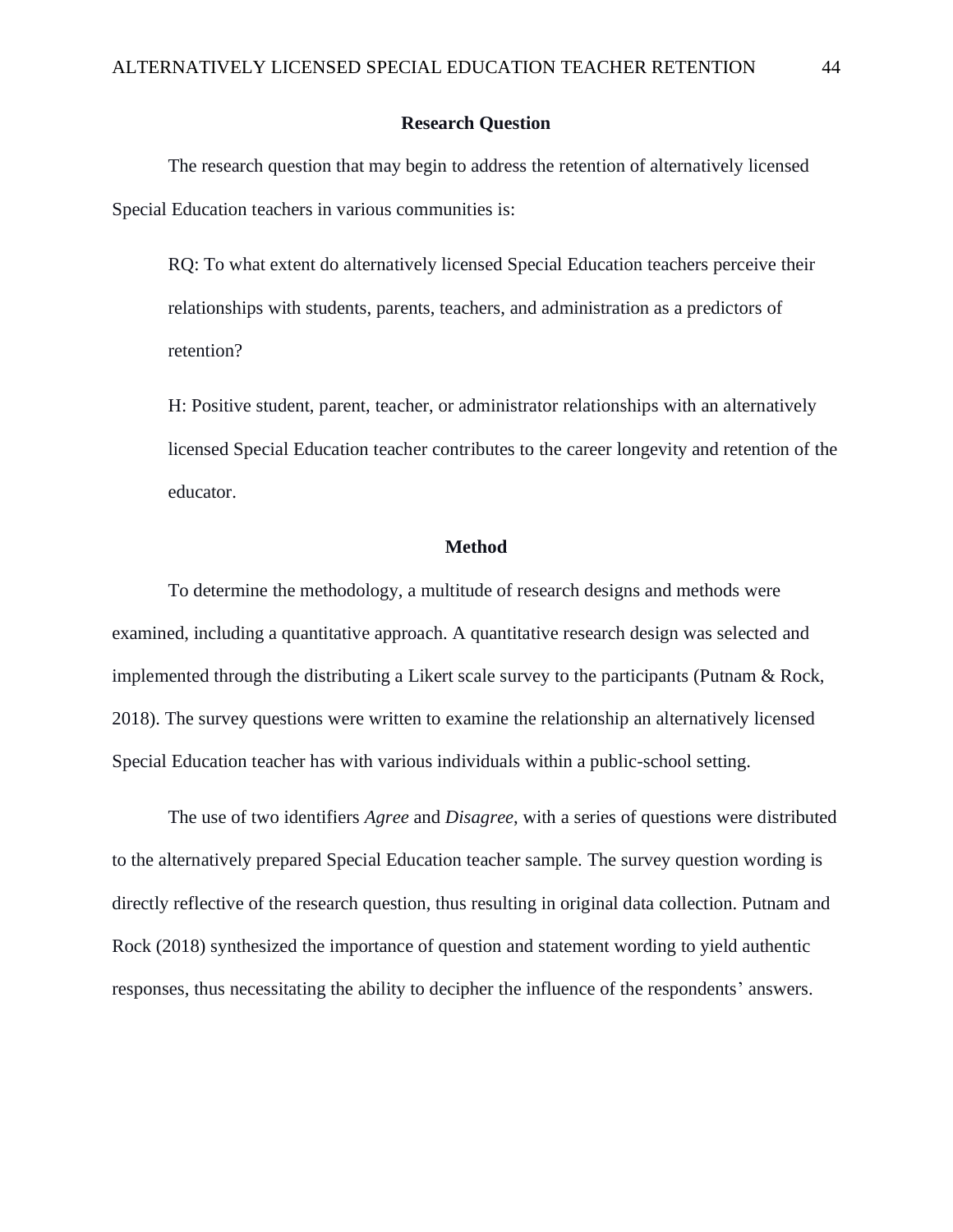## Research Question

The research question that may begin to address the retention of alternatively licensed Special Education teachers in various communities is:

> RQ: To what extent do alternatively licensed Special Education teachers perceive their relationships with students, parents, teachers, and administration as a predictors of retention?
>
> H: Positive student, parent, teacher, or administrator relationships with an alternatively licensed Special Education teacher contributes to the career longevity and retention of the educator.

## Method

To determine the methodology, a multitude of research designs and methods were examined, including a quantitative approach. A quantitative research design was selected and implemented through the distributing a Likert scale survey to the participants (Putnam & Rock, 2018). The survey questions were written to examine the relationship an alternatively licensed Special Education teacher has with various individuals within a public-school setting.

The use of two identifiers *Agree* and *Disagree*, with a series of questions were distributed to the alternatively prepared Special Education teacher sample. The survey question wording is directly reflective of the research question, thus resulting in original data collection. Putnam and Rock (2018) synthesized the importance of question and statement wording to yield authentic responses, thus necessitating the ability to decipher the influence of the respondents' answers.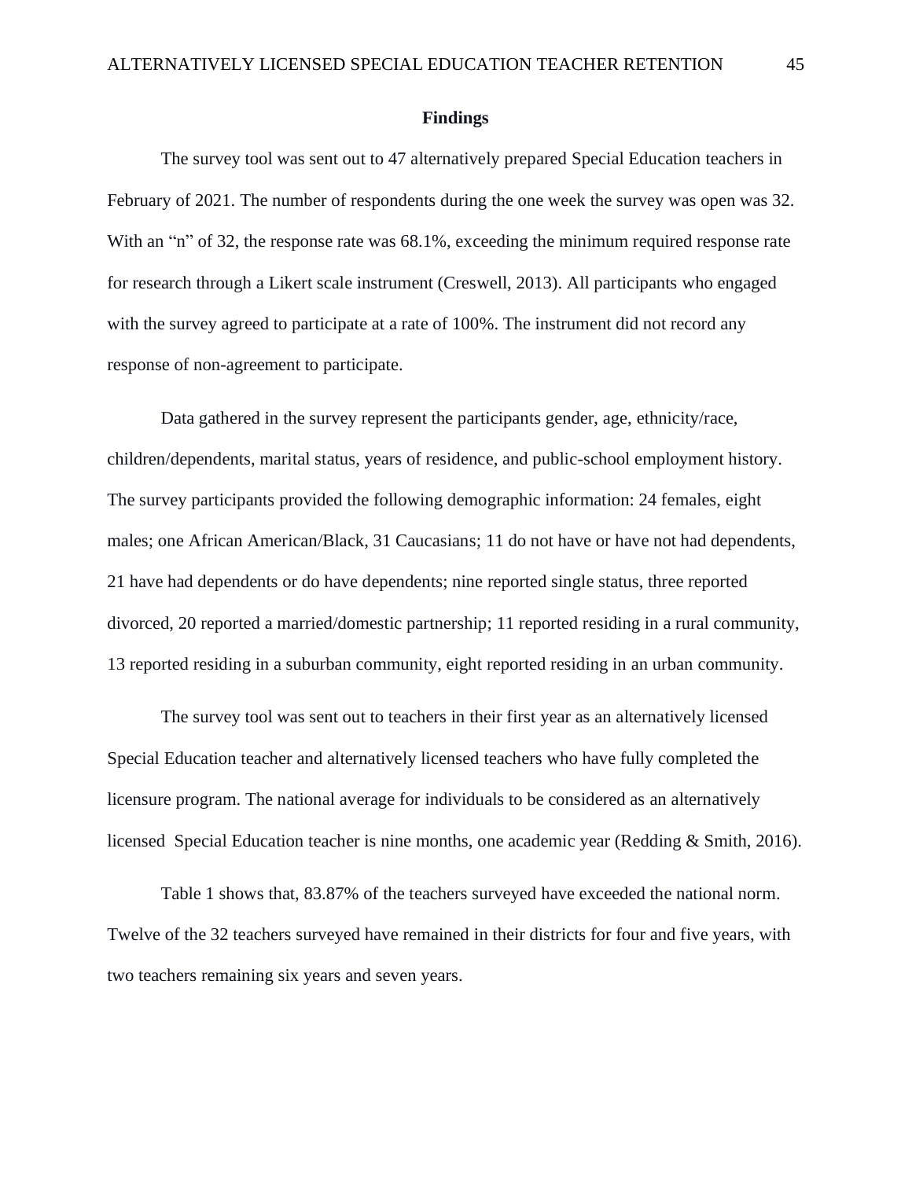## Findings

The survey tool was sent out to 47 alternatively prepared Special Education teachers in February of 2021. The number of respondents during the one week the survey was open was 32. With an "n" of 32, the response rate was 68.1%, exceeding the minimum required response rate for research through a Likert scale instrument (Creswell, 2013). All participants who engaged with the survey agreed to participate at a rate of 100%. The instrument did not record any response of non-agreement to participate.

Data gathered in the survey represent the participants gender, age, ethnicity/race, children/dependents, marital status, years of residence, and public-school employment history. The survey participants provided the following demographic information: 24 females, eight males; one African American/Black, 31 Caucasians; 11 do not have or have not had dependents, 21 have had dependents or do have dependents; nine reported single status, three reported divorced, 20 reported a married/domestic partnership; 11 reported residing in a rural community, 13 reported residing in a suburban community, eight reported residing in an urban community.

The survey tool was sent out to teachers in their first year as an alternatively licensed Special Education teacher and alternatively licensed teachers who have fully completed the licensure program. The national average for individuals to be considered as an alternatively licensed Special Education teacher is nine months, one academic year (Redding & Smith, 2016).

Table 1 shows that, 83.87% of the teachers surveyed have exceeded the national norm. Twelve of the 32 teachers surveyed have remained in their districts for four and five years, with two teachers remaining six years and seven years.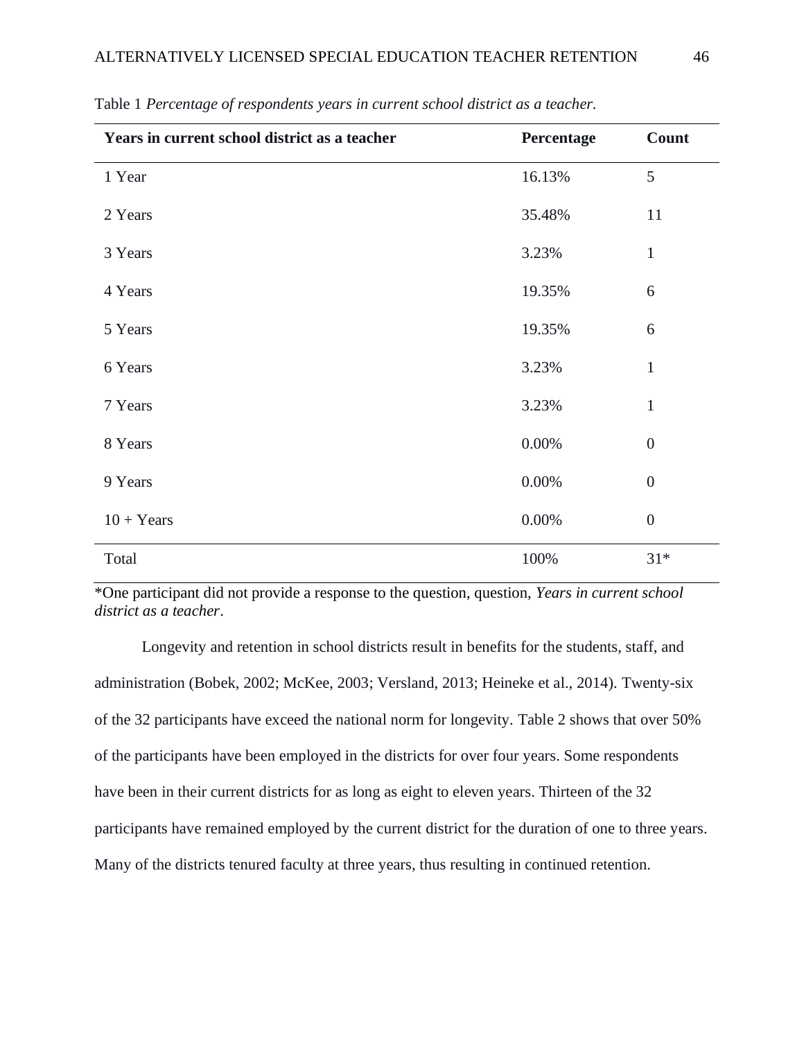Table 1 *Percentage of respondents years in current school district as a teacher.*

| Years in current school district as a teacher | Percentage | Count |
|---|---|---|
| 1 Year | 16.13% | 5 |
| 2 Years | 35.48% | 11 |
| 3 Years | 3.23% | 1 |
| 4 Years | 19.35% | 6 |
| 5 Years | 19.35% | 6 |
| 6 Years | 3.23% | 1 |
| 7 Years | 3.23% | 1 |
| 8 Years | 0.00% | 0 |
| 9 Years | 0.00% | 0 |
| 10 + Years | 0.00% | 0 |
| Total | 100% | 31* |

*One participant did not provide a response to the question, question, *Years in current school district as a teacher*.

Longevity and retention in school districts result in benefits for the students, staff, and administration (Bobek, 2002; McKee, 2003; Versland, 2013; Heineke et al., 2014). Twenty-six of the 32 participants have exceed the national norm for longevity. Table 2 shows that over 50% of the participants have been employed in the districts for over four years. Some respondents have been in their current districts for as long as eight to eleven years. Thirteen of the 32 participants have remained employed by the current district for the duration of one to three years. Many of the districts tenured faculty at three years, thus resulting in continued retention.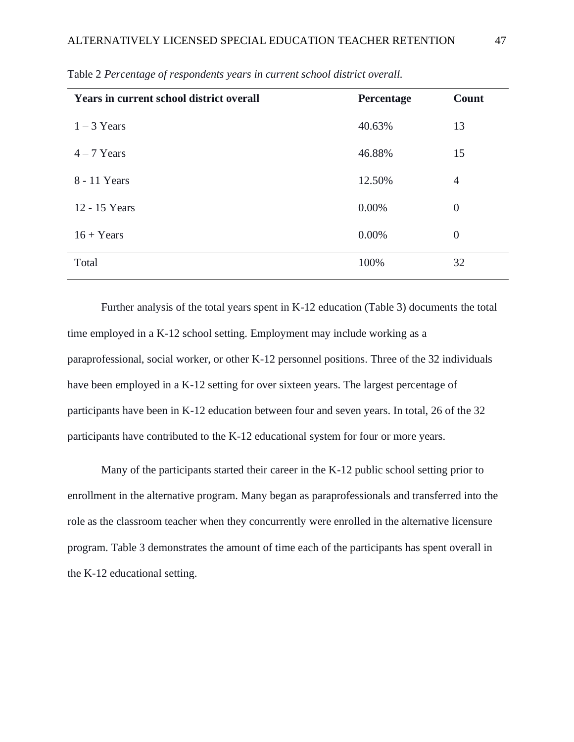Table 2 *Percentage of respondents years in current school district overall.*

| Years in current school district overall | Percentage | Count |
|---|---|---|
| 1 – 3 Years | 40.63% | 13 |
| 4 – 7 Years | 46.88% | 15 |
| 8 - 11 Years | 12.50% | 4 |
| 12 - 15 Years | 0.00% | 0 |
| 16 + Years | 0.00% | 0 |
| Total | 100% | 32 |

Further analysis of the total years spent in K-12 education (Table 3) documents the total time employed in a K-12 school setting. Employment may include working as a paraprofessional, social worker, or other K-12 personnel positions. Three of the 32 individuals have been employed in a K-12 setting for over sixteen years. The largest percentage of participants have been in K-12 education between four and seven years. In total, 26 of the 32 participants have contributed to the K-12 educational system for four or more years.

Many of the participants started their career in the K-12 public school setting prior to enrollment in the alternative program. Many began as paraprofessionals and transferred into the role as the classroom teacher when they concurrently were enrolled in the alternative licensure program. Table 3 demonstrates the amount of time each of the participants has spent overall in the K-12 educational setting.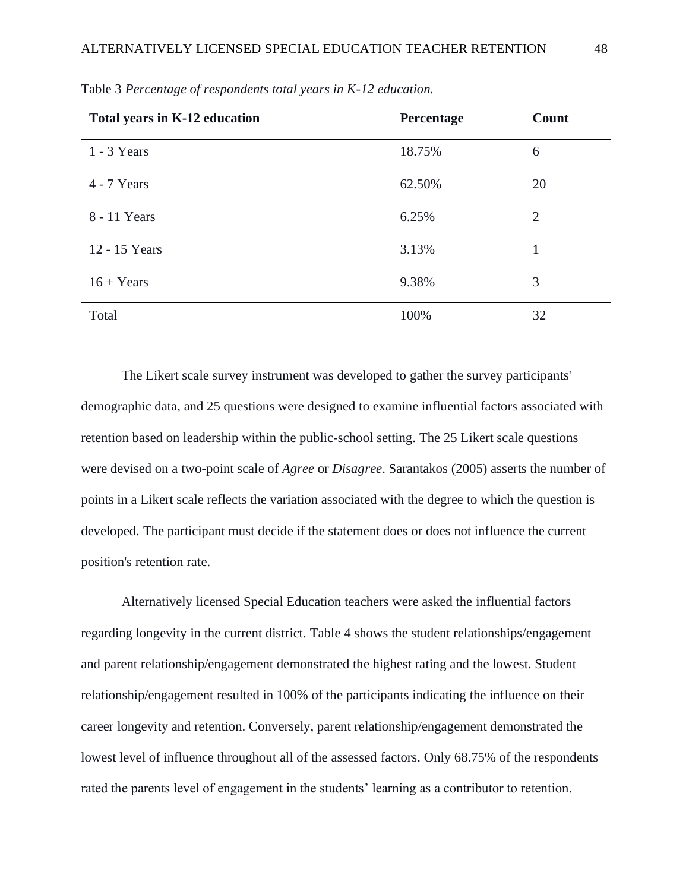Table 3 *Percentage of respondents total years in K-12 education.*

| Total years in K-12 education | Percentage | Count |
|---|---|---|
| 1 - 3 Years | 18.75% | 6 |
| 4 - 7 Years | 62.50% | 20 |
| 8 - 11 Years | 6.25% | 2 |
| 12 - 15 Years | 3.13% | 1 |
| 16 + Years | 9.38% | 3 |
| Total | 100% | 32 |

The Likert scale survey instrument was developed to gather the survey participants' demographic data, and 25 questions were designed to examine influential factors associated with retention based on leadership within the public-school setting. The 25 Likert scale questions were devised on a two-point scale of *Agree* or *Disagree*. Sarantakos (2005) asserts the number of points in a Likert scale reflects the variation associated with the degree to which the question is developed. The participant must decide if the statement does or does not influence the current position's retention rate.

Alternatively licensed Special Education teachers were asked the influential factors regarding longevity in the current district. Table 4 shows the student relationships/engagement and parent relationship/engagement demonstrated the highest rating and the lowest. Student relationship/engagement resulted in 100% of the participants indicating the influence on their career longevity and retention. Conversely, parent relationship/engagement demonstrated the lowest level of influence throughout all of the assessed factors. Only 68.75% of the respondents rated the parents level of engagement in the students' learning as a contributor to retention.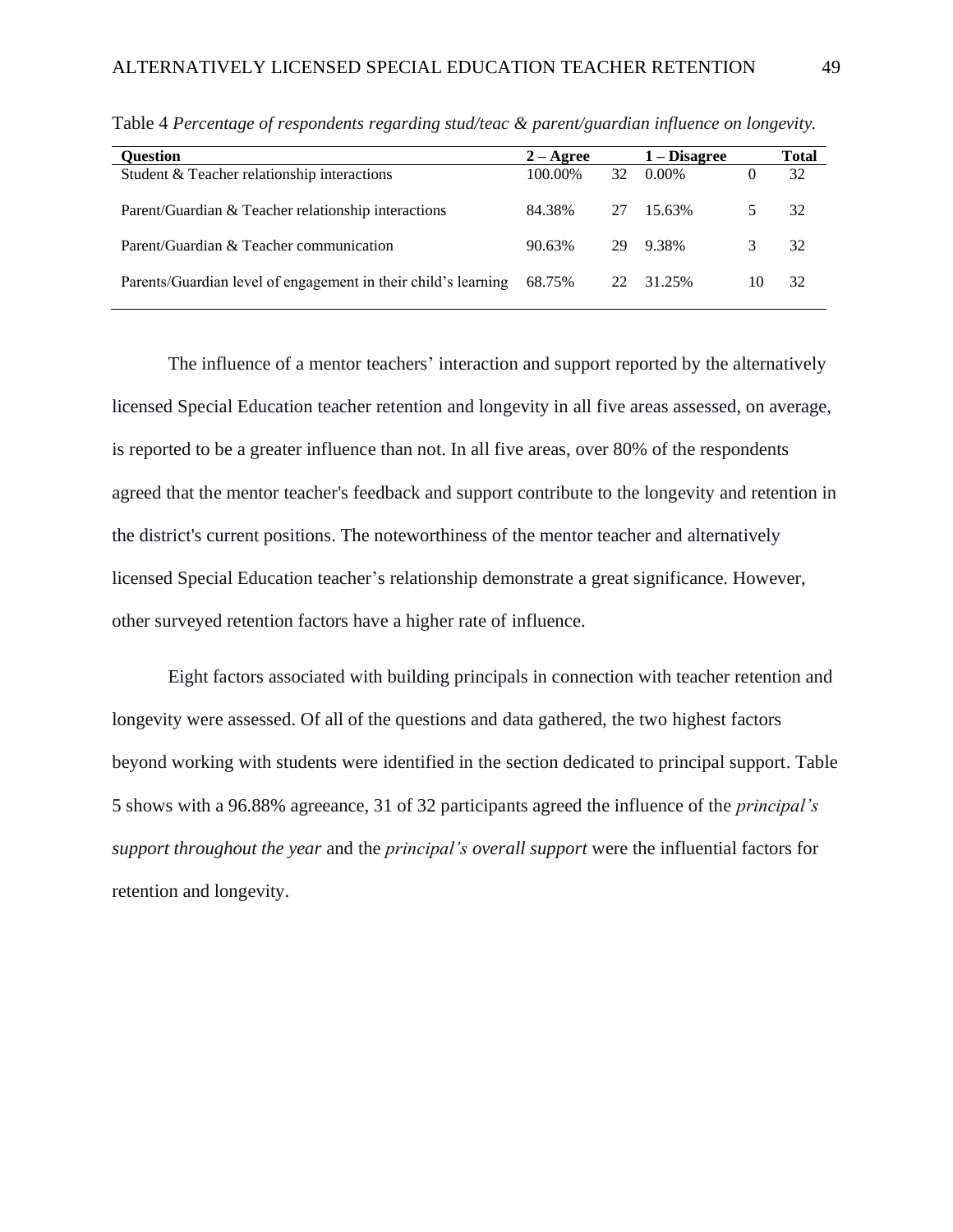Table 4 *Percentage of respondents regarding stud/teac & parent/guardian influence on longevity.*

| Question | 2 – Agree | | 1 – Disagree | | Total |
|---|---|---|---|---|---|
| Student & Teacher relationship interactions | 100.00% | 32 | 0.00% | 0 | 32 |
| Parent/Guardian & Teacher relationship interactions | 84.38% | 27 | 15.63% | 5 | 32 |
| Parent/Guardian & Teacher communication | 90.63% | 29 | 9.38% | 3 | 32 |
| Parents/Guardian level of engagement in their child's learning | 68.75% | 22 | 31.25% | 10 | 32 |

The influence of a mentor teachers' interaction and support reported by the alternatively licensed Special Education teacher retention and longevity in all five areas assessed, on average, is reported to be a greater influence than not. In all five areas, over 80% of the respondents agreed that the mentor teacher's feedback and support contribute to the longevity and retention in the district's current positions. The noteworthiness of the mentor teacher and alternatively licensed Special Education teacher's relationship demonstrate a great significance. However, other surveyed retention factors have a higher rate of influence.

Eight factors associated with building principals in connection with teacher retention and longevity were assessed. Of all of the questions and data gathered, the two highest factors beyond working with students were identified in the section dedicated to principal support. Table 5 shows with a 96.88% agreeance, 31 of 32 participants agreed the influence of the *principal's support throughout the year* and the *principal's overall support* were the influential factors for retention and longevity.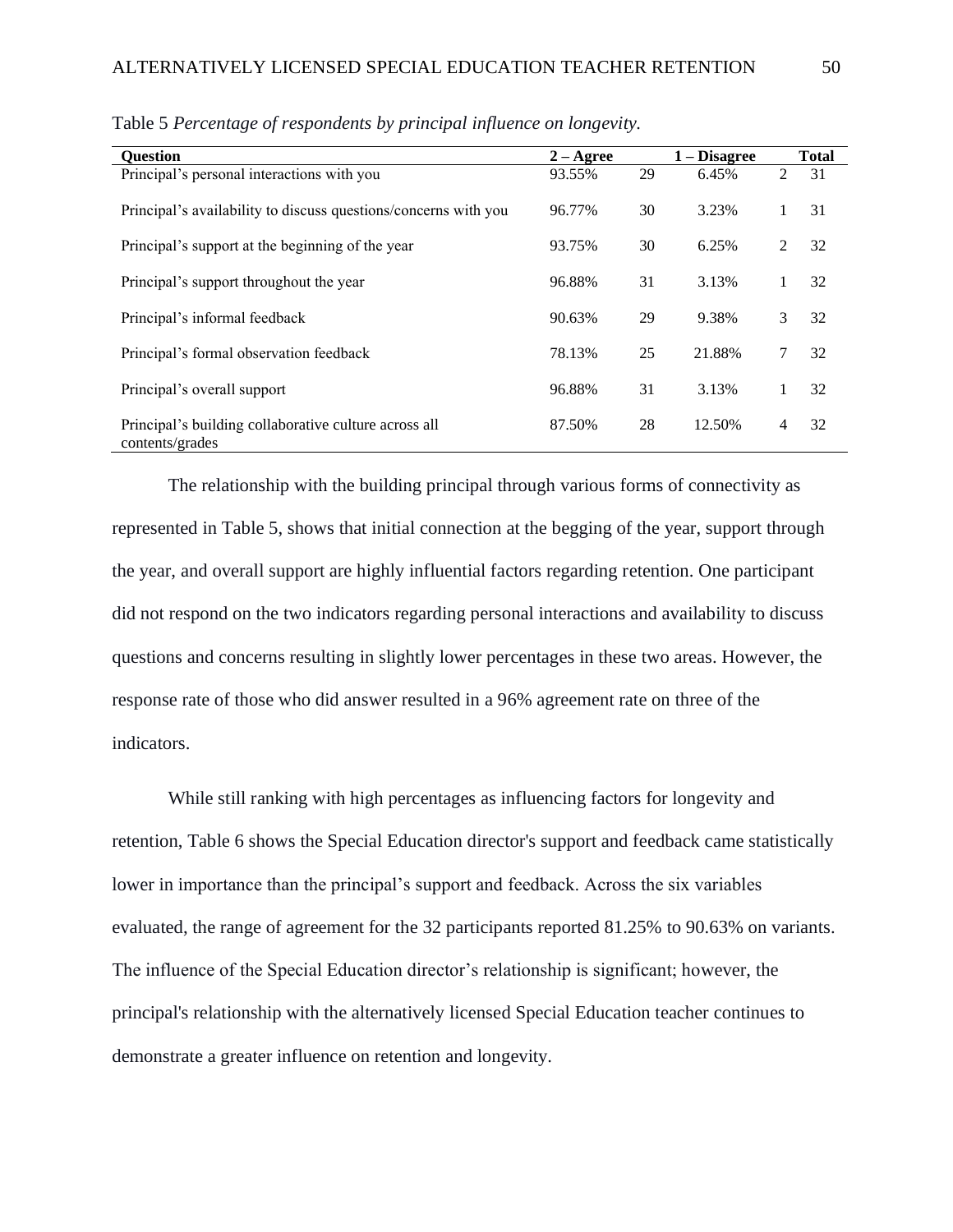Table 5 *Percentage of respondents by principal influence on longevity.*

| Question | 2 – Agree | | 1 – Disagree | | Total |
|---|---|---|---|---|---|
| Principal's personal interactions with you | 93.55% | 29 | 6.45% | 2 | 31 |
| Principal's availability to discuss questions/concerns with you | 96.77% | 30 | 3.23% | 1 | 31 |
| Principal's support at the beginning of the year | 93.75% | 30 | 6.25% | 2 | 32 |
| Principal's support throughout the year | 96.88% | 31 | 3.13% | 1 | 32 |
| Principal's informal feedback | 90.63% | 29 | 9.38% | 3 | 32 |
| Principal's formal observation feedback | 78.13% | 25 | 21.88% | 7 | 32 |
| Principal's overall support | 96.88% | 31 | 3.13% | 1 | 32 |
| Principal's building collaborative culture across all contents/grades | 87.50% | 28 | 12.50% | 4 | 32 |

The relationship with the building principal through various forms of connectivity as represented in Table 5, shows that initial connection at the begging of the year, support through the year, and overall support are highly influential factors regarding retention. One participant did not respond on the two indicators regarding personal interactions and availability to discuss questions and concerns resulting in slightly lower percentages in these two areas. However, the response rate of those who did answer resulted in a 96% agreement rate on three of the indicators.

While still ranking with high percentages as influencing factors for longevity and retention, Table 6 shows the Special Education director's support and feedback came statistically lower in importance than the principal's support and feedback. Across the six variables evaluated, the range of agreement for the 32 participants reported 81.25% to 90.63% on variants. The influence of the Special Education director's relationship is significant; however, the principal's relationship with the alternatively licensed Special Education teacher continues to demonstrate a greater influence on retention and longevity.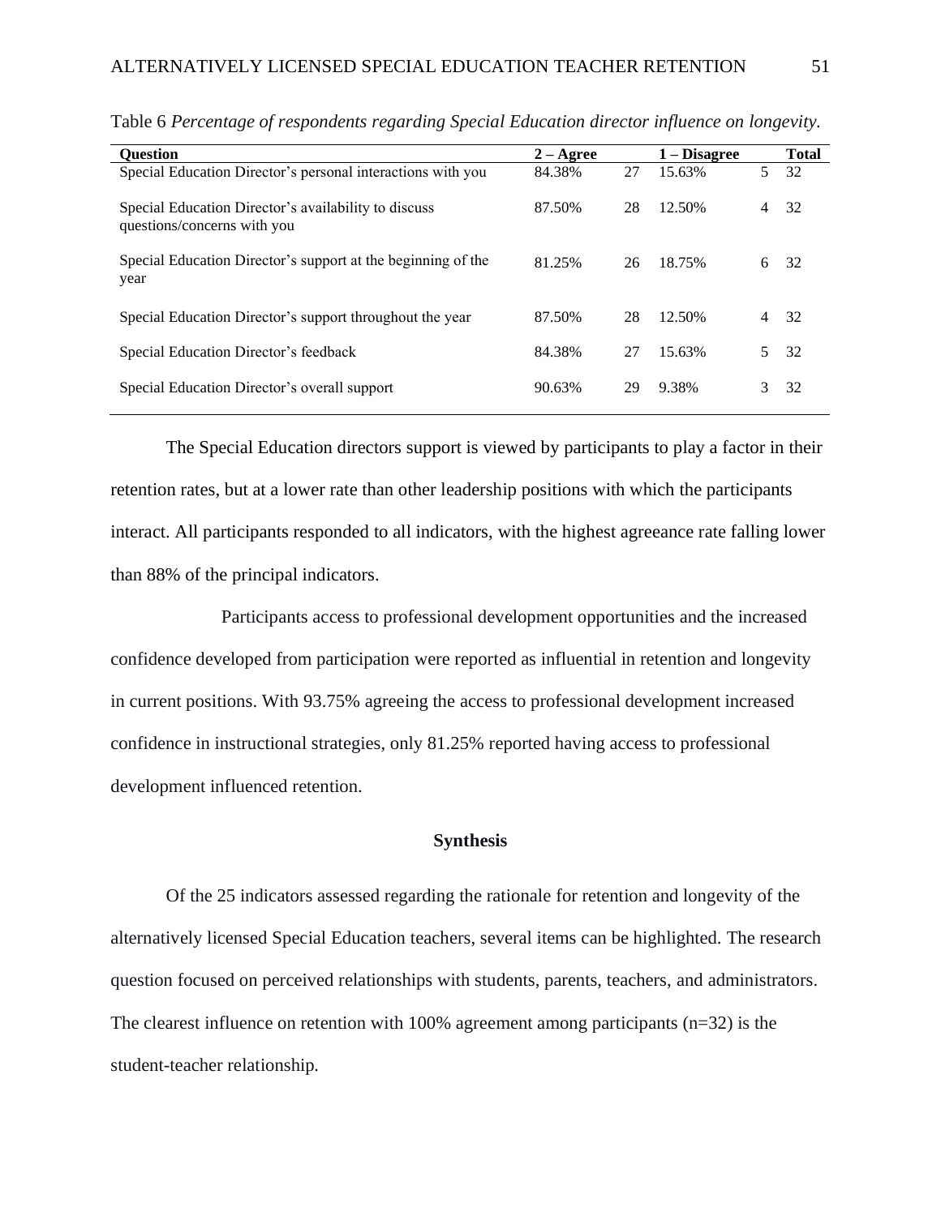Table 6 *Percentage of respondents regarding Special Education director influence on longevity.*

| Question | 2 – Agree | | 1 – Disagree | | Total |
|---|---|---|---|---|---|
| Special Education Director's personal interactions with you | 84.38% | 27 | 15.63% | 5 | 32 |
| Special Education Director's availability to discuss questions/concerns with you | 87.50% | 28 | 12.50% | 4 | 32 |
| Special Education Director's support at the beginning of the year | 81.25% | 26 | 18.75% | 6 | 32 |
| Special Education Director's support throughout the year | 87.50% | 28 | 12.50% | 4 | 32 |
| Special Education Director's feedback | 84.38% | 27 | 15.63% | 5 | 32 |
| Special Education Director's overall support | 90.63% | 29 | 9.38% | 3 | 32 |

The Special Education directors support is viewed by participants to play a factor in their retention rates, but at a lower rate than other leadership positions with which the participants interact. All participants responded to all indicators, with the highest agreeance rate falling lower than 88% of the principal indicators.

Participants access to professional development opportunities and the increased confidence developed from participation were reported as influential in retention and longevity in current positions. With 93.75% agreeing the access to professional development increased confidence in instructional strategies, only 81.25% reported having access to professional development influenced retention.

## Synthesis

Of the 25 indicators assessed regarding the rationale for retention and longevity of the alternatively licensed Special Education teachers, several items can be highlighted. The research question focused on perceived relationships with students, parents, teachers, and administrators. The clearest influence on retention with 100% agreement among participants (n=32) is the student-teacher relationship.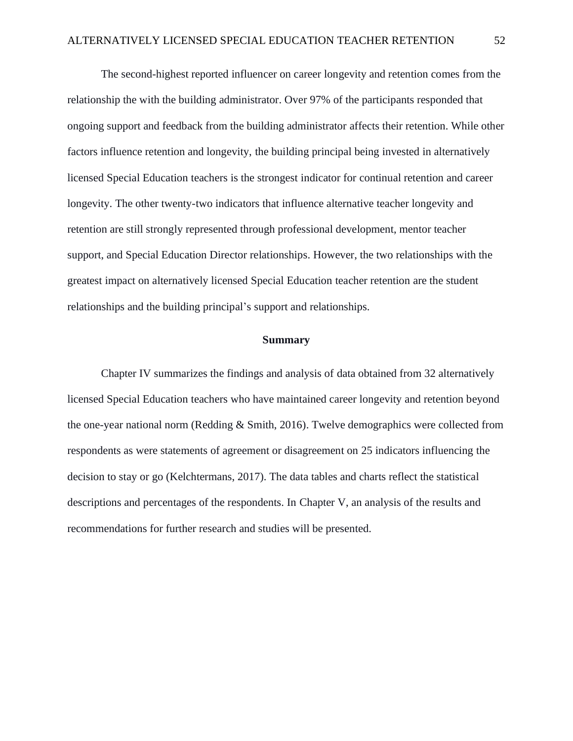The second-highest reported influencer on career longevity and retention comes from the relationship the with the building administrator. Over 97% of the participants responded that ongoing support and feedback from the building administrator affects their retention. While other factors influence retention and longevity, the building principal being invested in alternatively licensed Special Education teachers is the strongest indicator for continual retention and career longevity. The other twenty-two indicators that influence alternative teacher longevity and retention are still strongly represented through professional development, mentor teacher support, and Special Education Director relationships. However, the two relationships with the greatest impact on alternatively licensed Special Education teacher retention are the student relationships and the building principal's support and relationships.

## Summary

Chapter IV summarizes the findings and analysis of data obtained from 32 alternatively licensed Special Education teachers who have maintained career longevity and retention beyond the one-year national norm (Redding & Smith, 2016). Twelve demographics were collected from respondents as were statements of agreement or disagreement on 25 indicators influencing the decision to stay or go (Kelchtermans, 2017). The data tables and charts reflect the statistical descriptions and percentages of the respondents. In Chapter V, an analysis of the results and recommendations for further research and studies will be presented.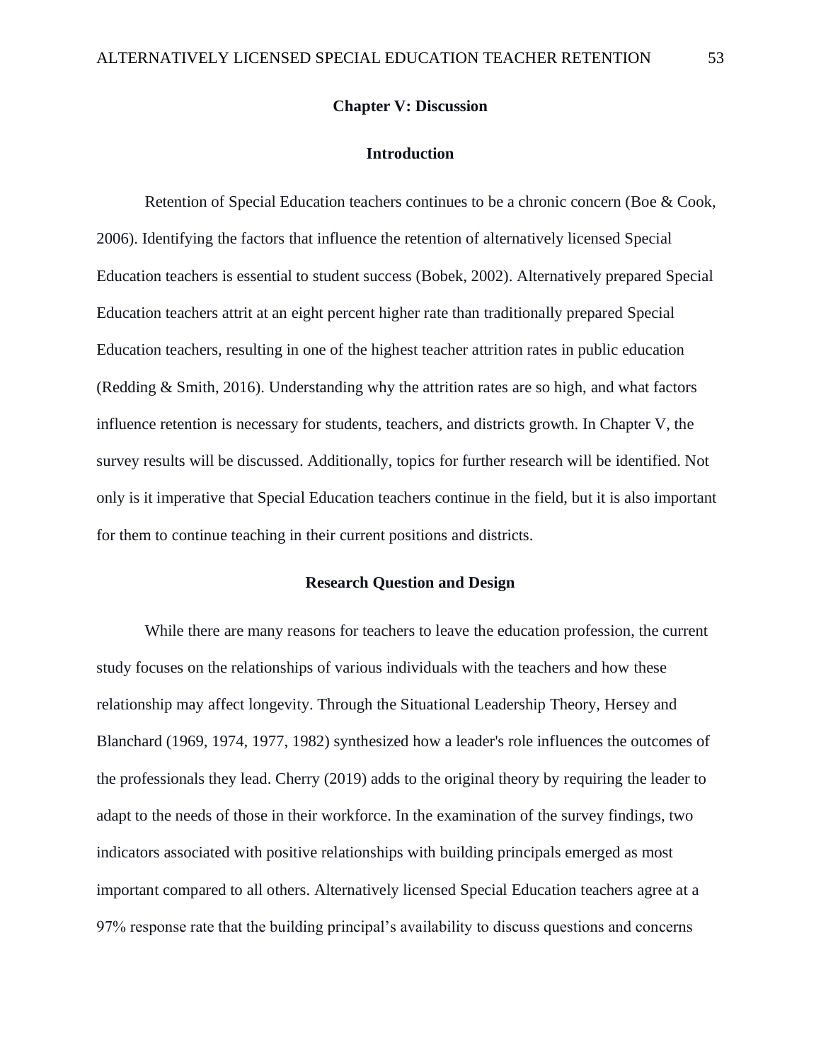# Chapter V: Discussion

## Introduction

Retention of Special Education teachers continues to be a chronic concern (Boe & Cook, 2006). Identifying the factors that influence the retention of alternatively licensed Special Education teachers is essential to student success (Bobek, 2002). Alternatively prepared Special Education teachers attrit at an eight percent higher rate than traditionally prepared Special Education teachers, resulting in one of the highest teacher attrition rates in public education (Redding & Smith, 2016). Understanding why the attrition rates are so high, and what factors influence retention is necessary for students, teachers, and districts growth. In Chapter V, the survey results will be discussed. Additionally, topics for further research will be identified. Not only is it imperative that Special Education teachers continue in the field, but it is also important for them to continue teaching in their current positions and districts.

## Research Question and Design

While there are many reasons for teachers to leave the education profession, the current study focuses on the relationships of various individuals with the teachers and how these relationship may affect longevity. Through the Situational Leadership Theory, Hersey and Blanchard (1969, 1974, 1977, 1982) synthesized how a leader's role influences the outcomes of the professionals they lead. Cherry (2019) adds to the original theory by requiring the leader to adapt to the needs of those in their workforce. In the examination of the survey findings, two indicators associated with positive relationships with building principals emerged as most important compared to all others. Alternatively licensed Special Education teachers agree at a 97% response rate that the building principal's availability to discuss questions and concerns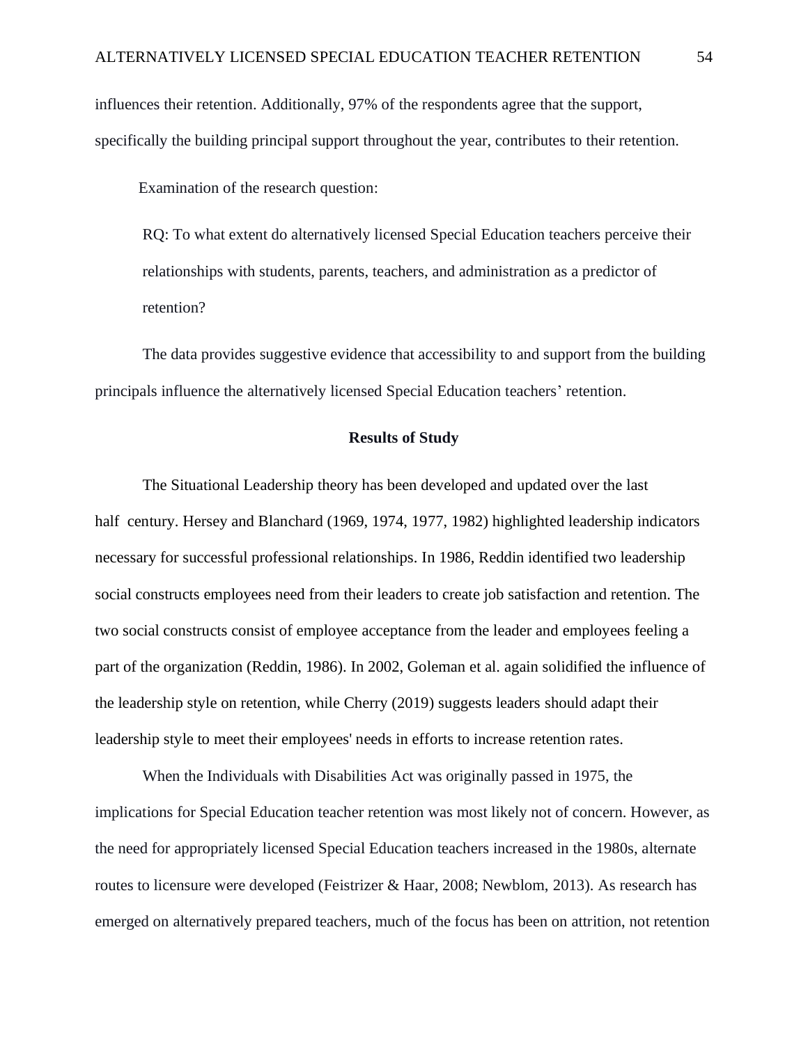influences their retention. Additionally, 97% of the respondents agree that the support, specifically the building principal support throughout the year, contributes to their retention.

Examination of the research question:

> RQ: To what extent do alternatively licensed Special Education teachers perceive their relationships with students, parents, teachers, and administration as a predictor of retention?

The data provides suggestive evidence that accessibility to and support from the building principals influence the alternatively licensed Special Education teachers' retention.

## Results of Study

The Situational Leadership theory has been developed and updated over the last half century. Hersey and Blanchard (1969, 1974, 1977, 1982) highlighted leadership indicators necessary for successful professional relationships. In 1986, Reddin identified two leadership social constructs employees need from their leaders to create job satisfaction and retention. The two social constructs consist of employee acceptance from the leader and employees feeling a part of the organization (Reddin, 1986). In 2002, Goleman et al. again solidified the influence of the leadership style on retention, while Cherry (2019) suggests leaders should adapt their leadership style to meet their employees' needs in efforts to increase retention rates.

When the Individuals with Disabilities Act was originally passed in 1975, the implications for Special Education teacher retention was most likely not of concern. However, as the need for appropriately licensed Special Education teachers increased in the 1980s, alternate routes to licensure were developed (Feistrizer & Haar, 2008; Newblom, 2013). As research has emerged on alternatively prepared teachers, much of the focus has been on attrition, not retention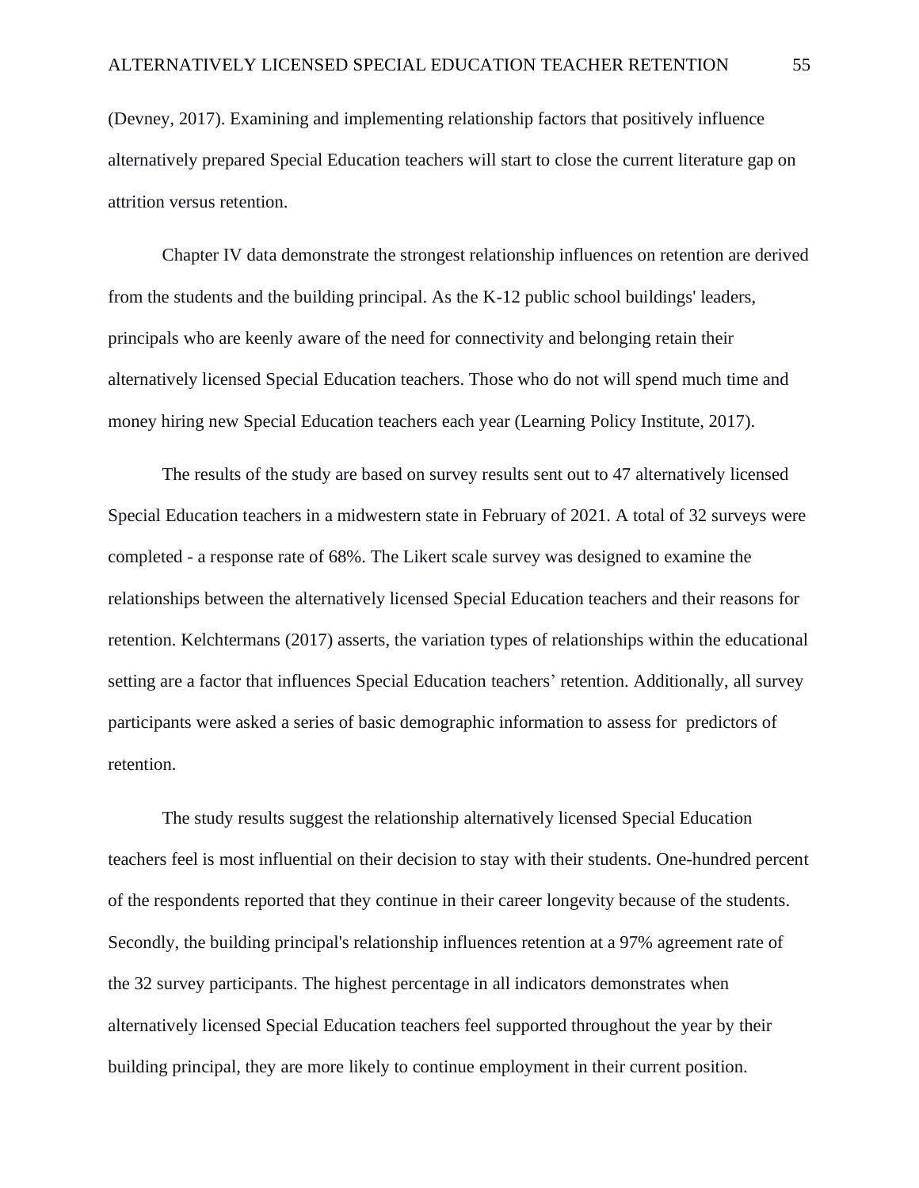(Devney, 2017). Examining and implementing relationship factors that positively influence alternatively prepared Special Education teachers will start to close the current literature gap on attrition versus retention.

Chapter IV data demonstrate the strongest relationship influences on retention are derived from the students and the building principal. As the K-12 public school buildings' leaders, principals who are keenly aware of the need for connectivity and belonging retain their alternatively licensed Special Education teachers. Those who do not will spend much time and money hiring new Special Education teachers each year (Learning Policy Institute, 2017).

The results of the study are based on survey results sent out to 47 alternatively licensed Special Education teachers in a midwestern state in February of 2021. A total of 32 surveys were completed - a response rate of 68%. The Likert scale survey was designed to examine the relationships between the alternatively licensed Special Education teachers and their reasons for retention. Kelchtermans (2017) asserts, the variation types of relationships within the educational setting are a factor that influences Special Education teachers' retention. Additionally, all survey participants were asked a series of basic demographic information to assess for predictors of retention.

The study results suggest the relationship alternatively licensed Special Education teachers feel is most influential on their decision to stay with their students. One-hundred percent of the respondents reported that they continue in their career longevity because of the students. Secondly, the building principal's relationship influences retention at a 97% agreement rate of the 32 survey participants. The highest percentage in all indicators demonstrates when alternatively licensed Special Education teachers feel supported throughout the year by their building principal, they are more likely to continue employment in their current position.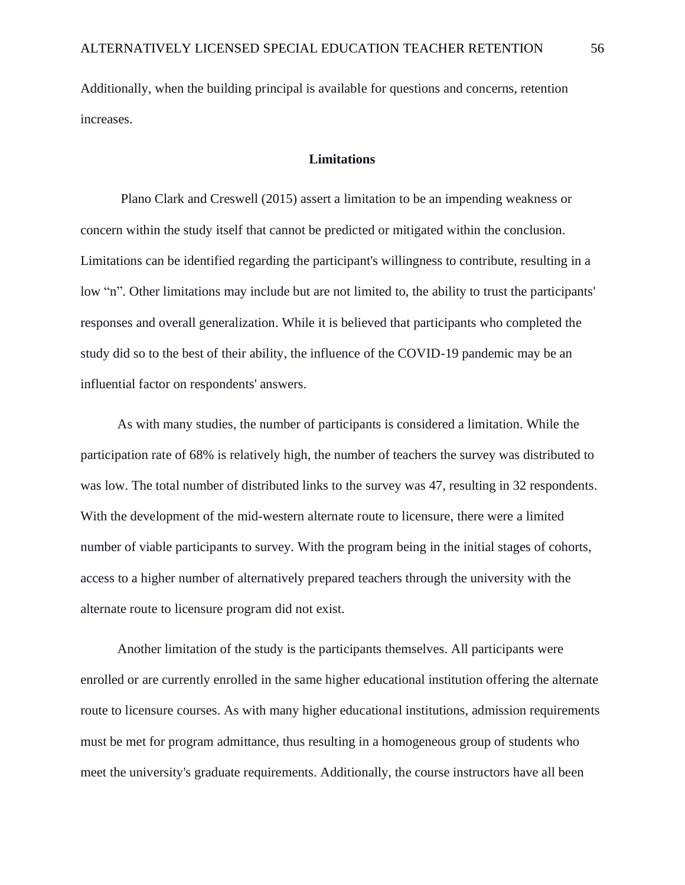Additionally, when the building principal is available for questions and concerns, retention increases.

## Limitations

Plano Clark and Creswell (2015) assert a limitation to be an impending weakness or concern within the study itself that cannot be predicted or mitigated within the conclusion. Limitations can be identified regarding the participant's willingness to contribute, resulting in a low "n". Other limitations may include but are not limited to, the ability to trust the participants' responses and overall generalization. While it is believed that participants who completed the study did so to the best of their ability, the influence of the COVID-19 pandemic may be an influential factor on respondents' answers.

As with many studies, the number of participants is considered a limitation. While the participation rate of 68% is relatively high, the number of teachers the survey was distributed to was low. The total number of distributed links to the survey was 47, resulting in 32 respondents. With the development of the mid-western alternate route to licensure, there were a limited number of viable participants to survey. With the program being in the initial stages of cohorts, access to a higher number of alternatively prepared teachers through the university with the alternate route to licensure program did not exist.

Another limitation of the study is the participants themselves. All participants were enrolled or are currently enrolled in the same higher educational institution offering the alternate route to licensure courses. As with many higher educational institutions, admission requirements must be met for program admittance, thus resulting in a homogeneous group of students who meet the university's graduate requirements. Additionally, the course instructors have all been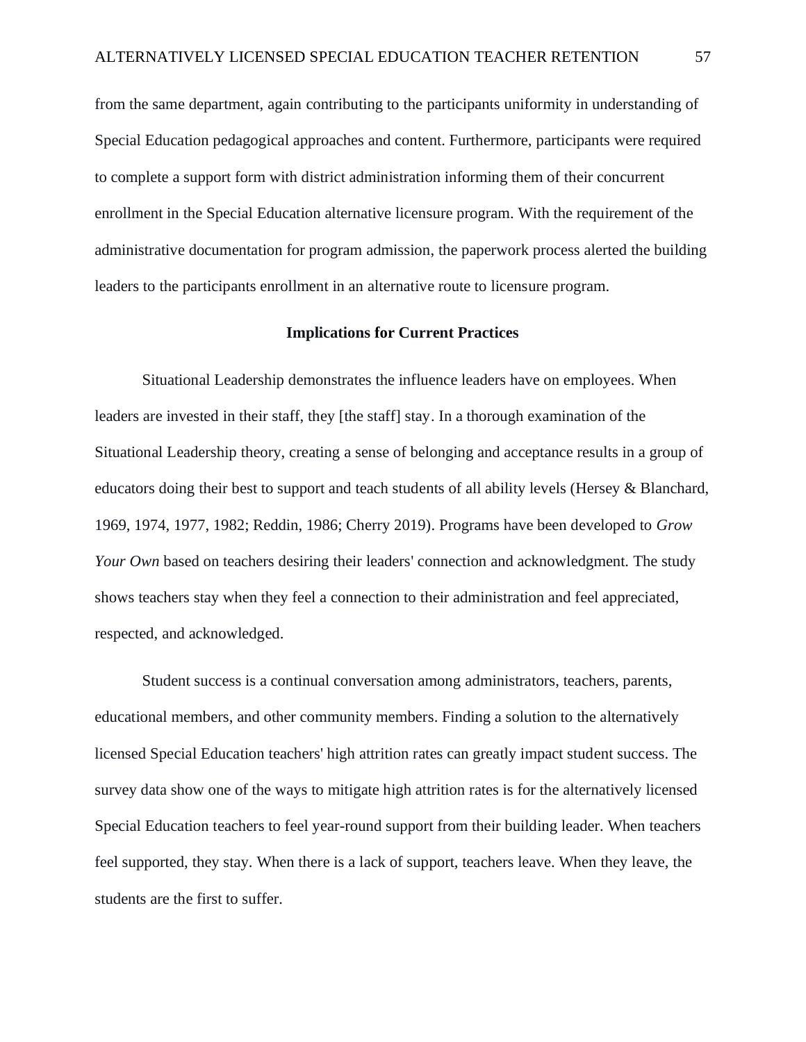from the same department, again contributing to the participants uniformity in understanding of Special Education pedagogical approaches and content. Furthermore, participants were required to complete a support form with district administration informing them of their concurrent enrollment in the Special Education alternative licensure program. With the requirement of the administrative documentation for program admission, the paperwork process alerted the building leaders to the participants enrollment in an alternative route to licensure program.

## Implications for Current Practices

Situational Leadership demonstrates the influence leaders have on employees. When leaders are invested in their staff, they [the staff] stay. In a thorough examination of the Situational Leadership theory, creating a sense of belonging and acceptance results in a group of educators doing their best to support and teach students of all ability levels (Hersey & Blanchard, 1969, 1974, 1977, 1982; Reddin, 1986; Cherry 2019). Programs have been developed to *Grow Your Own* based on teachers desiring their leaders' connection and acknowledgment. The study shows teachers stay when they feel a connection to their administration and feel appreciated, respected, and acknowledged.

Student success is a continual conversation among administrators, teachers, parents, educational members, and other community members. Finding a solution to the alternatively licensed Special Education teachers' high attrition rates can greatly impact student success. The survey data show one of the ways to mitigate high attrition rates is for the alternatively licensed Special Education teachers to feel year-round support from their building leader. When teachers feel supported, they stay. When there is a lack of support, teachers leave. When they leave, the students are the first to suffer.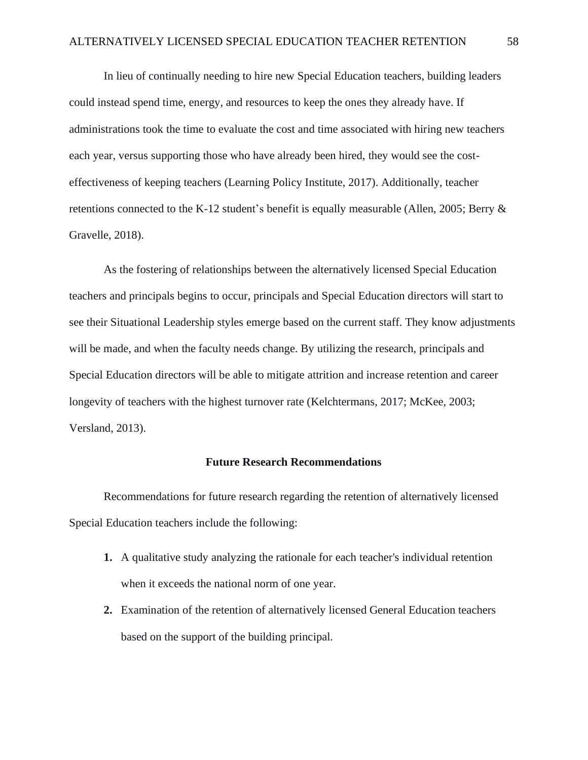In lieu of continually needing to hire new Special Education teachers, building leaders could instead spend time, energy, and resources to keep the ones they already have. If administrations took the time to evaluate the cost and time associated with hiring new teachers each year, versus supporting those who have already been hired, they would see the cost-effectiveness of keeping teachers (Learning Policy Institute, 2017). Additionally, teacher retentions connected to the K-12 student's benefit is equally measurable (Allen, 2005; Berry & Gravelle, 2018).

As the fostering of relationships between the alternatively licensed Special Education teachers and principals begins to occur, principals and Special Education directors will start to see their Situational Leadership styles emerge based on the current staff. They know adjustments will be made, and when the faculty needs change. By utilizing the research, principals and Special Education directors will be able to mitigate attrition and increase retention and career longevity of teachers with the highest turnover rate (Kelchtermans, 2017; McKee, 2003; Versland, 2013).

## Future Research Recommendations

Recommendations for future research regarding the retention of alternatively licensed Special Education teachers include the following:

1. A qualitative study analyzing the rationale for each teacher's individual retention when it exceeds the national norm of one year.
2. Examination of the retention of alternatively licensed General Education teachers based on the support of the building principal.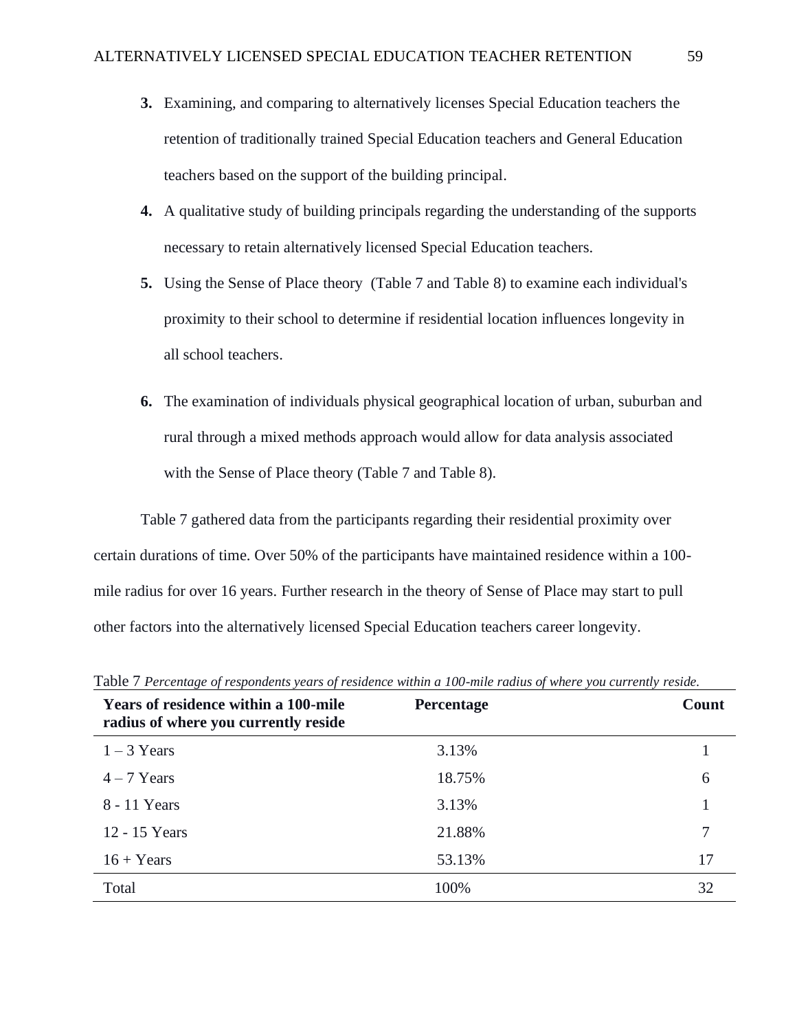3. Examining, and comparing to alternatively licenses Special Education teachers the retention of traditionally trained Special Education teachers and General Education teachers based on the support of the building principal.
4. A qualitative study of building principals regarding the understanding of the supports necessary to retain alternatively licensed Special Education teachers.
5. Using the Sense of Place theory (Table 7 and Table 8) to examine each individual's proximity to their school to determine if residential location influences longevity in all school teachers.
6. The examination of individuals physical geographical location of urban, suburban and rural through a mixed methods approach would allow for data analysis associated with the Sense of Place theory (Table 7 and Table 8).

Table 7 gathered data from the participants regarding their residential proximity over certain durations of time. Over 50% of the participants have maintained residence within a 100-mile radius for over 16 years. Further research in the theory of Sense of Place may start to pull other factors into the alternatively licensed Special Education teachers career longevity.

Table 7 *Percentage of respondents years of residence within a 100-mile radius of where you currently reside.*

| Years of residence within a 100-mile radius of where you currently reside | Percentage | Count |
|---|---|---|
| 1 – 3 Years | 3.13% | 1 |
| 4 – 7 Years | 18.75% | 6 |
| 8 - 11 Years | 3.13% | 1 |
| 12 - 15 Years | 21.88% | 7 |
| 16 + Years | 53.13% | 17 |
| Total | 100% | 32 |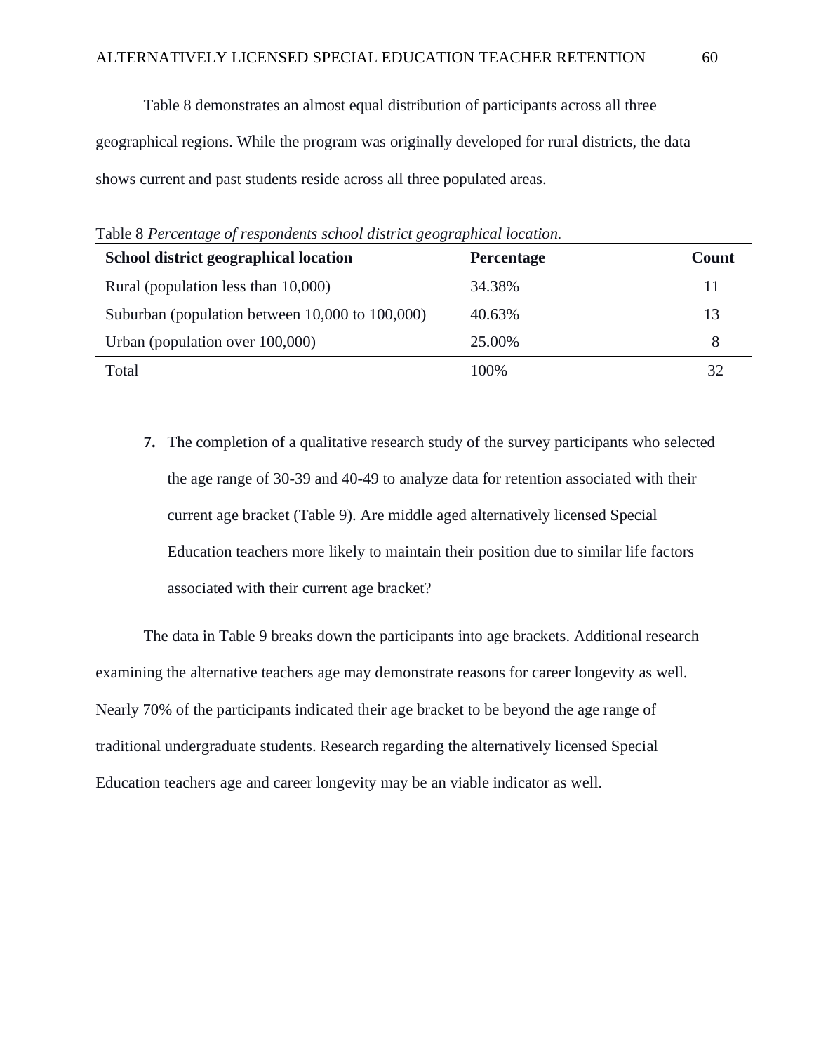Table 8 demonstrates an almost equal distribution of participants across all three geographical regions. While the program was originally developed for rural districts, the data shows current and past students reside across all three populated areas.

Table 8 *Percentage of respondents school district geographical location.*

| School district geographical location | Percentage | Count |
|---|---|---|
| Rural (population less than 10,000) | 34.38% | 11 |
| Suburban (population between 10,000 to 100,000) | 40.63% | 13 |
| Urban (population over 100,000) | 25.00% | 8 |
| Total | 100% | 32 |

**7.** The completion of a qualitative research study of the survey participants who selected the age range of 30-39 and 40-49 to analyze data for retention associated with their current age bracket (Table 9). Are middle aged alternatively licensed Special Education teachers more likely to maintain their position due to similar life factors associated with their current age bracket?

The data in Table 9 breaks down the participants into age brackets. Additional research examining the alternative teachers age may demonstrate reasons for career longevity as well. Nearly 70% of the participants indicated their age bracket to be beyond the age range of traditional undergraduate students. Research regarding the alternatively licensed Special Education teachers age and career longevity may be an viable indicator as well.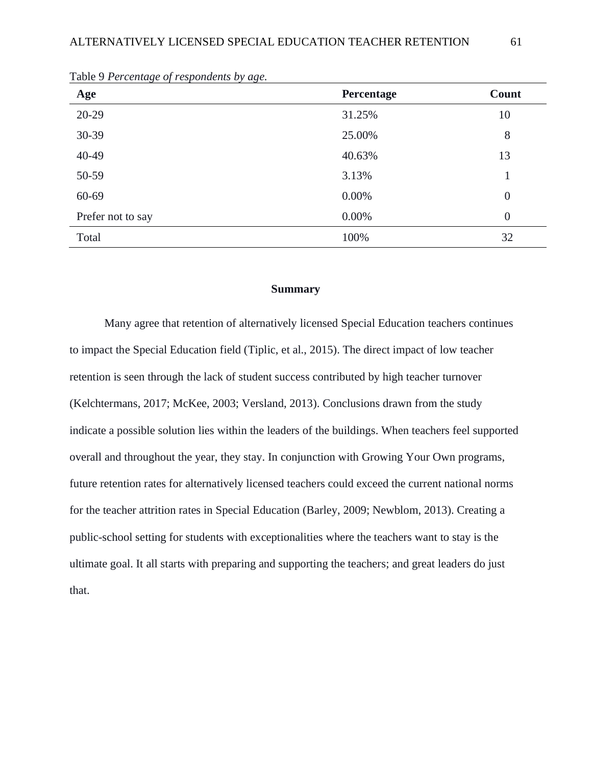Table 9 *Percentage of respondents by age.*

| Age | Percentage | Count |
|---|---|---|
| 20-29 | 31.25% | 10 |
| 30-39 | 25.00% | 8 |
| 40-49 | 40.63% | 13 |
| 50-59 | 3.13% | 1 |
| 60-69 | 0.00% | 0 |
| Prefer not to say | 0.00% | 0 |
| Total | 100% | 32 |

## Summary

Many agree that retention of alternatively licensed Special Education teachers continues to impact the Special Education field (Tiplic, et al., 2015). The direct impact of low teacher retention is seen through the lack of student success contributed by high teacher turnover (Kelchtermans, 2017; McKee, 2003; Versland, 2013). Conclusions drawn from the study indicate a possible solution lies within the leaders of the buildings. When teachers feel supported overall and throughout the year, they stay. In conjunction with Growing Your Own programs, future retention rates for alternatively licensed teachers could exceed the current national norms for the teacher attrition rates in Special Education (Barley, 2009; Newblom, 2013). Creating a public-school setting for students with exceptionalities where the teachers want to stay is the ultimate goal. It all starts with preparing and supporting the teachers; and great leaders do just that.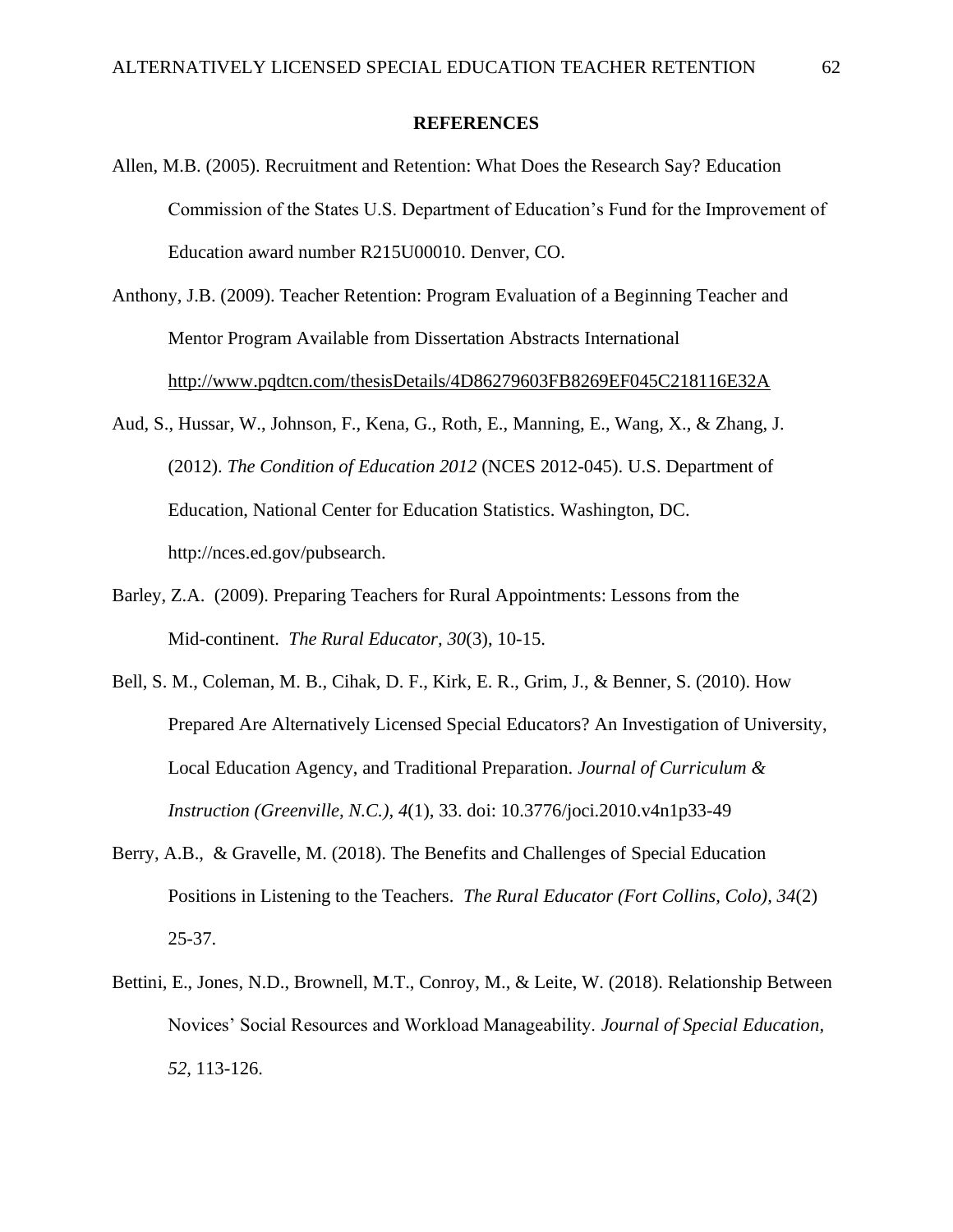**REFERENCES**

Allen, M.B. (2005). Recruitment and Retention: What Does the Research Say? Education Commission of the States U.S. Department of Education's Fund for the Improvement of Education award number R215U00010. Denver, CO.

Anthony, J.B. (2009). Teacher Retention: Program Evaluation of a Beginning Teacher and Mentor Program Available from Dissertation Abstracts International http://www.pqdtcn.com/thesisDetails/4D86279603FB8269EF045C218116E32A

Aud, S., Hussar, W., Johnson, F., Kena, G., Roth, E., Manning, E., Wang, X., & Zhang, J. (2012). *The Condition of Education 2012* (NCES 2012-045). U.S. Department of Education, National Center for Education Statistics. Washington, DC. http://nces.ed.gov/pubsearch.

Barley, Z.A. (2009). Preparing Teachers for Rural Appointments: Lessons from the Mid-continent. *The Rural Educator, 30*(3), 10-15.

Bell, S. M., Coleman, M. B., Cihak, D. F., Kirk, E. R., Grim, J., & Benner, S. (2010). How Prepared Are Alternatively Licensed Special Educators? An Investigation of University, Local Education Agency, and Traditional Preparation. *Journal of Curriculum & Instruction (Greenville, N.C.), 4*(1), 33. doi: 10.3776/joci.2010.v4n1p33-49

Berry, A.B., & Gravelle, M. (2018). The Benefits and Challenges of Special Education Positions in Listening to the Teachers. *The Rural Educator (Fort Collins, Colo), 34*(2) 25-37.

Bettini, E., Jones, N.D., Brownell, M.T., Conroy, M., & Leite, W. (2018). Relationship Between Novices' Social Resources and Workload Manageability. *Journal of Special Education, 52*, 113-126.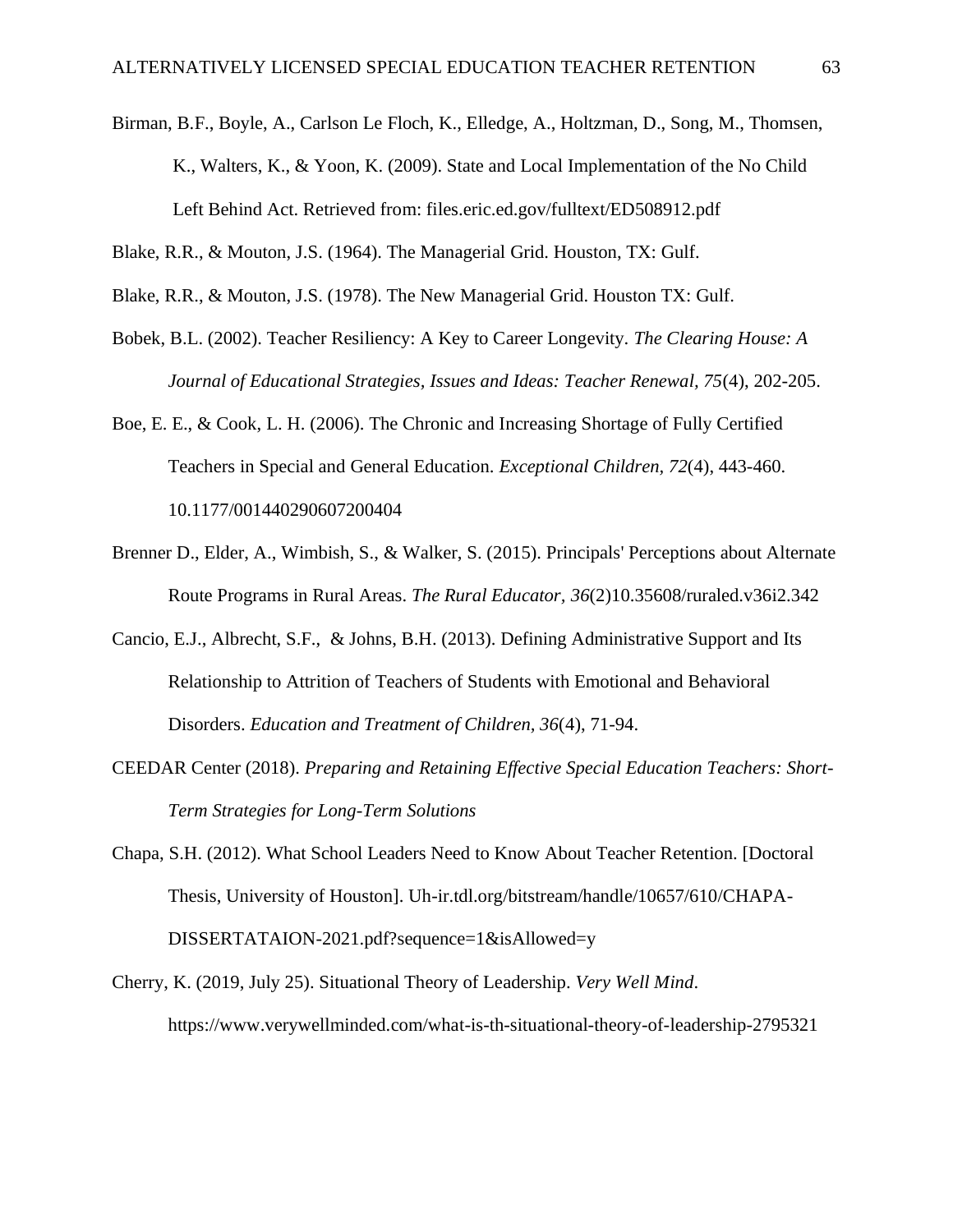Birman, B.F., Boyle, A., Carlson Le Floch, K., Elledge, A., Holtzman, D., Song, M., Thomsen, K., Walters, K., & Yoon, K. (2009). State and Local Implementation of the No Child Left Behind Act. Retrieved from: files.eric.ed.gov/fulltext/ED508912.pdf

Blake, R.R., & Mouton, J.S. (1964). The Managerial Grid. Houston, TX: Gulf.

Blake, R.R., & Mouton, J.S. (1978). The New Managerial Grid. Houston TX: Gulf.

Bobek, B.L. (2002). Teacher Resiliency: A Key to Career Longevity. *The Clearing House: A Journal of Educational Strategies, Issues and Ideas: Teacher Renewal, 75*(4), 202-205.

Boe, E. E., & Cook, L. H. (2006). The Chronic and Increasing Shortage of Fully Certified Teachers in Special and General Education. *Exceptional Children, 72*(4), 443-460. 10.1177/001440290607200404

Brenner D., Elder, A., Wimbish, S., & Walker, S. (2015). Principals' Perceptions about Alternate Route Programs in Rural Areas. *The Rural Educator, 36*(2)10.35608/ruraled.v36i2.342

Cancio, E.J., Albrecht, S.F., & Johns, B.H. (2013). Defining Administrative Support and Its Relationship to Attrition of Teachers of Students with Emotional and Behavioral Disorders. *Education and Treatment of Children, 36*(4), 71-94.

CEEDAR Center (2018). *Preparing and Retaining Effective Special Education Teachers: Short-Term Strategies for Long-Term Solutions*

Chapa, S.H. (2012). What School Leaders Need to Know About Teacher Retention. [Doctoral Thesis, University of Houston]. Uh-ir.tdl.org/bitstream/handle/10657/610/CHAPA-DISSERTATAION-2021.pdf?sequence=1&isAllowed=y

Cherry, K. (2019, July 25). Situational Theory of Leadership. *Very Well Mind*. https://www.verywellminded.com/what-is-th-situational-theory-of-leadership-2795321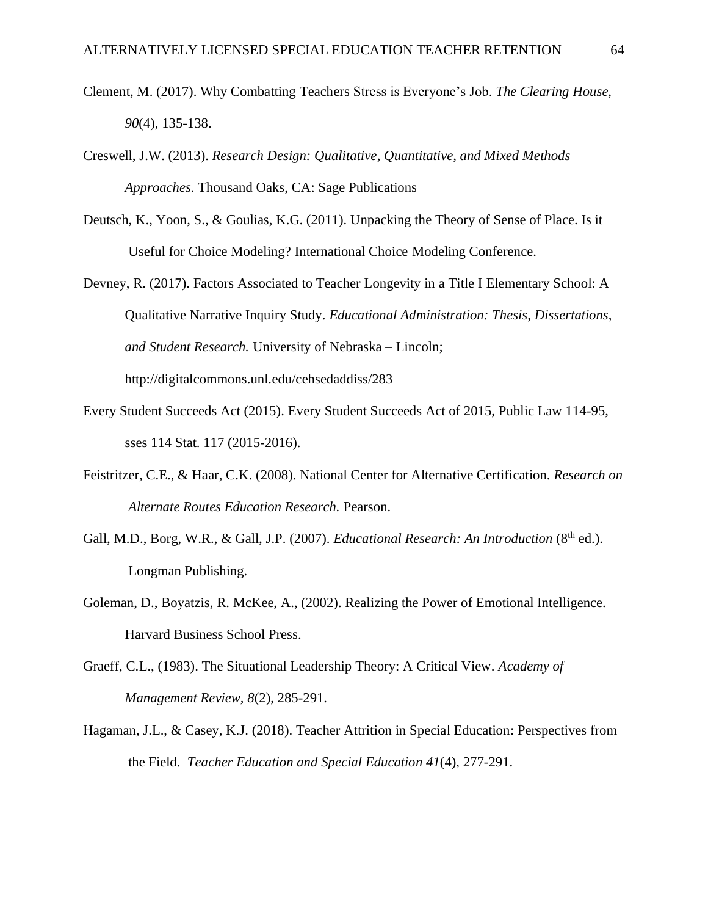Clement, M. (2017). Why Combatting Teachers Stress is Everyone's Job. *The Clearing House, 90*(4), 135-138.

Creswell, J.W. (2013). *Research Design: Qualitative, Quantitative, and Mixed Methods Approaches.* Thousand Oaks, CA: Sage Publications

Deutsch, K., Yoon, S., & Goulias, K.G. (2011). Unpacking the Theory of Sense of Place. Is it Useful for Choice Modeling? International Choice Modeling Conference.

Devney, R. (2017). Factors Associated to Teacher Longevity in a Title I Elementary School: A Qualitative Narrative Inquiry Study. *Educational Administration: Thesis, Dissertations, and Student Research.* University of Nebraska – Lincoln; http://digitalcommons.unl.edu/cehsedaddiss/283

Every Student Succeeds Act (2015). Every Student Succeeds Act of 2015, Public Law 114-95, sses 114 Stat. 117 (2015-2016).

Feistritzer, C.E., & Haar, C.K. (2008). National Center for Alternative Certification. *Research on Alternate Routes Education Research.* Pearson.

Gall, M.D., Borg, W.R., & Gall, J.P. (2007). *Educational Research: An Introduction* (8th ed.). Longman Publishing.

Goleman, D., Boyatzis, R. McKee, A., (2002). Realizing the Power of Emotional Intelligence. Harvard Business School Press.

Graeff, C.L., (1983). The Situational Leadership Theory: A Critical View. *Academy of Management Review, 8*(2), 285-291.

Hagaman, J.L., & Casey, K.J. (2018). Teacher Attrition in Special Education: Perspectives from the Field. *Teacher Education and Special Education 41*(4), 277-291.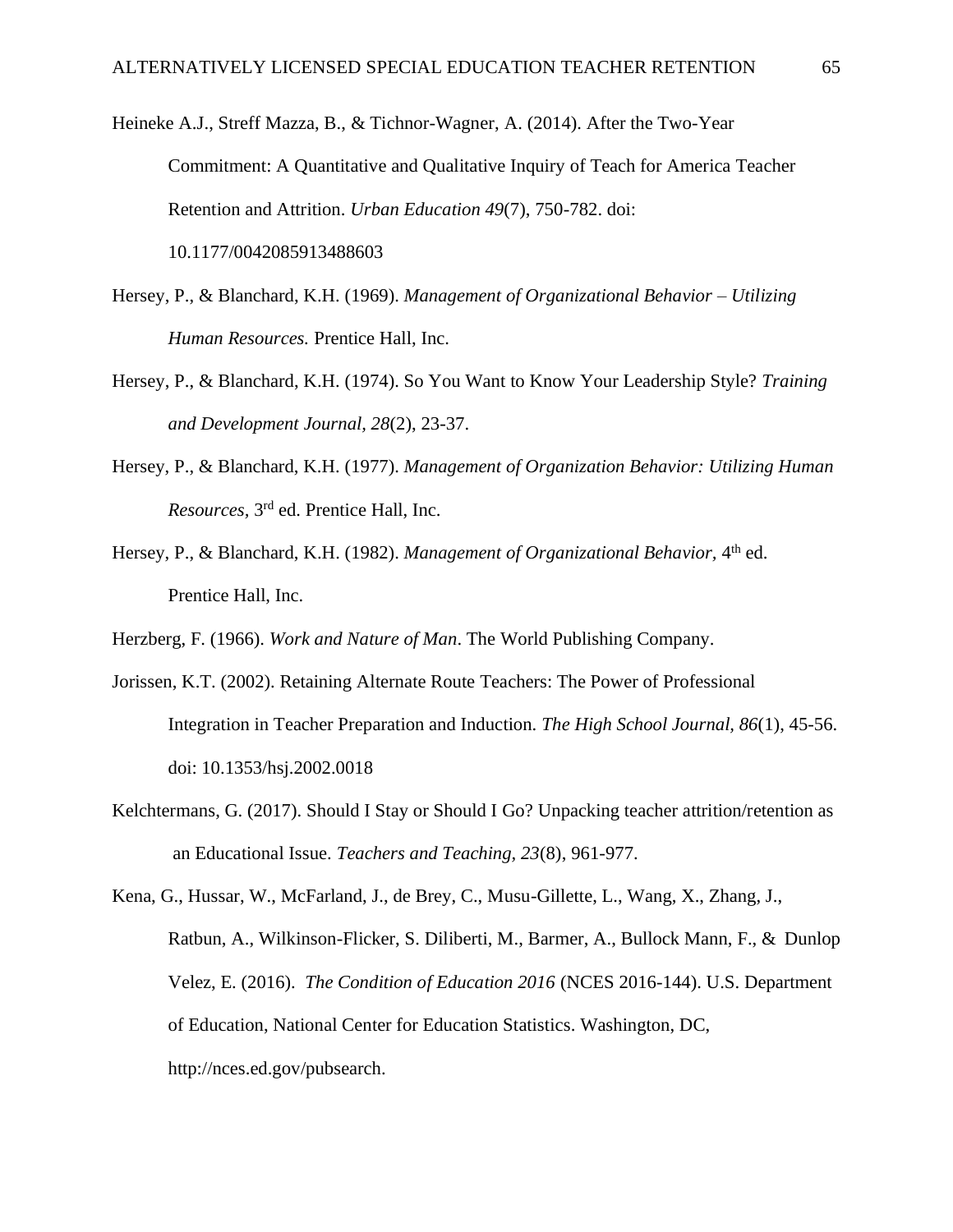Heineke A.J., Streff Mazza, B., & Tichnor-Wagner, A. (2014). After the Two-Year Commitment: A Quantitative and Qualitative Inquiry of Teach for America Teacher Retention and Attrition. *Urban Education 49*(7), 750-782. doi: 10.1177/0042085913488603

Hersey, P., & Blanchard, K.H. (1969). *Management of Organizational Behavior – Utilizing Human Resources.* Prentice Hall, Inc.

Hersey, P., & Blanchard, K.H. (1974). So You Want to Know Your Leadership Style? *Training and Development Journal, 28*(2), 23-37.

Hersey, P., & Blanchard, K.H. (1977). *Management of Organization Behavior: Utilizing Human Resources*, 3rd ed. Prentice Hall, Inc.

Hersey, P., & Blanchard, K.H. (1982). *Management of Organizational Behavior*, 4th ed. Prentice Hall, Inc.

Herzberg, F. (1966). *Work and Nature of Man*. The World Publishing Company.

Jorissen, K.T. (2002). Retaining Alternate Route Teachers: The Power of Professional Integration in Teacher Preparation and Induction. *The High School Journal, 86*(1), 45-56. doi: 10.1353/hsj.2002.0018

Kelchtermans, G. (2017). Should I Stay or Should I Go? Unpacking teacher attrition/retention as an Educational Issue. *Teachers and Teaching, 23*(8), 961-977.

Kena, G., Hussar, W., McFarland, J., de Brey, C., Musu-Gillette, L., Wang, X., Zhang, J., Ratbun, A., Wilkinson-Flicker, S. Diliberti, M., Barmer, A., Bullock Mann, F., & Dunlop Velez, E. (2016). *The Condition of Education 2016* (NCES 2016-144). U.S. Department of Education, National Center for Education Statistics. Washington, DC, http://nces.ed.gov/pubsearch.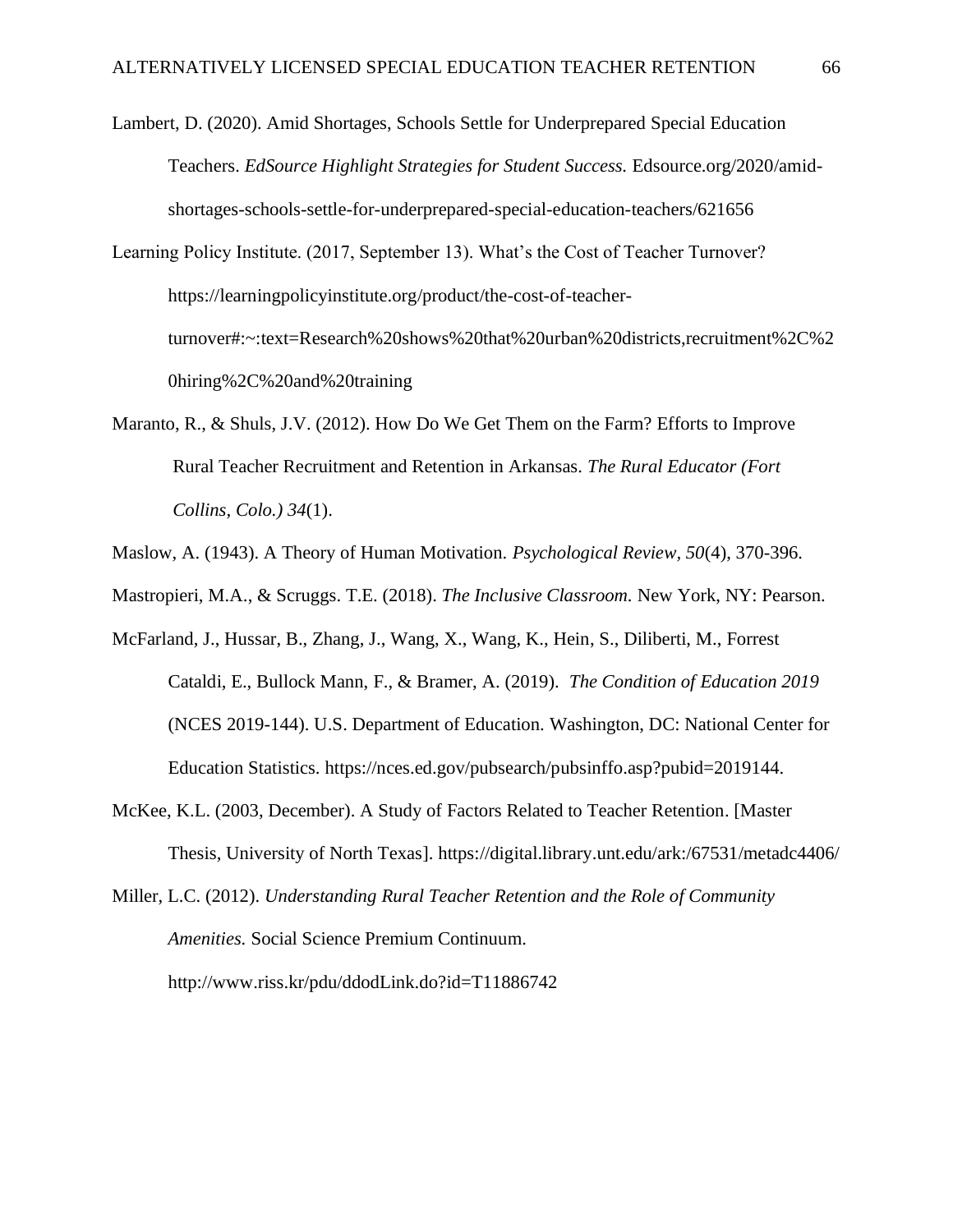Lambert, D. (2020). Amid Shortages, Schools Settle for Underprepared Special Education Teachers. *EdSource Highlight Strategies for Student Success.* Edsource.org/2020/amid-shortages-schools-settle-for-underprepared-special-education-teachers/621656

Learning Policy Institute. (2017, September 13). What's the Cost of Teacher Turnover? https://learningpolicyinstitute.org/product/the-cost-of-teacher-turnover#:~:text=Research%20shows%20that%20urban%20districts,recruitment%2C%20hiring%2C%20and%20training

Maranto, R., & Shuls, J.V. (2012). How Do We Get Them on the Farm? Efforts to Improve Rural Teacher Recruitment and Retention in Arkansas. *The Rural Educator (Fort Collins, Colo.) 34*(1).

Maslow, A. (1943). A Theory of Human Motivation. *Psychological Review, 50*(4), 370-396.

Mastropieri, M.A., & Scruggs. T.E. (2018). *The Inclusive Classroom.* New York, NY: Pearson.

McFarland, J., Hussar, B., Zhang, J., Wang, X., Wang, K., Hein, S., Diliberti, M., Forrest Cataldi, E., Bullock Mann, F., & Bramer, A. (2019). *The Condition of Education 2019* (NCES 2019-144). U.S. Department of Education. Washington, DC: National Center for Education Statistics. https://nces.ed.gov/pubsearch/pubsinffo.asp?pubid=2019144.

McKee, K.L. (2003, December). A Study of Factors Related to Teacher Retention. [Master Thesis, University of North Texas]. https://digital.library.unt.edu/ark:/67531/metadc4406/

Miller, L.C. (2012). *Understanding Rural Teacher Retention and the Role of Community Amenities.* Social Science Premium Continuum. http://www.riss.kr/pdu/ddodLink.do?id=T11886742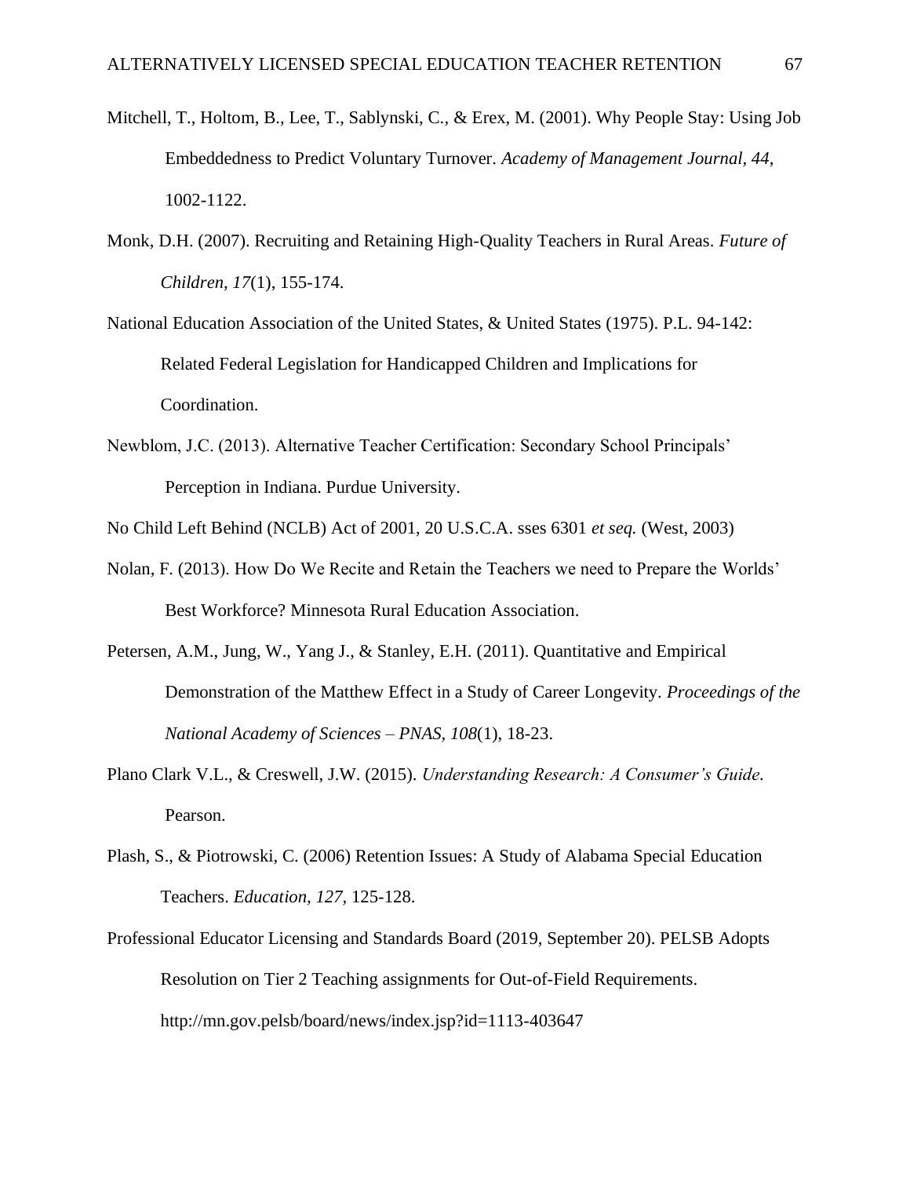Mitchell, T., Holtom, B., Lee, T., Sablynski, C., & Erex, M. (2001). Why People Stay: Using Job Embeddedness to Predict Voluntary Turnover. *Academy of Management Journal, 44*, 1002-1122.

Monk, D.H. (2007). Recruiting and Retaining High-Quality Teachers in Rural Areas. *Future of Children, 17*(1), 155-174.

National Education Association of the United States, & United States (1975). P.L. 94-142: Related Federal Legislation for Handicapped Children and Implications for Coordination.

Newblom, J.C. (2013). Alternative Teacher Certification: Secondary School Principals' Perception in Indiana. Purdue University.

No Child Left Behind (NCLB) Act of 2001, 20 U.S.C.A. sses 6301 *et seq.* (West, 2003)

Nolan, F. (2013). How Do We Recite and Retain the Teachers we need to Prepare the Worlds' Best Workforce? Minnesota Rural Education Association.

Petersen, A.M., Jung, W., Yang J., & Stanley, E.H. (2011). Quantitative and Empirical Demonstration of the Matthew Effect in a Study of Career Longevity. *Proceedings of the National Academy of Sciences – PNAS, 108*(1), 18-23.

Plano Clark V.L., & Creswell, J.W. (2015). *Understanding Research: A Consumer's Guide.* Pearson.

Plash, S., & Piotrowski, C. (2006) Retention Issues: A Study of Alabama Special Education Teachers. *Education, 127,* 125-128.

Professional Educator Licensing and Standards Board (2019, September 20). PELSB Adopts Resolution on Tier 2 Teaching assignments for Out-of-Field Requirements. http://mn.gov.pelsb/board/news/index.jsp?id=1113-403647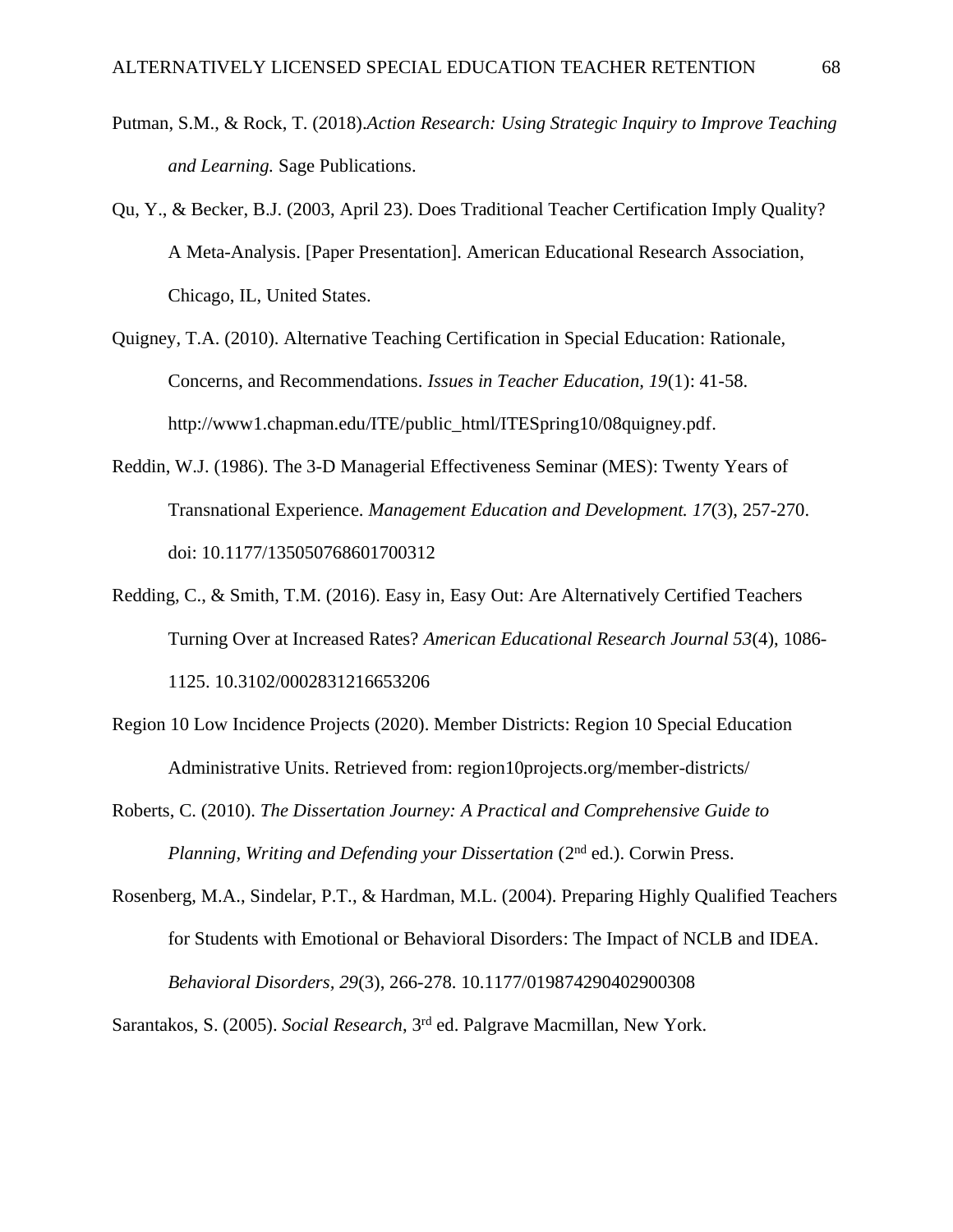Putman, S.M., & Rock, T. (2018).*Action Research: Using Strategic Inquiry to Improve Teaching and Learning.* Sage Publications.

Qu, Y., & Becker, B.J. (2003, April 23). Does Traditional Teacher Certification Imply Quality? A Meta-Analysis. [Paper Presentation]. American Educational Research Association, Chicago, IL, United States.

Quigney, T.A. (2010). Alternative Teaching Certification in Special Education: Rationale, Concerns, and Recommendations. *Issues in Teacher Education, 19*(1): 41-58. http://www1.chapman.edu/ITE/public_html/ITESpring10/08quigney.pdf.

Reddin, W.J. (1986). The 3-D Managerial Effectiveness Seminar (MES): Twenty Years of Transnational Experience. *Management Education and Development. 17*(3), 257-270. doi: 10.1177/135050768601700312

Redding, C., & Smith, T.M. (2016). Easy in, Easy Out: Are Alternatively Certified Teachers Turning Over at Increased Rates? *American Educational Research Journal 53*(4), 1086-1125. 10.3102/0002831216653206

Region 10 Low Incidence Projects (2020). Member Districts: Region 10 Special Education Administrative Units. Retrieved from: region10projects.org/member-districts/

Roberts, C. (2010). *The Dissertation Journey: A Practical and Comprehensive Guide to Planning, Writing and Defending your Dissertation* (2nd ed.). Corwin Press.

Rosenberg, M.A., Sindelar, P.T., & Hardman, M.L. (2004). Preparing Highly Qualified Teachers for Students with Emotional or Behavioral Disorders: The Impact of NCLB and IDEA. *Behavioral Disorders, 29*(3), 266-278. 10.1177/019874290402900308

Sarantakos, S. (2005). *Social Research*, 3rd ed. Palgrave Macmillan, New York.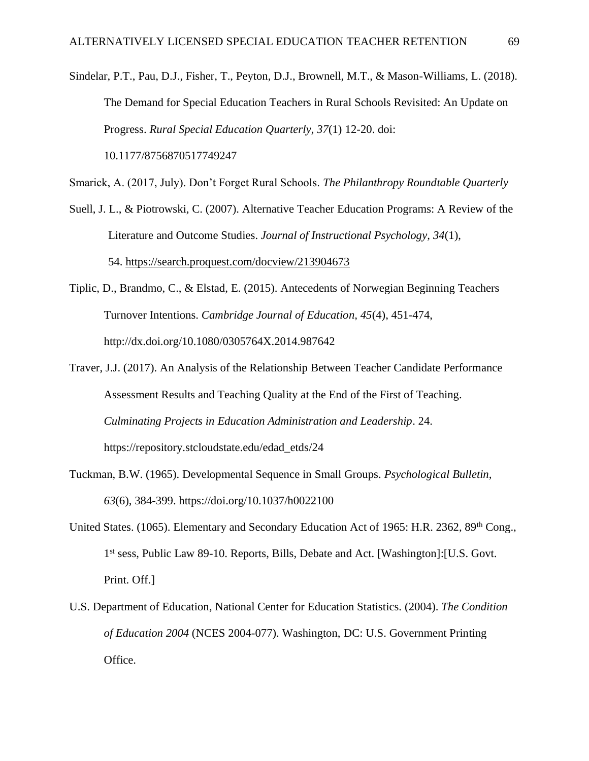Sindelar, P.T., Pau, D.J., Fisher, T., Peyton, D.J., Brownell, M.T., & Mason-Williams, L. (2018). The Demand for Special Education Teachers in Rural Schools Revisited: An Update on Progress. *Rural Special Education Quarterly, 37*(1) 12-20. doi: 10.1177/8756870517749247

Smarick, A. (2017, July). Don't Forget Rural Schools. *The Philanthropy Roundtable Quarterly*

Suell, J. L., & Piotrowski, C. (2007). Alternative Teacher Education Programs: A Review of the Literature and Outcome Studies. *Journal of Instructional Psychology, 34*(1), 54. https://search.proquest.com/docview/213904673

Tiplic, D., Brandmo, C., & Elstad, E. (2015). Antecedents of Norwegian Beginning Teachers Turnover Intentions. *Cambridge Journal of Education, 45*(4), 451-474, http://dx.doi.org/10.1080/0305764X.2014.987642

Traver, J.J. (2017). An Analysis of the Relationship Between Teacher Candidate Performance Assessment Results and Teaching Quality at the End of the First of Teaching. *Culminating Projects in Education Administration and Leadership*. 24. https://repository.stcloudstate.edu/edad_etds/24

Tuckman, B.W. (1965). Developmental Sequence in Small Groups. *Psychological Bulletin, 63*(6), 384-399. https://doi.org/10.1037/h0022100

United States. (1065). Elementary and Secondary Education Act of 1965: H.R. 2362, 89th Cong., 1st sess, Public Law 89-10. Reports, Bills, Debate and Act. [Washington]:[U.S. Govt. Print. Off.]

U.S. Department of Education, National Center for Education Statistics. (2004). *The Condition of Education 2004* (NCES 2004-077). Washington, DC: U.S. Government Printing Office.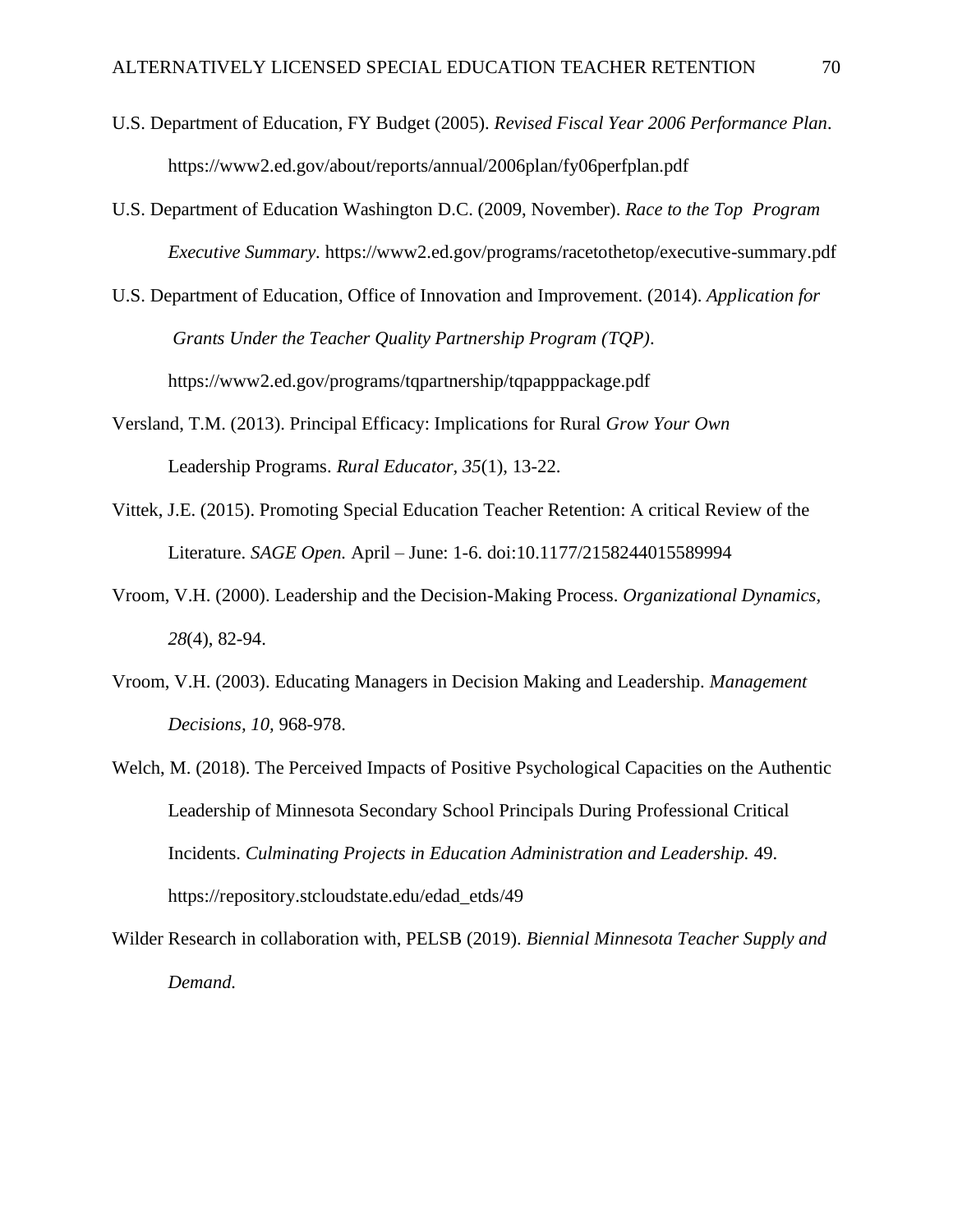U.S. Department of Education, FY Budget (2005). *Revised Fiscal Year 2006 Performance Plan*. https://www2.ed.gov/about/reports/annual/2006plan/fy06perfplan.pdf

U.S. Department of Education Washington D.C. (2009, November). *Race to the Top Program Executive Summary*. https://www2.ed.gov/programs/racetothetop/executive-summary.pdf

U.S. Department of Education, Office of Innovation and Improvement. (2014). *Application for Grants Under the Teacher Quality Partnership Program (TQP)*. https://www2.ed.gov/programs/tqpartnership/tqpapppackage.pdf

Versland, T.M. (2013). Principal Efficacy: Implications for Rural *Grow Your Own* Leadership Programs. *Rural Educator, 35*(1), 13-22.

Vittek, J.E. (2015). Promoting Special Education Teacher Retention: A critical Review of the Literature. *SAGE Open.* April – June: 1-6. doi:10.1177/2158244015589994

Vroom, V.H. (2000). Leadership and the Decision-Making Process. *Organizational Dynamics, 28*(4), 82-94.

Vroom, V.H. (2003). Educating Managers in Decision Making and Leadership. *Management Decisions, 10*, 968-978.

Welch, M. (2018). The Perceived Impacts of Positive Psychological Capacities on the Authentic Leadership of Minnesota Secondary School Principals During Professional Critical Incidents. *Culminating Projects in Education Administration and Leadership.* 49. https://repository.stcloudstate.edu/edad_etds/49

Wilder Research in collaboration with, PELSB (2019). *Biennial Minnesota Teacher Supply and Demand.*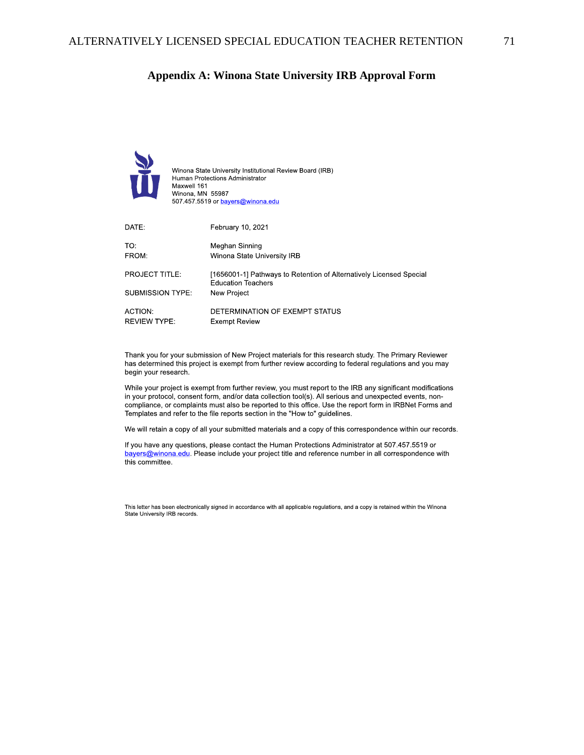# Appendix A: Winona State University IRB Approval Form

Winona State University Institutional Review Board (IRB)
Human Protections Administrator
Maxwell 161
Winona, MN 55987
507.457.5519 or bayers@winona.edu

| | |
|---|---|
| DATE: | February 10, 2021 |
| TO: | Meghan Sinning |
| FROM: | Winona State University IRB |
| PROJECT TITLE: | [1656001-1] Pathways to Retention of Alternatively Licensed Special Education Teachers |
| SUBMISSION TYPE: | New Project |
| ACTION: | DETERMINATION OF EXEMPT STATUS |
| REVIEW TYPE: | Exempt Review |

Thank you for your submission of New Project materials for this research study. The Primary Reviewer has determined this project is exempt from further review according to federal regulations and you may begin your research.

While your project is exempt from further review, you must report to the IRB any significant modifications in your protocol, consent form, and/or data collection tool(s). All serious and unexpected events, non-compliance, or complaints must also be reported to this office. Use the report form in IRBNet Forms and Templates and refer to the file reports section in the "How to" guidelines.

We will retain a copy of all your submitted materials and a copy of this correspondence within our records.

If you have any questions, please contact the Human Protections Administrator at 507.457.5519 or bayers@winona.edu. Please include your project title and reference number in all correspondence with this committee.

This letter has been electronically signed in accordance with all applicable regulations, and a copy is retained within the Winona State University IRB records.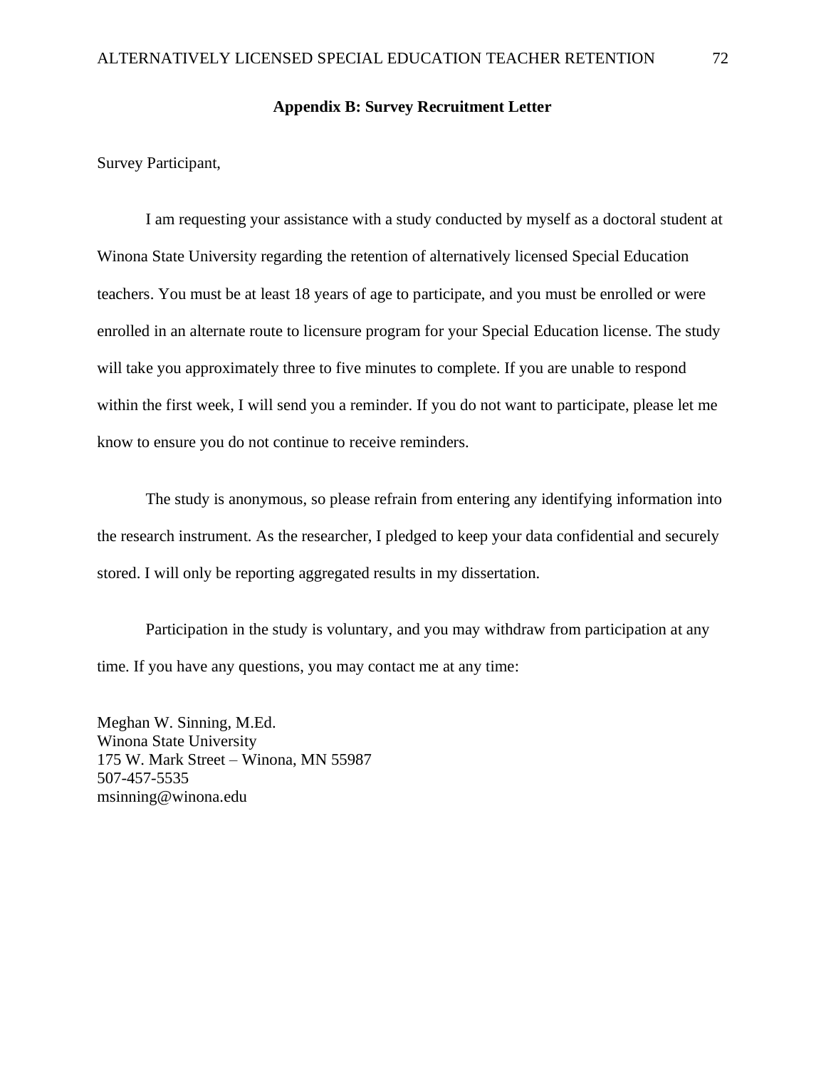## Appendix B: Survey Recruitment Letter

Survey Participant,

I am requesting your assistance with a study conducted by myself as a doctoral student at Winona State University regarding the retention of alternatively licensed Special Education teachers. You must be at least 18 years of age to participate, and you must be enrolled or were enrolled in an alternate route to licensure program for your Special Education license. The study will take you approximately three to five minutes to complete. If you are unable to respond within the first week, I will send you a reminder. If you do not want to participate, please let me know to ensure you do not continue to receive reminders.

The study is anonymous, so please refrain from entering any identifying information into the research instrument. As the researcher, I pledged to keep your data confidential and securely stored. I will only be reporting aggregated results in my dissertation.

Participation in the study is voluntary, and you may withdraw from participation at any time. If you have any questions, you may contact me at any time:

Meghan W. Sinning, M.Ed.
Winona State University
175 W. Mark Street – Winona, MN 55987
507-457-5535
msinning@winona.edu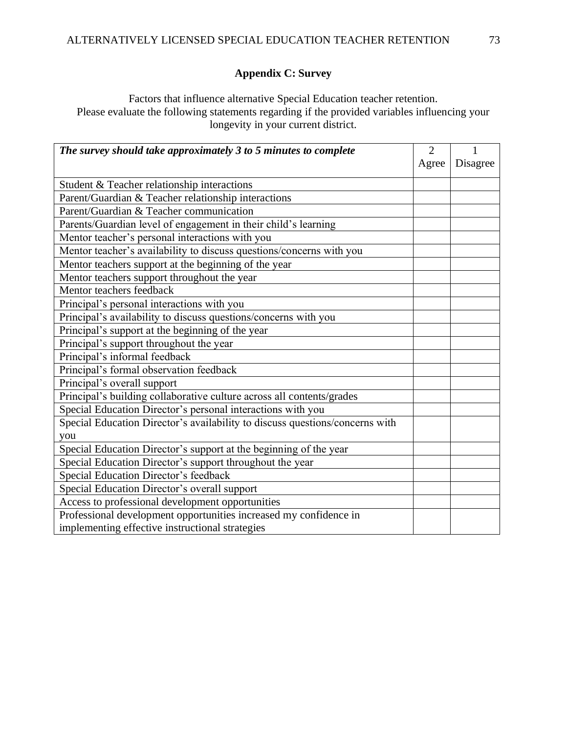## Appendix C: Survey

Factors that influence alternative Special Education teacher retention.
Please evaluate the following statements regarding if the provided variables influencing your longevity in your current district.

| ***The survey should take approximately 3 to 5 minutes to complete*** | 2 Agree | 1 Disagree |
|---|---|---|
| Student & Teacher relationship interactions | | |
| Parent/Guardian & Teacher relationship interactions | | |
| Parent/Guardian & Teacher communication | | |
| Parents/Guardian level of engagement in their child's learning | | |
| Mentor teacher's personal interactions with you | | |
| Mentor teacher's availability to discuss questions/concerns with you | | |
| Mentor teachers support at the beginning of the year | | |
| Mentor teachers support throughout the year | | |
| Mentor teachers feedback | | |
| Principal's personal interactions with you | | |
| Principal's availability to discuss questions/concerns with you | | |
| Principal's support at the beginning of the year | | |
| Principal's support throughout the year | | |
| Principal's informal feedback | | |
| Principal's formal observation feedback | | |
| Principal's overall support | | |
| Principal's building collaborative culture across all contents/grades | | |
| Special Education Director's personal interactions with you | | |
| Special Education Director's availability to discuss questions/concerns with you | | |
| Special Education Director's support at the beginning of the year | | |
| Special Education Director's support throughout the year | | |
| Special Education Director's feedback | | |
| Special Education Director's overall support | | |
| Access to professional development opportunities | | |
| Professional development opportunities increased my confidence in implementing effective instructional strategies | | |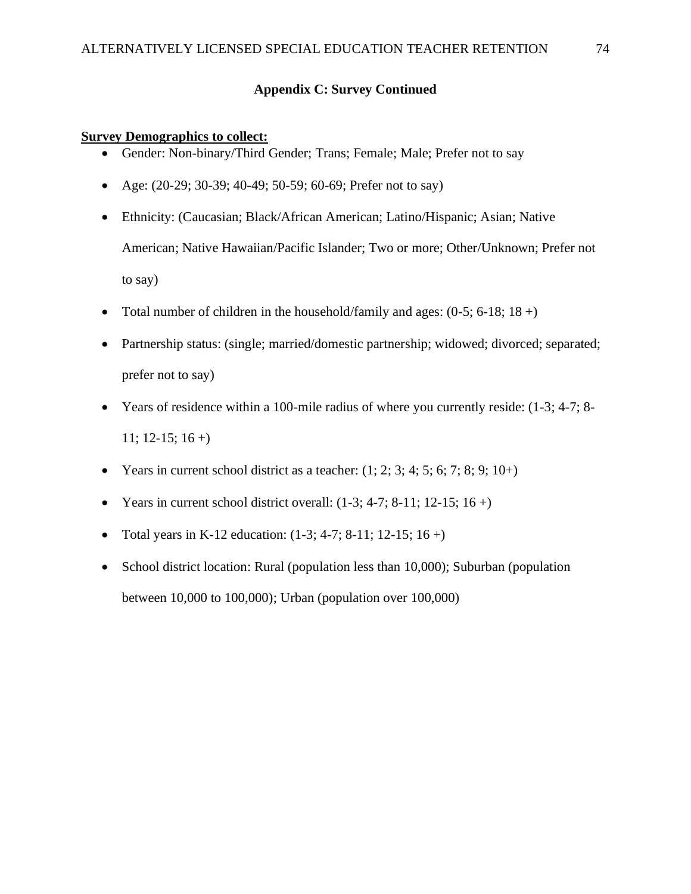## Appendix C: Survey Continued

**Survey Demographics to collect:**

- Gender: Non-binary/Third Gender; Trans; Female; Male; Prefer not to say
- Age: (20-29; 30-39; 40-49; 50-59; 60-69; Prefer not to say)
- Ethnicity: (Caucasian; Black/African American; Latino/Hispanic; Asian; Native American; Native Hawaiian/Pacific Islander; Two or more; Other/Unknown; Prefer not to say)
- Total number of children in the household/family and ages: (0-5; 6-18; 18 +)
- Partnership status: (single; married/domestic partnership; widowed; divorced; separated; prefer not to say)
- Years of residence within a 100-mile radius of where you currently reside: (1-3; 4-7; 8-11; 12-15; 16 +)
- Years in current school district as a teacher: (1; 2; 3; 4; 5; 6; 7; 8; 9; 10+)
- Years in current school district overall: (1-3; 4-7; 8-11; 12-15; 16 +)
- Total years in K-12 education: (1-3; 4-7; 8-11; 12-15; 16 +)
- School district location: Rural (population less than 10,000); Suburban (population between 10,000 to 100,000); Urban (population over 100,000)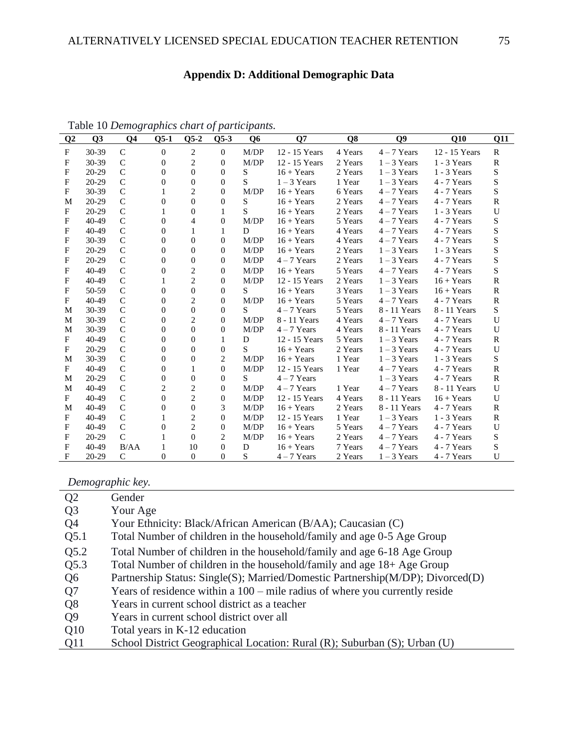## Appendix D: Additional Demographic Data

Table 10 *Demographics chart of participants.*

| Q2 | Q3 | Q4 | Q5-1 | Q5-2 | Q5-3 | Q6 | Q7 | Q8 | Q9 | Q10 | Q11 |
|---|---|---|---|---|---|---|---|---|---|---|---|
| F | 30-39 | C | 0 | 2 | 0 | M/DP | 12 - 15 Years | 4 Years | 4 – 7 Years | 12 - 15 Years | R |
| F | 30-39 | C | 0 | 2 | 0 | M/DP | 12 - 15 Years | 2 Years | 1 – 3 Years | 1 - 3 Years | R |
| F | 20-29 | C | 0 | 0 | 0 | S | 16 + Years | 2 Years | 1 – 3 Years | 1 - 3 Years | S |
| F | 20-29 | C | 0 | 0 | 0 | S | 1 – 3 Years | 1 Year | 1 – 3 Years | 4 - 7 Years | S |
| F | 30-39 | C | 1 | 2 | 0 | M/DP | 16 + Years | 6 Years | 4 – 7 Years | 4 - 7 Years | S |
| M | 20-29 | C | 0 | 0 | 0 | S | 16 + Years | 2 Years | 4 – 7 Years | 4 - 7 Years | R |
| F | 20-29 | C | 1 | 0 | 1 | S | 16 + Years | 2 Years | 4 – 7 Years | 1 - 3 Years | U |
| F | 40-49 | C | 0 | 4 | 0 | M/DP | 16 + Years | 5 Years | 4 – 7 Years | 4 - 7 Years | S |
| F | 40-49 | C | 0 | 1 | 1 | D | 16 + Years | 4 Years | 4 – 7 Years | 4 - 7 Years | S |
| F | 30-39 | C | 0 | 0 | 0 | M/DP | 16 + Years | 4 Years | 4 – 7 Years | 4 - 7 Years | S |
| F | 20-29 | C | 0 | 0 | 0 | M/DP | 16 + Years | 2 Years | 1 – 3 Years | 1 - 3 Years | S |
| F | 20-29 | C | 0 | 0 | 0 | M/DP | 4 – 7 Years | 2 Years | 1 – 3 Years | 4 - 7 Years | S |
| F | 40-49 | C | 0 | 2 | 0 | M/DP | 16 + Years | 5 Years | 4 – 7 Years | 4 - 7 Years | S |
| F | 40-49 | C | 1 | 2 | 0 | M/DP | 12 - 15 Years | 2 Years | 1 – 3 Years | 16 + Years | R |
| F | 50-59 | C | 0 | 0 | 0 | S | 16 + Years | 3 Years | 1 – 3 Years | 16 + Years | R |
| F | 40-49 | C | 0 | 2 | 0 | M/DP | 16 + Years | 5 Years | 4 – 7 Years | 4 - 7 Years | R |
| M | 30-39 | C | 0 | 0 | 0 | S | 4 – 7 Years | 5 Years | 8 - 11 Years | 8 - 11 Years | S |
| M | 30-39 | C | 0 | 2 | 0 | M/DP | 8 - 11 Years | 4 Years | 4 – 7 Years | 4 - 7 Years | U |
| M | 30-39 | C | 0 | 0 | 0 | M/DP | 4 – 7 Years | 4 Years | 8 - 11 Years | 4 - 7 Years | U |
| F | 40-49 | C | 0 | 0 | 1 | D | 12 - 15 Years | 5 Years | 1 – 3 Years | 4 - 7 Years | R |
| F | 20-29 | C | 0 | 0 | 0 | S | 16 + Years | 2 Years | 1 – 3 Years | 4 - 7 Years | U |
| M | 30-39 | C | 0 | 0 | 2 | M/DP | 16 + Years | 1 Year | 1 – 3 Years | 1 - 3 Years | S |
| F | 40-49 | C | 0 | 1 | 0 | M/DP | 12 - 15 Years | 1 Year | 4 – 7 Years | 4 - 7 Years | R |
| M | 20-29 | C | 0 | 0 | 0 | S | 4 – 7 Years | | 1 – 3 Years | 4 - 7 Years | R |
| M | 40-49 | C | 2 | 2 | 0 | M/DP | 4 – 7 Years | 1 Year | 4 – 7 Years | 8 - 11 Years | U |
| F | 40-49 | C | 0 | 2 | 0 | M/DP | 12 - 15 Years | 4 Years | 8 - 11 Years | 16 + Years | U |
| M | 40-49 | C | 0 | 0 | 3 | M/DP | 16 + Years | 2 Years | 8 - 11 Years | 4 - 7 Years | R |
| F | 40-49 | C | 1 | 2 | 0 | M/DP | 12 - 15 Years | 1 Year | 1 – 3 Years | 1 - 3 Years | R |
| F | 40-49 | C | 0 | 2 | 0 | M/DP | 16 + Years | 5 Years | 4 – 7 Years | 4 - 7 Years | U |
| F | 20-29 | C | 1 | 0 | 2 | M/DP | 16 + Years | 2 Years | 4 – 7 Years | 4 - 7 Years | S |
| F | 40-49 | B/AA | 1 | 10 | 0 | D | 16 + Years | 7 Years | 4 – 7 Years | 4 - 7 Years | S |
| F | 20-29 | C | 0 | 0 | 0 | S | 4 – 7 Years | 2 Years | 1 – 3 Years | 4 - 7 Years | U |

*Demographic key.*

| | |
|---|---|
| Q2 | Gender |
| Q3 | Your Age |
| Q4 | Your Ethnicity: Black/African American (B/AA); Caucasian (C) |
| Q5.1 | Total Number of children in the household/family and age 0-5 Age Group |
| Q5.2 | Total Number of children in the household/family and age 6-18 Age Group |
| Q5.3 | Total Number of children in the household/family and age 18+ Age Group |
| Q6 | Partnership Status: Single(S); Married/Domestic Partnership(M/DP); Divorced(D) |
| Q7 | Years of residence within a 100 – mile radius of where you currently reside |
| Q8 | Years in current school district as a teacher |
| Q9 | Years in current school district over all |
| Q10 | Total years in K-12 education |
| Q11 | School District Geographical Location: Rural (R); Suburban (S); Urban (U) |